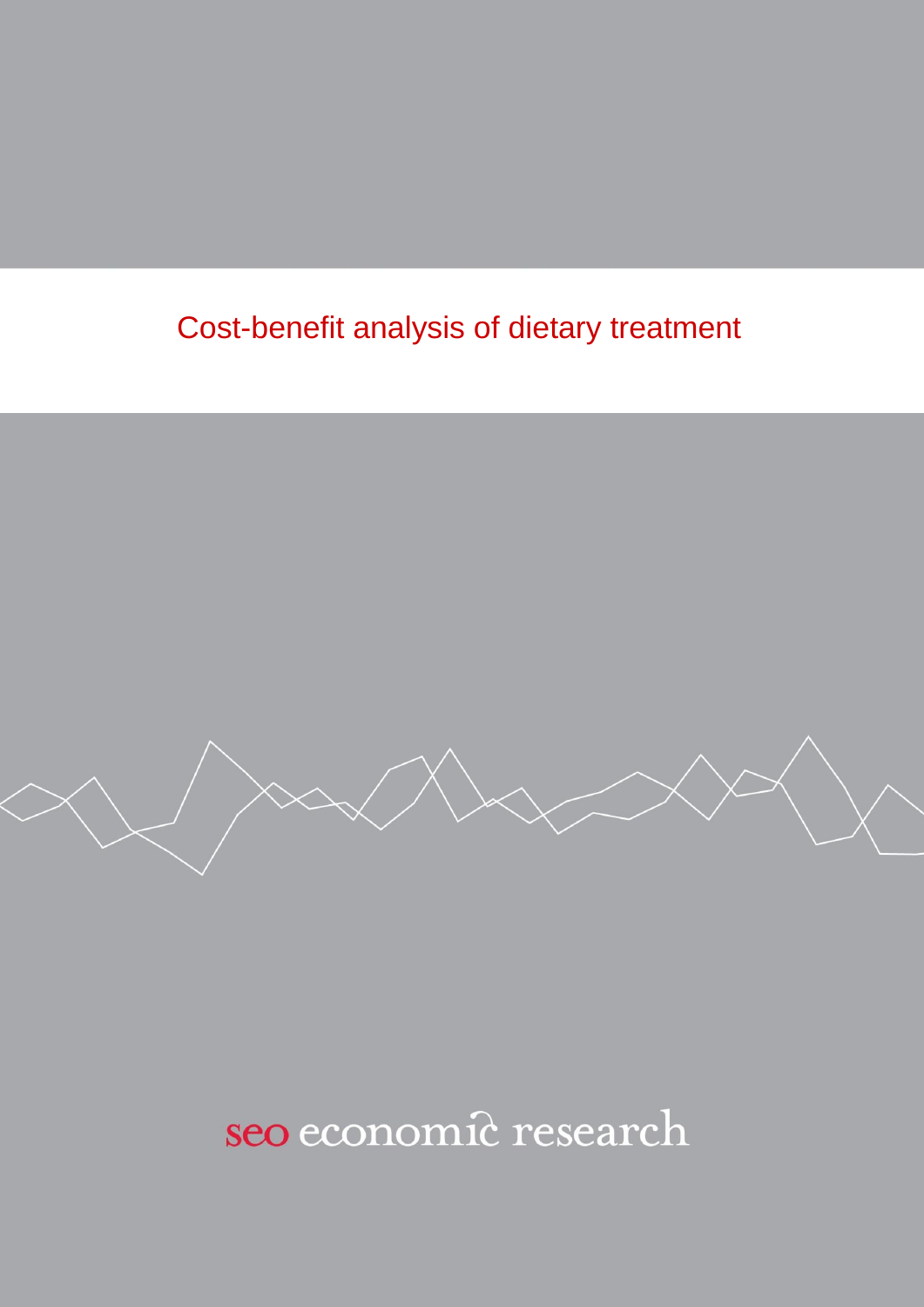# Cost-benefit analysis of dietary treatment

seo economic research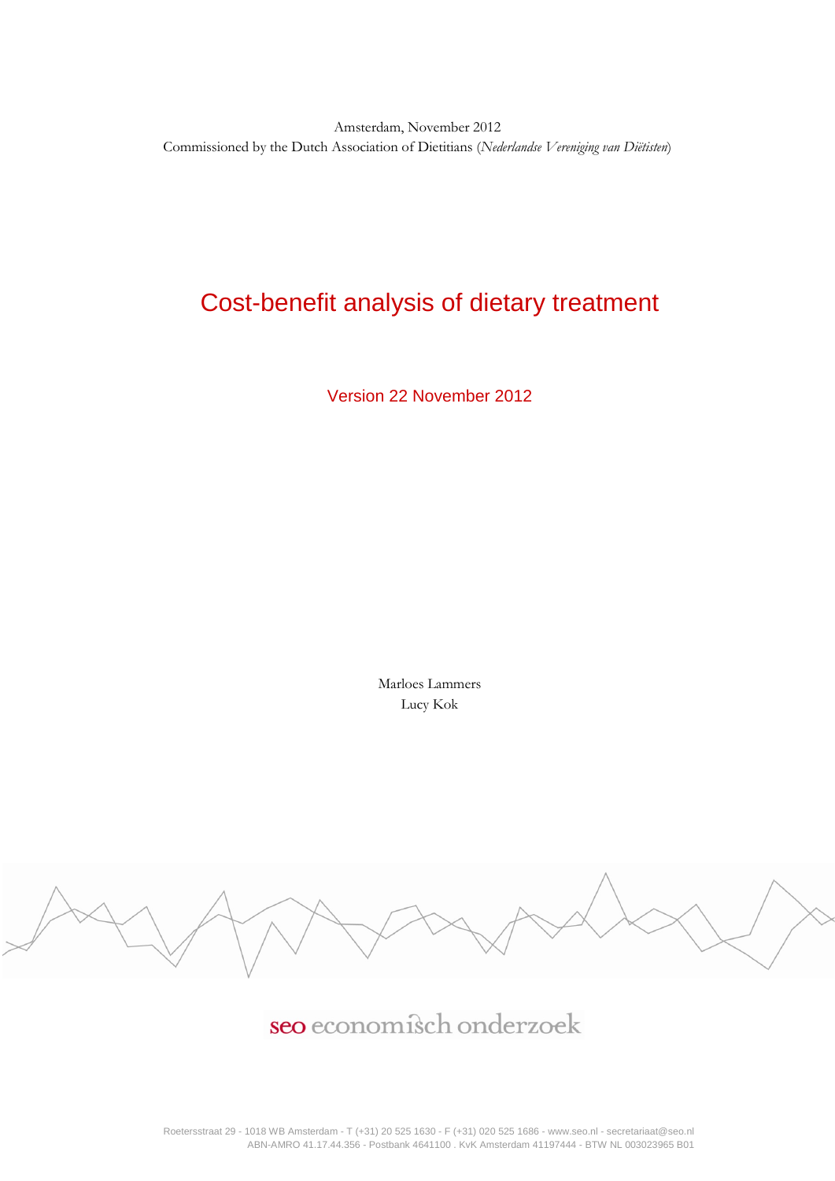Amsterdam, November 2012
Commissioned by the Dutch Association of Dietitians (*Nederlandse Vereniging van Diëtisten*)

# Cost-benefit analysis of dietary treatment

Version 22 November 2012

Marloes Lammers
Lucy Kok

seo economisch onderzoek

Roetersstraat 29 - 1018 WB Amsterdam - T (+31) 20 525 1630 - F (+31) 020 525 1686 - www.seo.nl - secretariaat@seo.nl
ABN-AMRO 41.17.44.356 - Postbank 4641100 . KvK Amsterdam 41197444 - BTW NL 003023965 B01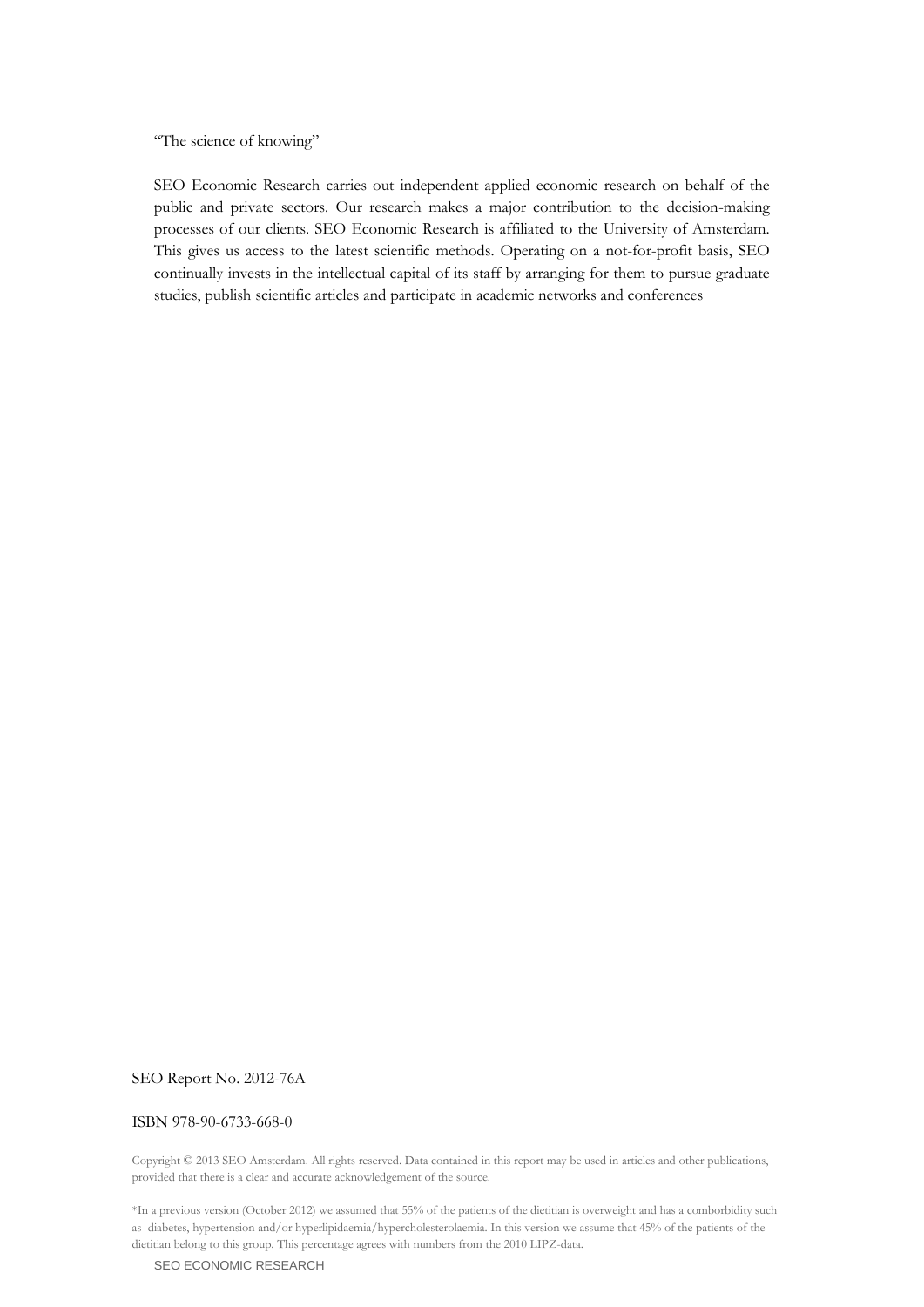"The science of knowing"

SEO Economic Research carries out independent applied economic research on behalf of the public and private sectors. Our research makes a major contribution to the decision-making processes of our clients. SEO Economic Research is affiliated to the University of Amsterdam. This gives us access to the latest scientific methods. Operating on a not-for-profit basis, SEO continually invests in the intellectual capital of its staff by arranging for them to pursue graduate studies, publish scientific articles and participate in academic networks and conferences

SEO Report No. 2012-76A

ISBN 978-90-6733-668-0

Copyright © 2013 SEO Amsterdam. All rights reserved. Data contained in this report may be used in articles and other publications, provided that there is a clear and accurate acknowledgement of the source.

*In a previous version (October 2012) we assumed that 55% of the patients of the dietitian is overweight and has a comborbidity such as diabetes, hypertension and/or hyperlipidaemia/hypercholesterolaemia. In this version we assume that 45% of the patients of the dietitian belong to this group. This percentage agrees with numbers from the 2010 LIPZ-data.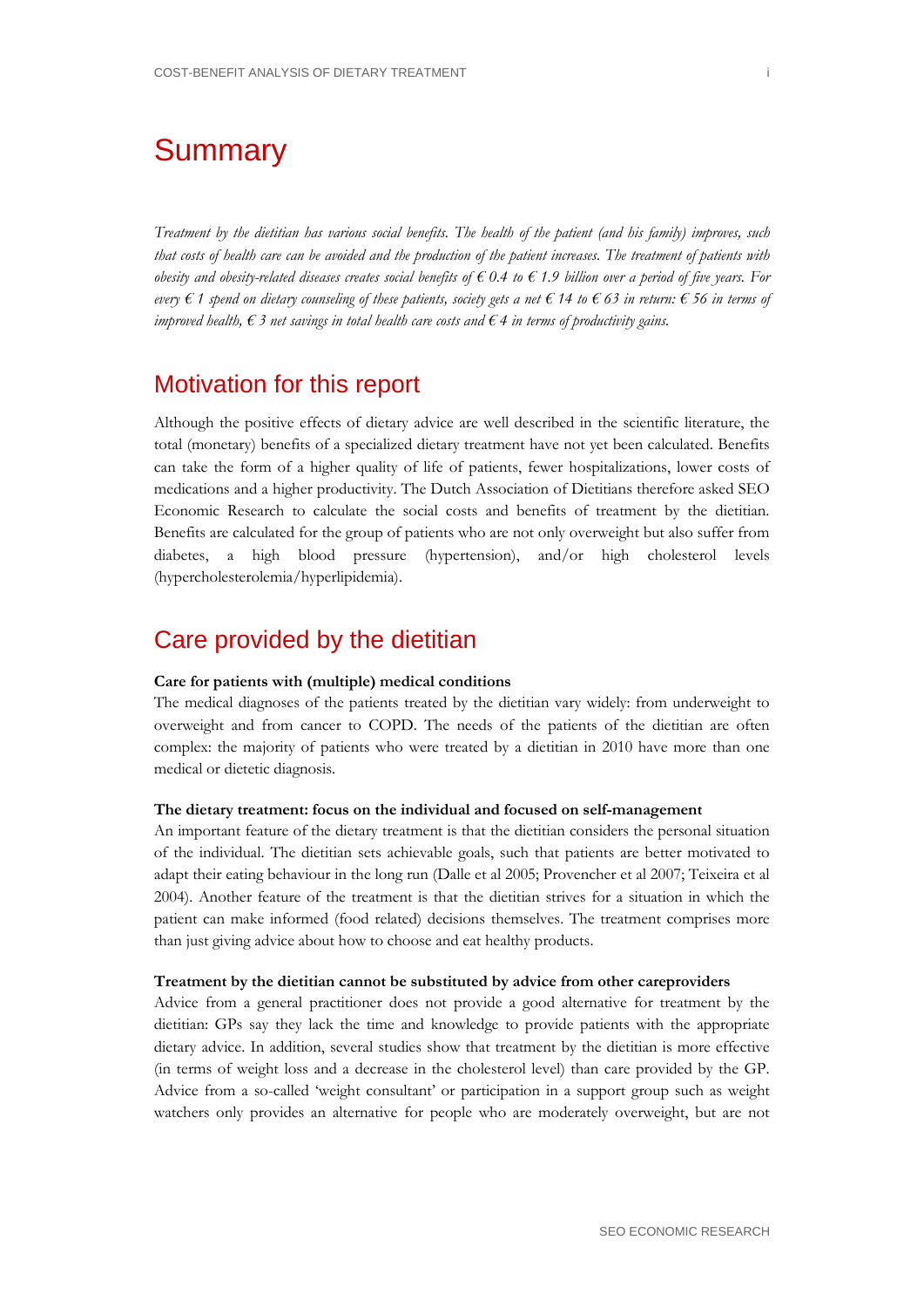# Summary

*Treatment by the dietitian has various social benefits. The health of the patient (and his family) improves, such that costs of health care can be avoided and the production of the patient increases. The treatment of patients with obesity and obesity-related diseases creates social benefits of € 0.4 to € 1.9 billion over a period of five years. For every € 1 spend on dietary counseling of these patients, society gets a net € 14 to € 63 in return: € 56 in terms of improved health, € 3 net savings in total health care costs and € 4 in terms of productivity gains.*

## Motivation for this report

Although the positive effects of dietary advice are well described in the scientific literature, the total (monetary) benefits of a specialized dietary treatment have not yet been calculated. Benefits can take the form of a higher quality of life of patients, fewer hospitalizations, lower costs of medications and a higher productivity. The Dutch Association of Dietitians therefore asked SEO Economic Research to calculate the social costs and benefits of treatment by the dietitian. Benefits are calculated for the group of patients who are not only overweight but also suffer from diabetes, a high blood pressure (hypertension), and/or high cholesterol levels (hypercholesterolemia/hyperlipidemia).

## Care provided by the dietitian

**Care for patients with (multiple) medical conditions**

The medical diagnoses of the patients treated by the dietitian vary widely: from underweight to overweight and from cancer to COPD. The needs of the patients of the dietitian are often complex: the majority of patients who were treated by a dietitian in 2010 have more than one medical or dietetic diagnosis.

**The dietary treatment: focus on the individual and focused on self-management**

An important feature of the dietary treatment is that the dietitian considers the personal situation of the individual. The dietitian sets achievable goals, such that patients are better motivated to adapt their eating behaviour in the long run (Dalle et al 2005; Provencher et al 2007; Teixeira et al 2004). Another feature of the treatment is that the dietitian strives for a situation in which the patient can make informed (food related) decisions themselves. The treatment comprises more than just giving advice about how to choose and eat healthy products.

**Treatment by the dietitian cannot be substituted by advice from other careproviders**

Advice from a general practitioner does not provide a good alternative for treatment by the dietitian: GPs say they lack the time and knowledge to provide patients with the appropriate dietary advice. In addition, several studies show that treatment by the dietitian is more effective (in terms of weight loss and a decrease in the cholesterol level) than care provided by the GP. Advice from a so-called 'weight consultant' or participation in a support group such as weight watchers only provides an alternative for people who are moderately overweight, but are not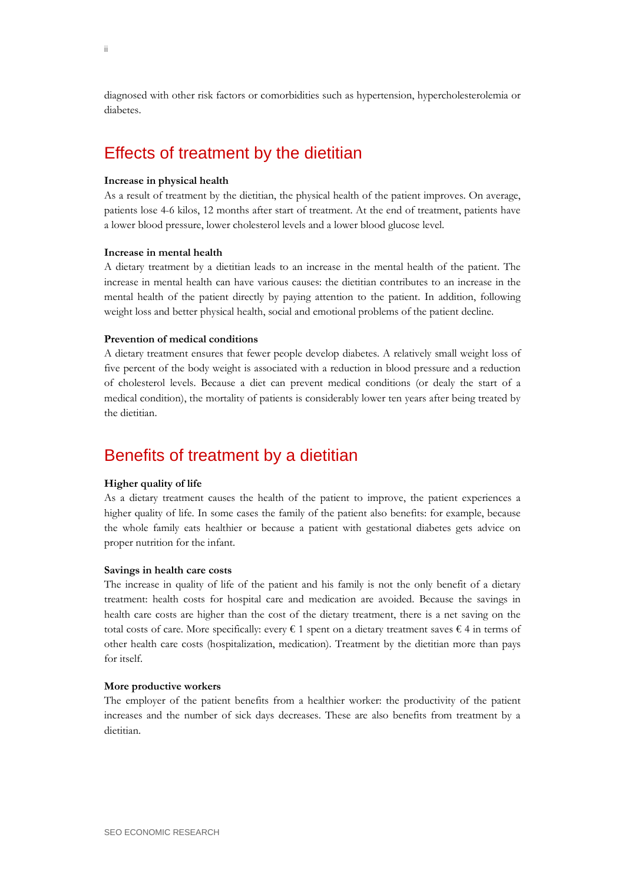diagnosed with other risk factors or comorbidities such as hypertension, hypercholesterolemia or diabetes.

## Effects of treatment by the dietitian

**Increase in physical health**

As a result of treatment by the dietitian, the physical health of the patient improves. On average, patients lose 4-6 kilos, 12 months after start of treatment. At the end of treatment, patients have a lower blood pressure, lower cholesterol levels and a lower blood glucose level.

**Increase in mental health**

A dietary treatment by a dietitian leads to an increase in the mental health of the patient. The increase in mental health can have various causes: the dietitian contributes to an increase in the mental health of the patient directly by paying attention to the patient. In addition, following weight loss and better physical health, social and emotional problems of the patient decline.

**Prevention of medical conditions**

A dietary treatment ensures that fewer people develop diabetes. A relatively small weight loss of five percent of the body weight is associated with a reduction in blood pressure and a reduction of cholesterol levels. Because a diet can prevent medical conditions (or dealy the start of a medical condition), the mortality of patients is considerably lower ten years after being treated by the dietitian.

## Benefits of treatment by a dietitian

**Higher quality of life**

As a dietary treatment causes the health of the patient to improve, the patient experiences a higher quality of life. In some cases the family of the patient also benefits: for example, because the whole family eats healthier or because a patient with gestational diabetes gets advice on proper nutrition for the infant.

**Savings in health care costs**

The increase in quality of life of the patient and his family is not the only benefit of a dietary treatment: health costs for hospital care and medication are avoided. Because the savings in health care costs are higher than the cost of the dietary treatment, there is a net saving on the total costs of care. More specifically: every € 1 spent on a dietary treatment saves € 4 in terms of other health care costs (hospitalization, medication). Treatment by the dietitian more than pays for itself.

**More productive workers**

The employer of the patient benefits from a healthier worker: the productivity of the patient increases and the number of sick days decreases. These are also benefits from treatment by a dietitian.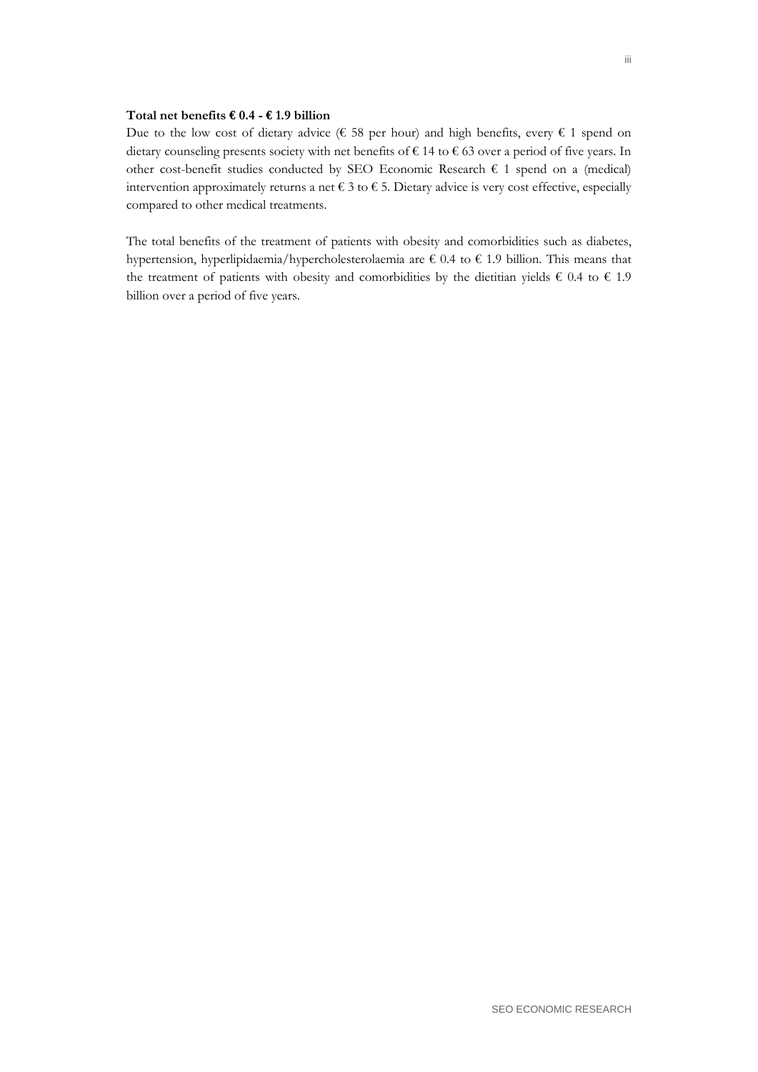**Total net benefits € 0.4 - € 1.9 billion**

Due to the low cost of dietary advice (€ 58 per hour) and high benefits, every € 1 spend on dietary counseling presents society with net benefits of € 14 to € 63 over a period of five years. In other cost-benefit studies conducted by SEO Economic Research € 1 spend on a (medical) intervention approximately returns a net € 3 to € 5. Dietary advice is very cost effective, especially compared to other medical treatments.

The total benefits of the treatment of patients with obesity and comorbidities such as diabetes, hypertension, hyperlipidaemia/hypercholesterolaemia are € 0.4 to € 1.9 billion. This means that the treatment of patients with obesity and comorbidities by the dietitian yields € 0.4 to € 1.9 billion over a period of five years.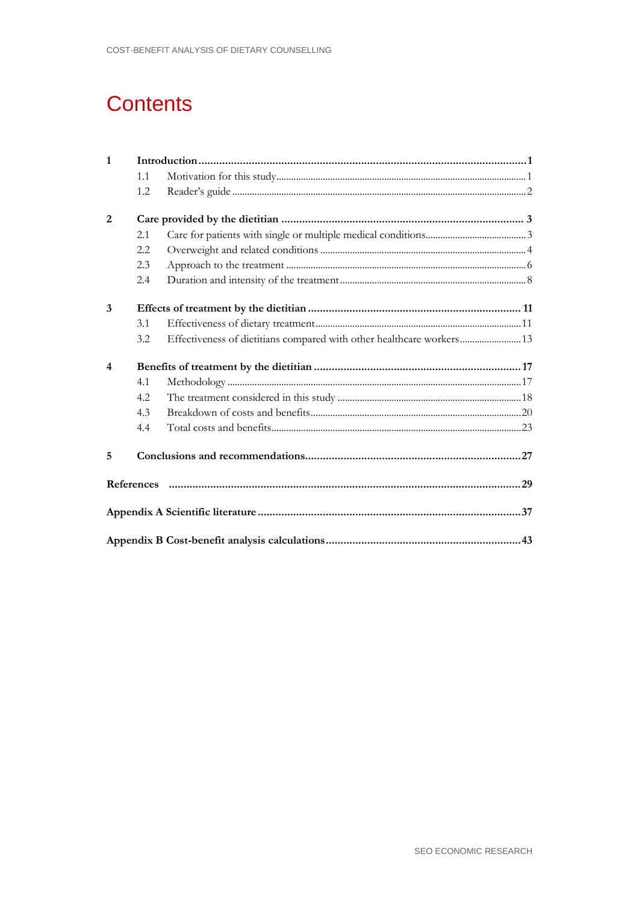# Contents

**1 Introduction ... 1**

- 1.1 Motivation for this study ... 1
- 1.2 Reader's guide ... 2

**2 Care provided by the dietitian ... 3**

- 2.1 Care for patients with single or multiple medical conditions ... 3
- 2.2 Overweight and related conditions ... 4
- 2.3 Approach to the treatment ... 6
- 2.4 Duration and intensity of the treatment ... 8

**3 Effects of treatment by the dietitian ... 11**

- 3.1 Effectiveness of dietary treatment ... 11
- 3.2 Effectiveness of dietitians compared with other healthcare workers ... 13

**4 Benefits of treatment by the dietitian ... 17**

- 4.1 Methodology ... 17
- 4.2 The treatment considered in this study ... 18
- 4.3 Breakdown of costs and benefits ... 20
- 4.4 Total costs and benefits ... 23

**5 Conclusions and recommendations ... 27**

**References ... 29**

**Appendix A Scientific literature ... 37**

**Appendix B Cost-benefit analysis calculations ... 43**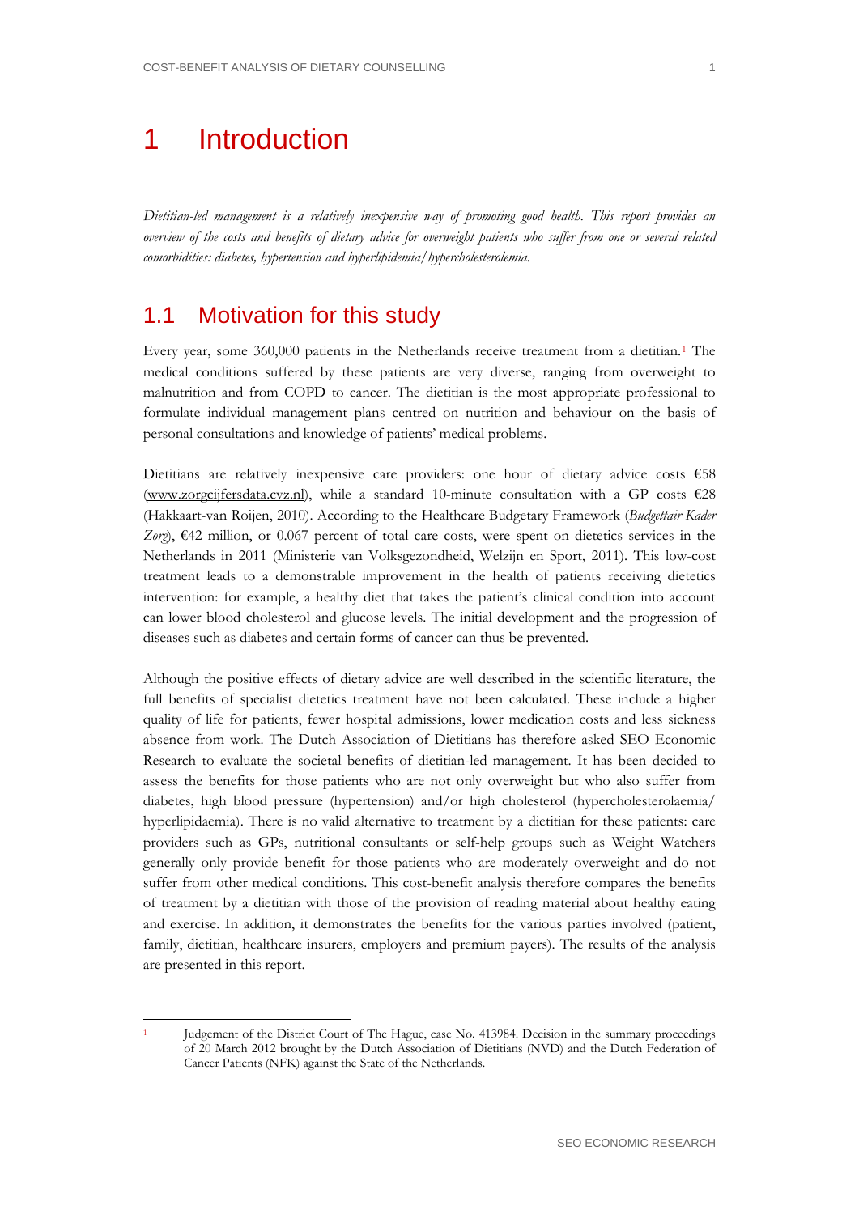# 1 Introduction

*Dietitian-led management is a relatively inexpensive way of promoting good health. This report provides an overview of the costs and benefits of dietary advice for overweight patients who suffer from one or several related comorbidities: diabetes, hypertension and hyperlipidemia/hypercholesterolemia.*

## 1.1 Motivation for this study

Every year, some 360,000 patients in the Netherlands receive treatment from a dietitian.[1] The medical conditions suffered by these patients are very diverse, ranging from overweight to malnutrition and from COPD to cancer. The dietitian is the most appropriate professional to formulate individual management plans centred on nutrition and behaviour on the basis of personal consultations and knowledge of patients' medical problems.

Dietitians are relatively inexpensive care providers: one hour of dietary advice costs €58 (www.zorgcijfersdata.cvz.nl), while a standard 10-minute consultation with a GP costs €28 (Hakkaart-van Roijen, 2010). According to the Healthcare Budgetary Framework (*Budgettair Kader Zorg*), €42 million, or 0.067 percent of total care costs, were spent on dietetics services in the Netherlands in 2011 (Ministerie van Volksgezondheid, Welzijn en Sport, 2011). This low-cost treatment leads to a demonstrable improvement in the health of patients receiving dietetics intervention: for example, a healthy diet that takes the patient's clinical condition into account can lower blood cholesterol and glucose levels. The initial development and the progression of diseases such as diabetes and certain forms of cancer can thus be prevented.

Although the positive effects of dietary advice are well described in the scientific literature, the full benefits of specialist dietetics treatment have not been calculated. These include a higher quality of life for patients, fewer hospital admissions, lower medication costs and less sickness absence from work. The Dutch Association of Dietitians has therefore asked SEO Economic Research to evaluate the societal benefits of dietitian-led management. It has been decided to assess the benefits for those patients who are not only overweight but who also suffer from diabetes, high blood pressure (hypertension) and/or high cholesterol (hypercholesterolaemia/hyperlipidaemia). There is no valid alternative to treatment by a dietitian for these patients: care providers such as GPs, nutritional consultants or self-help groups such as Weight Watchers generally only provide benefit for those patients who are moderately overweight and do not suffer from other medical conditions. This cost-benefit analysis therefore compares the benefits of treatment by a dietitian with those of the provision of reading material about healthy eating and exercise. In addition, it demonstrates the benefits for the various parties involved (patient, family, dietitian, healthcare insurers, employers and premium payers). The results of the analysis are presented in this report.

---

[1] Judgement of the District Court of The Hague, case No. 413984. Decision in the summary proceedings of 20 March 2012 brought by the Dutch Association of Dietitians (NVD) and the Dutch Federation of Cancer Patients (NFK) against the State of the Netherlands.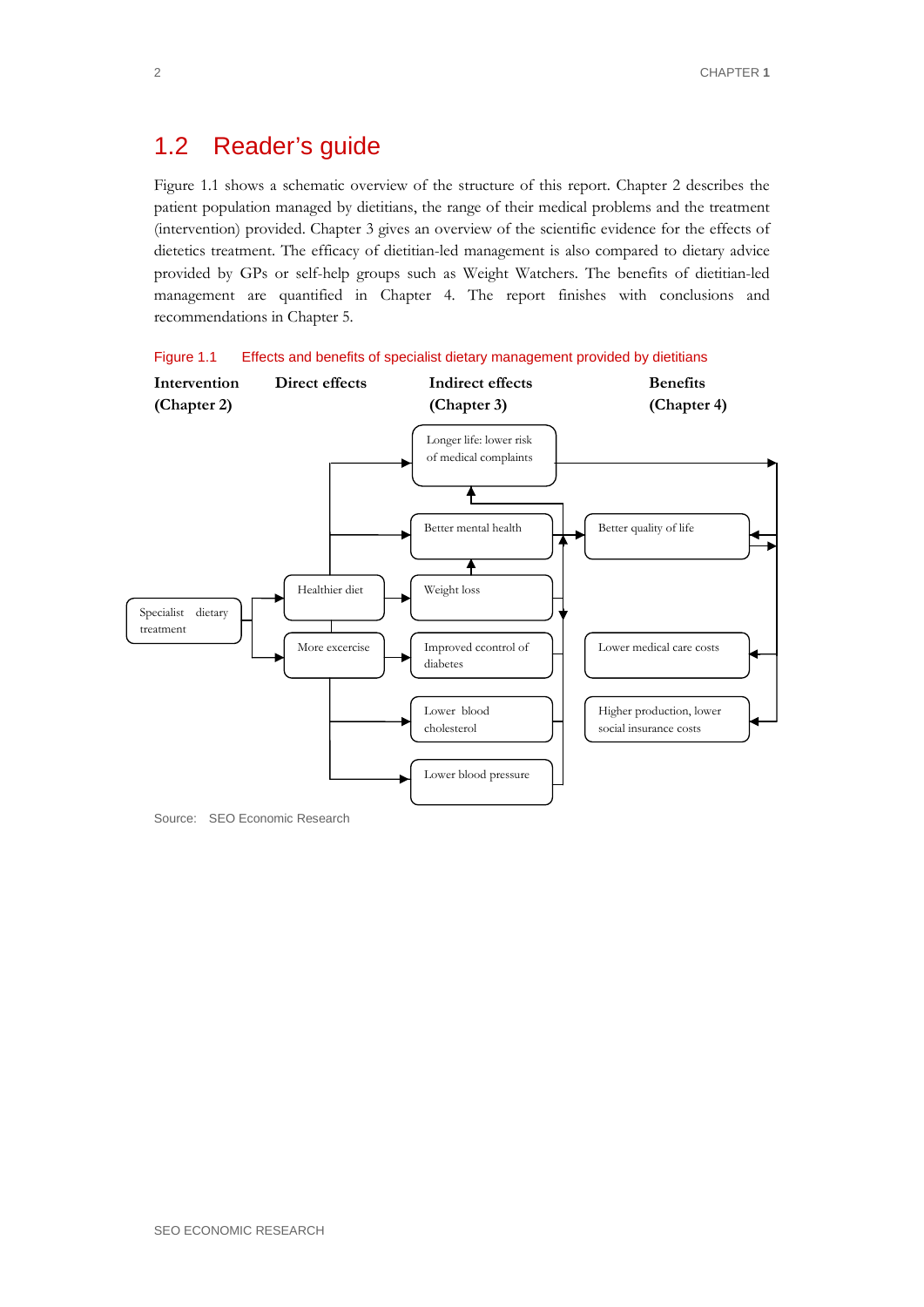## 1.2 Reader's guide

Figure 1.1 shows a schematic overview of the structure of this report. Chapter 2 describes the patient population managed by dietitians, the range of their medical problems and the treatment (intervention) provided. Chapter 3 gives an overview of the scientific evidence for the effects of dietetics treatment. The efficacy of dietitian-led management is also compared to dietary advice provided by GPs or self-help groups such as Weight Watchers. The benefits of dietitian-led management are quantified in Chapter 4. The report finishes with conclusions and recommendations in Chapter 5.

Figure 1.1 Effects and benefits of specialist dietary management provided by dietitians

| Intervention (Chapter 2) | Direct effects | Indirect effects (Chapter 3) | Benefits (Chapter 4) |
|---|---|---|---|
| Specialist dietary treatment | Healthier diet | Longer life: lower risk of medical complaints | Better quality of life |
| | More excercise | Better mental health | Lower medical care costs |
| | | Weight loss | Higher production, lower social insurance costs |
| | | Improved ccontrol of diabetes | |
| | | Lower blood cholesterol | |
| | | Lower blood pressure | |

Source: SEO Economic Research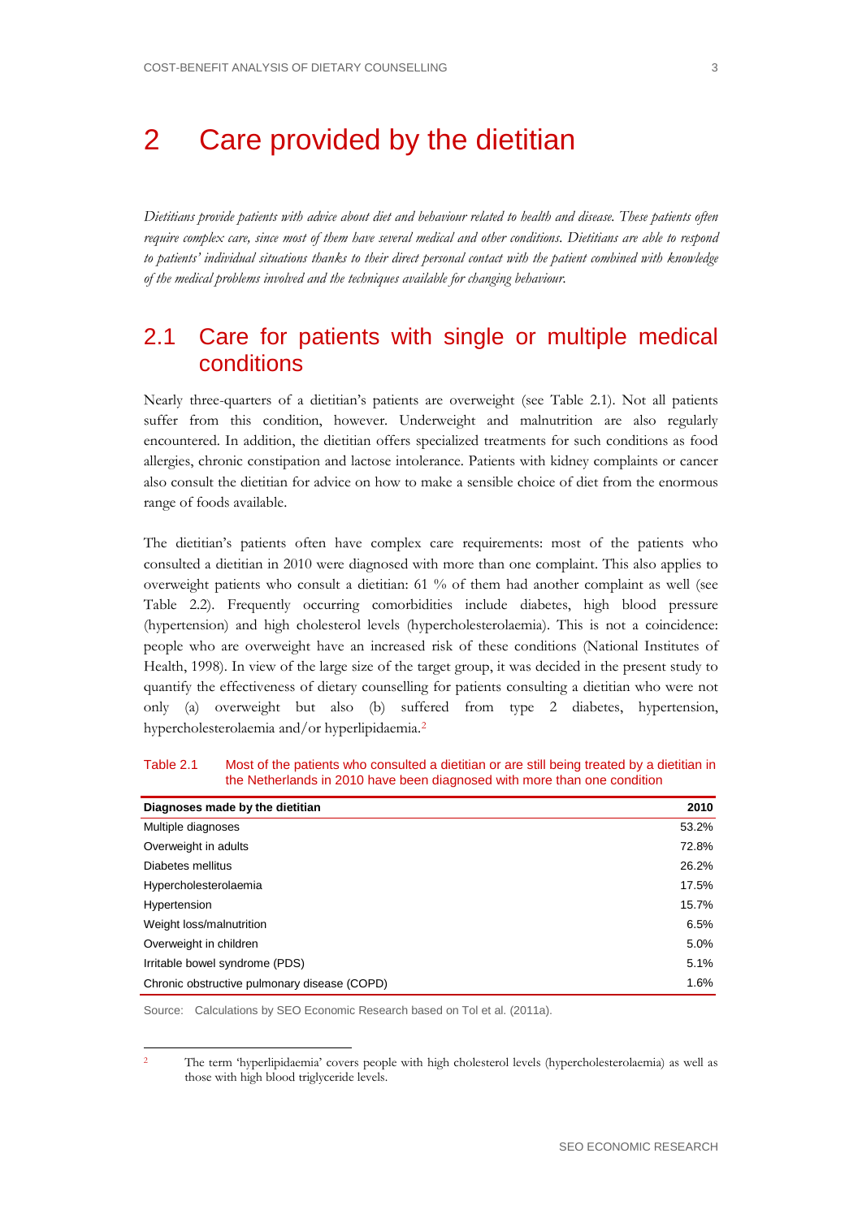# 2 Care provided by the dietitian

*Dietitians provide patients with advice about diet and behaviour related to health and disease. These patients often require complex care, since most of them have several medical and other conditions. Dietitians are able to respond to patients' individual situations thanks to their direct personal contact with the patient combined with knowledge of the medical problems involved and the techniques available for changing behaviour.*

## 2.1 Care for patients with single or multiple medical conditions

Nearly three-quarters of a dietitian's patients are overweight (see Table 2.1). Not all patients suffer from this condition, however. Underweight and malnutrition are also regularly encountered. In addition, the dietitian offers specialized treatments for such conditions as food allergies, chronic constipation and lactose intolerance. Patients with kidney complaints or cancer also consult the dietitian for advice on how to make a sensible choice of diet from the enormous range of foods available.

The dietitian's patients often have complex care requirements: most of the patients who consulted a dietitian in 2010 were diagnosed with more than one complaint. This also applies to overweight patients who consult a dietitian: 61 % of them had another complaint as well (see Table 2.2). Frequently occurring comorbidities include diabetes, high blood pressure (hypertension) and high cholesterol levels (hypercholesterolaemia). This is not a coincidence: people who are overweight have an increased risk of these conditions (National Institutes of Health, 1998). In view of the large size of the target group, it was decided in the present study to quantify the effectiveness of dietary counselling for patients consulting a dietitian who were not only (a) overweight but also (b) suffered from type 2 diabetes, hypertension, hypercholesterolaemia and/or hyperlipidaemia.[2]

Table 2.1 Most of the patients who consulted a dietitian or are still being treated by a dietitian in the Netherlands in 2010 have been diagnosed with more than one condition

| Diagnoses made by the dietitian | 2010 |
|---|---|
| Multiple diagnoses | 53.2% |
| Overweight in adults | 72.8% |
| Diabetes mellitus | 26.2% |
| Hypercholesterolaemia | 17.5% |
| Hypertension | 15.7% |
| Weight loss/malnutrition | 6.5% |
| Overweight in children | 5.0% |
| Irritable bowel syndrome (PDS) | 5.1% |
| Chronic obstructive pulmonary disease (COPD) | 1.6% |

Source: Calculations by SEO Economic Research based on Tol et al. (2011a).

[2] The term 'hyperlipidaemia' covers people with high cholesterol levels (hypercholesterolaemia) as well as those with high blood triglyceride levels.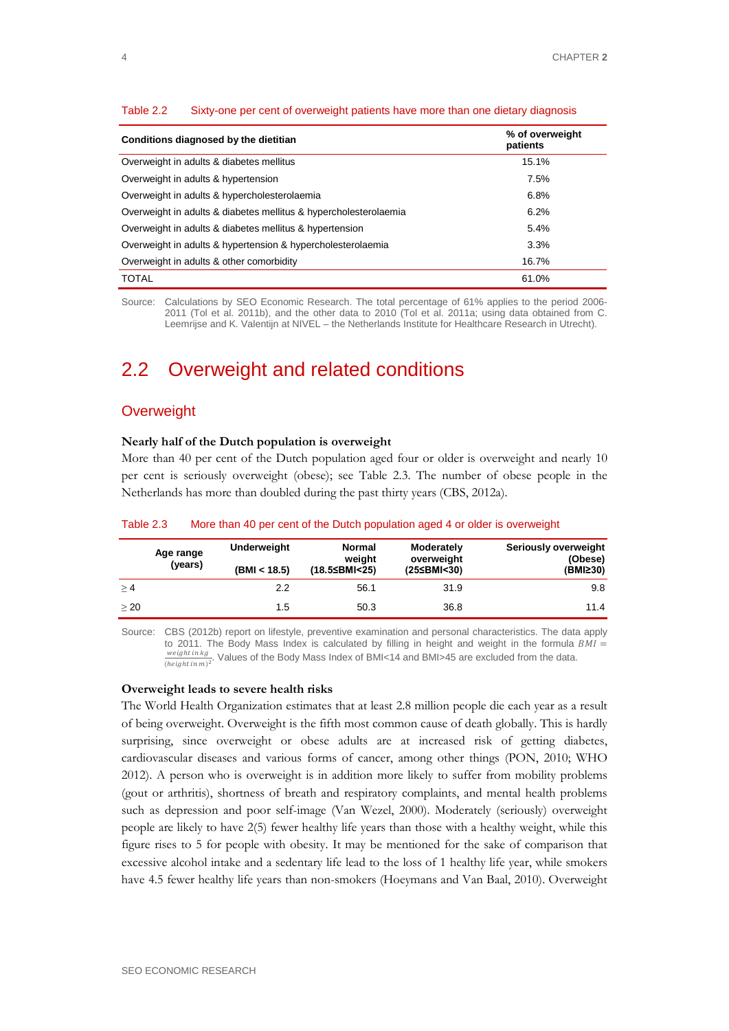Table 2.2 Sixty-one per cent of overweight patients have more than one dietary diagnosis

| Conditions diagnosed by the dietitian | % of overweight patients |
|---|---|
| Overweight in adults & diabetes mellitus | 15.1% |
| Overweight in adults & hypertension | 7.5% |
| Overweight in adults & hypercholesterolaemia | 6.8% |
| Overweight in adults & diabetes mellitus & hypercholesterolaemia | 6.2% |
| Overweight in adults & diabetes mellitus & hypertension | 5.4% |
| Overweight in adults & hypertension & hypercholesterolaemia | 3.3% |
| Overweight in adults & other comorbidity | 16.7% |
| TOTAL | 61.0% |

Source: Calculations by SEO Economic Research. The total percentage of 61% applies to the period 2006-2011 (Tol et al. 2011b), and the other data to 2010 (Tol et al. 2011a; using data obtained from C. Leemrijse and K. Valentijn at NIVEL – the Netherlands Institute for Healthcare Research in Utrecht).

## 2.2 Overweight and related conditions

### Overweight

**Nearly half of the Dutch population is overweight**

More than 40 per cent of the Dutch population aged four or older is overweight and nearly 10 per cent is seriously overweight (obese); see Table 2.3. The number of obese people in the Netherlands has more than doubled during the past thirty years (CBS, 2012a).

Table 2.3 More than 40 per cent of the Dutch population aged 4 or older is overweight

| Age range (years) | Underweight (BMI < 18.5) | Normal weight (18.5≤BMI<25) | Moderately overweight (25≤BMI<30) | Seriously overweight (Obese) (BMI≥30) |
|---|---|---|---|---|
| ≥ 4 | 2.2 | 56.1 | 31.9 | 9.8 |
| ≥ 20 | 1.5 | 50.3 | 36.8 | 11.4 |

Source: CBS (2012b) report on lifestyle, preventive examination and personal characteristics. The data apply to 2011. The Body Mass Index is calculated by filling in height and weight in the formula $BMI = \frac{weight\ in\ kg}{(height\ in\ m)^2}$. Values of the Body Mass Index of BMI<14 and BMI>45 are excluded from the data.

**Overweight leads to severe health risks**

The World Health Organization estimates that at least 2.8 million people die each year as a result of being overweight. Overweight is the fifth most common cause of death globally. This is hardly surprising, since overweight or obese adults are at increased risk of getting diabetes, cardiovascular diseases and various forms of cancer, among other things (PON, 2010; WHO 2012). A person who is overweight is in addition more likely to suffer from mobility problems (gout or arthritis), shortness of breath and respiratory complaints, and mental health problems such as depression and poor self-image (Van Wezel, 2000). Moderately (seriously) overweight people are likely to have 2(5) fewer healthy life years than those with a healthy weight, while this figure rises to 5 for people with obesity. It may be mentioned for the sake of comparison that excessive alcohol intake and a sedentary life lead to the loss of 1 healthy life year, while smokers have 4.5 fewer healthy life years than non-smokers (Hoeymans and Van Baal, 2010). Overweight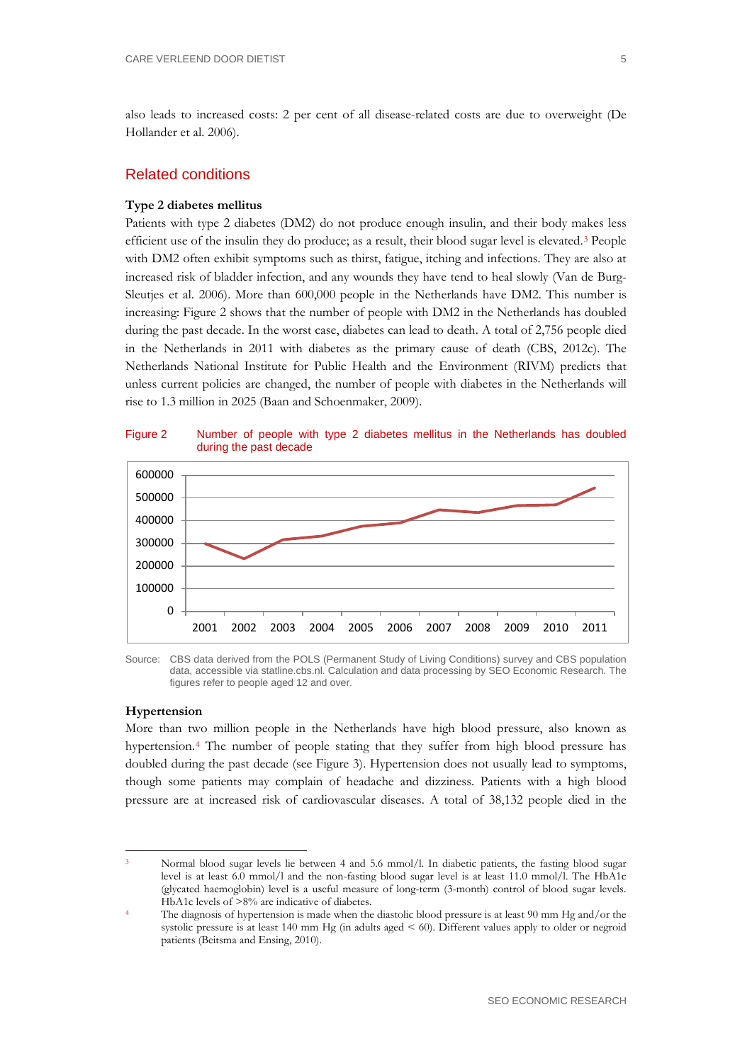also leads to increased costs: 2 per cent of all disease-related costs are due to overweight (De Hollander et al. 2006).

## Related conditions

### Type 2 diabetes mellitus

Patients with type 2 diabetes (DM2) do not produce enough insulin, and their body makes less efficient use of the insulin they do produce; as a result, their blood sugar level is elevated.[3] People with DM2 often exhibit symptoms such as thirst, fatigue, itching and infections. They are also at increased risk of bladder infection, and any wounds they have tend to heal slowly (Van de Burg-Sleutjes et al. 2006). More than 600,000 people in the Netherlands have DM2. This number is increasing: Figure 2 shows that the number of people with DM2 in the Netherlands has doubled during the past decade. In the worst case, diabetes can lead to death. A total of 2,756 people died in the Netherlands in 2011 with diabetes as the primary cause of death (CBS, 2012c). The Netherlands National Institute for Public Health and the Environment (RIVM) predicts that unless current policies are changed, the number of people with diabetes in the Netherlands will rise to 1.3 million in 2025 (Baan and Schoenmaker, 2009).

Figure 2 Number of people with type 2 diabetes mellitus in the Netherlands has doubled during the past decade

Source: CBS data derived from the POLS (Permanent Study of Living Conditions) survey and CBS population data, accessible via statline.cbs.nl. Calculation and data processing by SEO Economic Research. The figures refer to people aged 12 and over.

### Hypertension

More than two million people in the Netherlands have high blood pressure, also known as hypertension.[4] The number of people stating that they suffer from high blood pressure has doubled during the past decade (see Figure 3). Hypertension does not usually lead to symptoms, though some patients may complain of headache and dizziness. Patients with a high blood pressure are at increased risk of cardiovascular diseases. A total of 38,132 people died in the

---

[3] Normal blood sugar levels lie between 4 and 5.6 mmol/l. In diabetic patients, the fasting blood sugar level is at least 6.0 mmol/l and the non-fasting blood sugar level is at least 11.0 mmol/l. The HbA1c (glycated haemoglobin) level is a useful measure of long-term (3-month) control of blood sugar levels. HbA1c levels of >8% are indicative of diabetes.

[4] The diagnosis of hypertension is made when the diastolic blood pressure is at least 90 mm Hg and/or the systolic pressure is at least 140 mm Hg (in adults aged < 60). Different values apply to older or negroid patients (Beitsma and Ensing, 2010).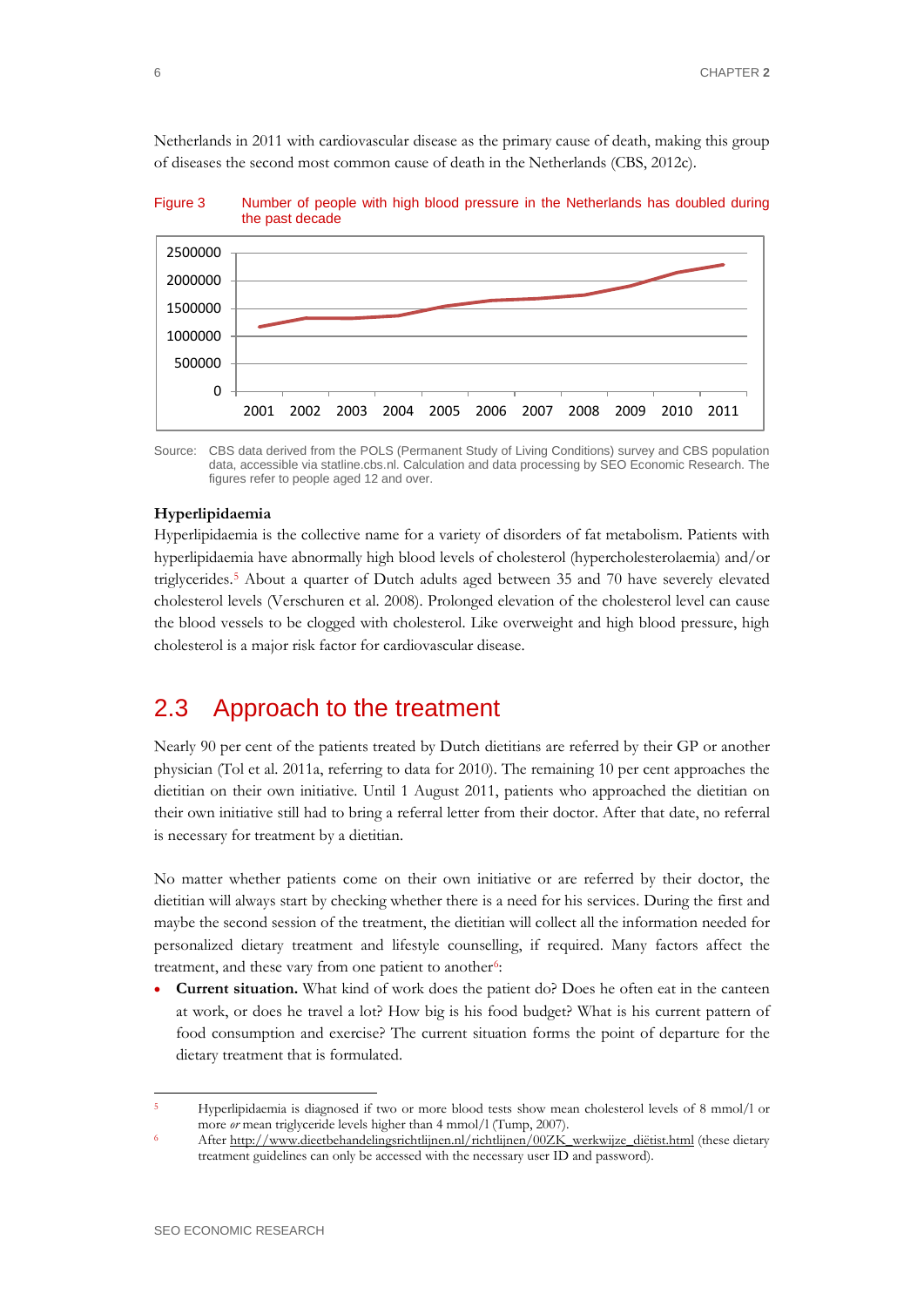Netherlands in 2011 with cardiovascular disease as the primary cause of death, making this group of diseases the second most common cause of death in the Netherlands (CBS, 2012c).

Figure 3 Number of people with high blood pressure in the Netherlands has doubled during the past decade

Source: CBS data derived from the POLS (Permanent Study of Living Conditions) survey and CBS population data, accessible via statline.cbs.nl. Calculation and data processing by SEO Economic Research. The figures refer to people aged 12 and over.

### Hyperlipidaemia

Hyperlipidaemia is the collective name for a variety of disorders of fat metabolism. Patients with hyperlipidaemia have abnormally high blood levels of cholesterol (hypercholesterolaemia) and/or triglycerides.[5] About a quarter of Dutch adults aged between 35 and 70 have severely elevated cholesterol levels (Verschuren et al. 2008). Prolonged elevation of the cholesterol level can cause the blood vessels to be clogged with cholesterol. Like overweight and high blood pressure, high cholesterol is a major risk factor for cardiovascular disease.

## 2.3 Approach to the treatment

Nearly 90 per cent of the patients treated by Dutch dietitians are referred by their GP or another physician (Tol et al. 2011a, referring to data for 2010). The remaining 10 per cent approaches the dietitian on their own initiative. Until 1 August 2011, patients who approached the dietitian on their own initiative still had to bring a referral letter from their doctor. After that date, no referral is necessary for treatment by a dietitian.

No matter whether patients come on their own initiative or are referred by their doctor, the dietitian will always start by checking whether there is a need for his services. During the first and maybe the second session of the treatment, the dietitian will collect all the information needed for personalized dietary treatment and lifestyle counselling, if required. Many factors affect the treatment, and these vary from one patient to another[6]:

- **Current situation.** What kind of work does the patient do? Does he often eat in the canteen at work, or does he travel a lot? How big is his food budget? What is his current pattern of food consumption and exercise? The current situation forms the point of departure for the dietary treatment that is formulated.

---

[5] Hyperlipidaemia is diagnosed if two or more blood tests show mean cholesterol levels of 8 mmol/l or more *or* mean triglyceride levels higher than 4 mmol/l (Tump, 2007).

[6] After http://www.dieetbehandelingsrichtlijnen.nl/richtlijnen/00ZK_werkwijze_diëtist.html (these dietary treatment guidelines can only be accessed with the necessary user ID and password).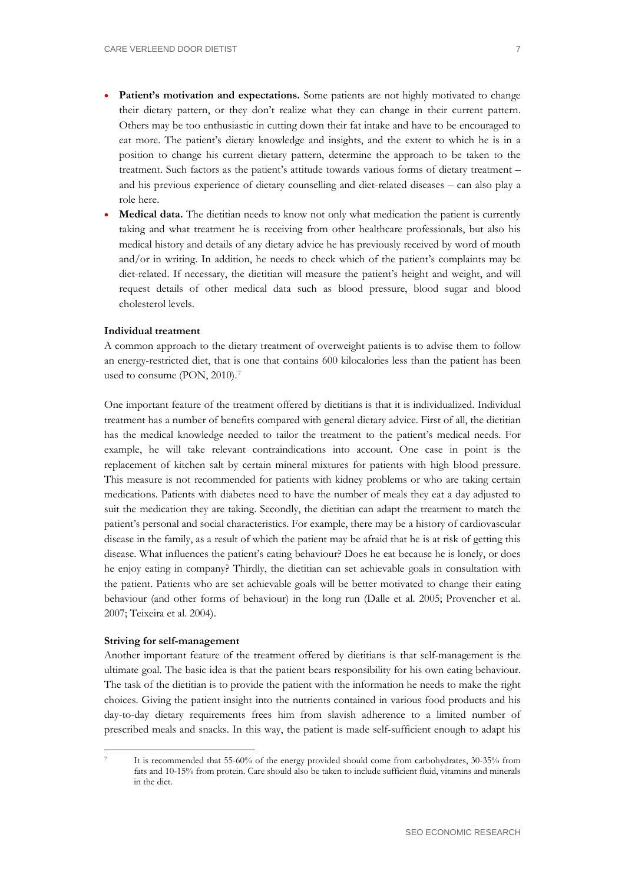- **Patient's motivation and expectations.** Some patients are not highly motivated to change their dietary pattern, or they don't realize what they can change in their current pattern. Others may be too enthusiastic in cutting down their fat intake and have to be encouraged to eat more. The patient's dietary knowledge and insights, and the extent to which he is in a position to change his current dietary pattern, determine the approach to be taken to the treatment. Such factors as the patient's attitude towards various forms of dietary treatment – and his previous experience of dietary counselling and diet-related diseases – can also play a role here.
- **Medical data.** The dietitian needs to know not only what medication the patient is currently taking and what treatment he is receiving from other healthcare professionals, but also his medical history and details of any dietary advice he has previously received by word of mouth and/or in writing. In addition, he needs to check which of the patient's complaints may be diet-related. If necessary, the dietitian will measure the patient's height and weight, and will request details of other medical data such as blood pressure, blood sugar and blood cholesterol levels.

**Individual treatment**

A common approach to the dietary treatment of overweight patients is to advise them to follow an energy-restricted diet, that is one that contains 600 kilocalories less than the patient has been used to consume (PON, 2010).[7]

One important feature of the treatment offered by dietitians is that it is individualized. Individual treatment has a number of benefits compared with general dietary advice. First of all, the dietitian has the medical knowledge needed to tailor the treatment to the patient's medical needs. For example, he will take relevant contraindications into account. One case in point is the replacement of kitchen salt by certain mineral mixtures for patients with high blood pressure. This measure is not recommended for patients with kidney problems or who are taking certain medications. Patients with diabetes need to have the number of meals they eat a day adjusted to suit the medication they are taking. Secondly, the dietitian can adapt the treatment to match the patient's personal and social characteristics. For example, there may be a history of cardiovascular disease in the family, as a result of which the patient may be afraid that he is at risk of getting this disease. What influences the patient's eating behaviour? Does he eat because he is lonely, or does he enjoy eating in company? Thirdly, the dietitian can set achievable goals in consultation with the patient. Patients who are set achievable goals will be better motivated to change their eating behaviour (and other forms of behaviour) in the long run (Dalle et al. 2005; Provencher et al. 2007; Teixeira et al. 2004).

**Striving for self-management**

Another important feature of the treatment offered by dietitians is that self-management is the ultimate goal. The basic idea is that the patient bears responsibility for his own eating behaviour. The task of the dietitian is to provide the patient with the information he needs to make the right choices. Giving the patient insight into the nutrients contained in various food products and his day-to-day dietary requirements frees him from slavish adherence to a limited number of prescribed meals and snacks. In this way, the patient is made self-sufficient enough to adapt his

---

[7] It is recommended that 55-60% of the energy provided should come from carbohydrates, 30-35% from fats and 10-15% from protein. Care should also be taken to include sufficient fluid, vitamins and minerals in the diet.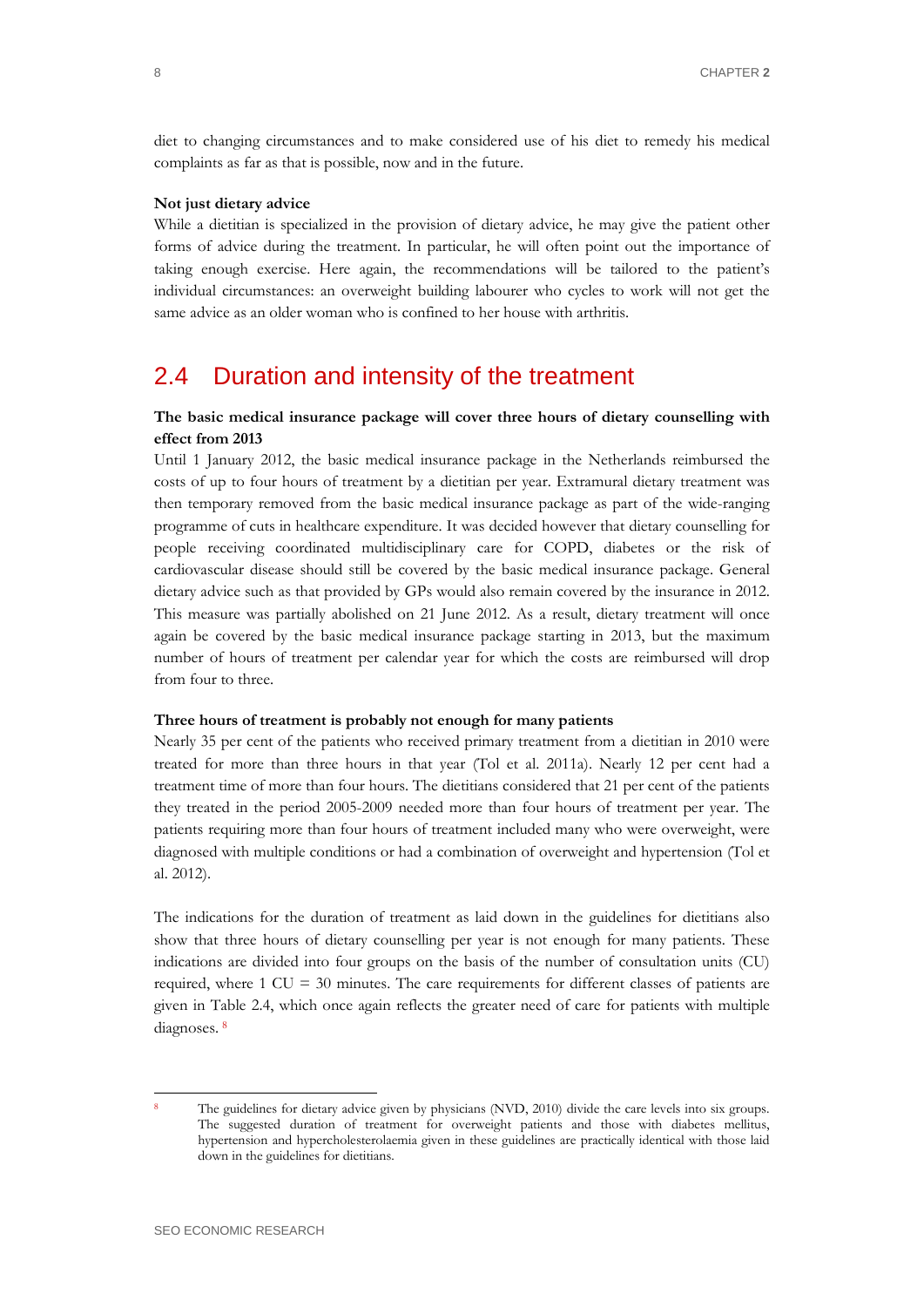diet to changing circumstances and to make considered use of his diet to remedy his medical complaints as far as that is possible, now and in the future.

**Not just dietary advice**

While a dietitian is specialized in the provision of dietary advice, he may give the patient other forms of advice during the treatment. In particular, he will often point out the importance of taking enough exercise. Here again, the recommendations will be tailored to the patient's individual circumstances: an overweight building labourer who cycles to work will not get the same advice as an older woman who is confined to her house with arthritis.

## 2.4 Duration and intensity of the treatment

**The basic medical insurance package will cover three hours of dietary counselling with effect from 2013**

Until 1 January 2012, the basic medical insurance package in the Netherlands reimbursed the costs of up to four hours of treatment by a dietitian per year. Extramural dietary treatment was then temporary removed from the basic medical insurance package as part of the wide-ranging programme of cuts in healthcare expenditure. It was decided however that dietary counselling for people receiving coordinated multidisciplinary care for COPD, diabetes or the risk of cardiovascular disease should still be covered by the basic medical insurance package. General dietary advice such as that provided by GPs would also remain covered by the insurance in 2012. This measure was partially abolished on 21 June 2012. As a result, dietary treatment will once again be covered by the basic medical insurance package starting in 2013, but the maximum number of hours of treatment per calendar year for which the costs are reimbursed will drop from four to three.

**Three hours of treatment is probably not enough for many patients**

Nearly 35 per cent of the patients who received primary treatment from a dietitian in 2010 were treated for more than three hours in that year (Tol et al. 2011a). Nearly 12 per cent had a treatment time of more than four hours. The dietitians considered that 21 per cent of the patients they treated in the period 2005-2009 needed more than four hours of treatment per year. The patients requiring more than four hours of treatment included many who were overweight, were diagnosed with multiple conditions or had a combination of overweight and hypertension (Tol et al. 2012).

The indications for the duration of treatment as laid down in the guidelines for dietitians also show that three hours of dietary counselling per year is not enough for many patients. These indications are divided into four groups on the basis of the number of consultation units (CU) required, where 1 CU = 30 minutes. The care requirements for different classes of patients are given in Table 2.4, which once again reflects the greater need of care for patients with multiple diagnoses. [8]

[8] The guidelines for dietary advice given by physicians (NVD, 2010) divide the care levels into six groups. The suggested duration of treatment for overweight patients and those with diabetes mellitus, hypertension and hypercholesterolaemia given in these guidelines are practically identical with those laid down in the guidelines for dietitians.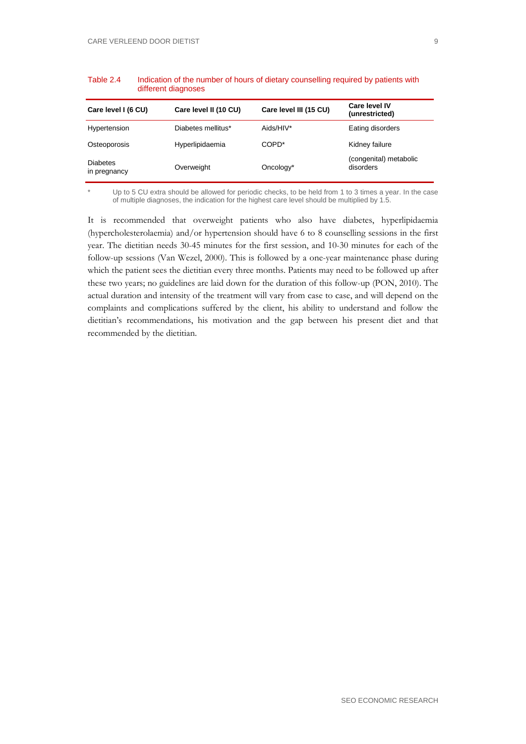Table 2.4 Indication of the number of hours of dietary counselling required by patients with different diagnoses

| Care level I (6 CU) | Care level II (10 CU) | Care level III (15 CU) | Care level IV (unrestricted) |
|---|---|---|---|
| Hypertension | Diabetes mellitus* | Aids/HIV* | Eating disorders |
| Osteoporosis | Hyperlipidaemia | COPD* | Kidney failure |
| Diabetes in pregnancy | Overweight | Oncology* | (congenital) metabolic disorders |

\* Up to 5 CU extra should be allowed for periodic checks, to be held from 1 to 3 times a year. In the case of multiple diagnoses, the indication for the highest care level should be multiplied by 1.5.

It is recommended that overweight patients who also have diabetes, hyperlipidaemia (hypercholesterolaemia) and/or hypertension should have 6 to 8 counselling sessions in the first year. The dietitian needs 30-45 minutes for the first session, and 10-30 minutes for each of the follow-up sessions (Van Wezel, 2000). This is followed by a one-year maintenance phase during which the patient sees the dietitian every three months. Patients may need to be followed up after these two years; no guidelines are laid down for the duration of this follow-up (PON, 2010). The actual duration and intensity of the treatment will vary from case to case, and will depend on the complaints and complications suffered by the client, his ability to understand and follow the dietitian's recommendations, his motivation and the gap between his present diet and that recommended by the dietitian.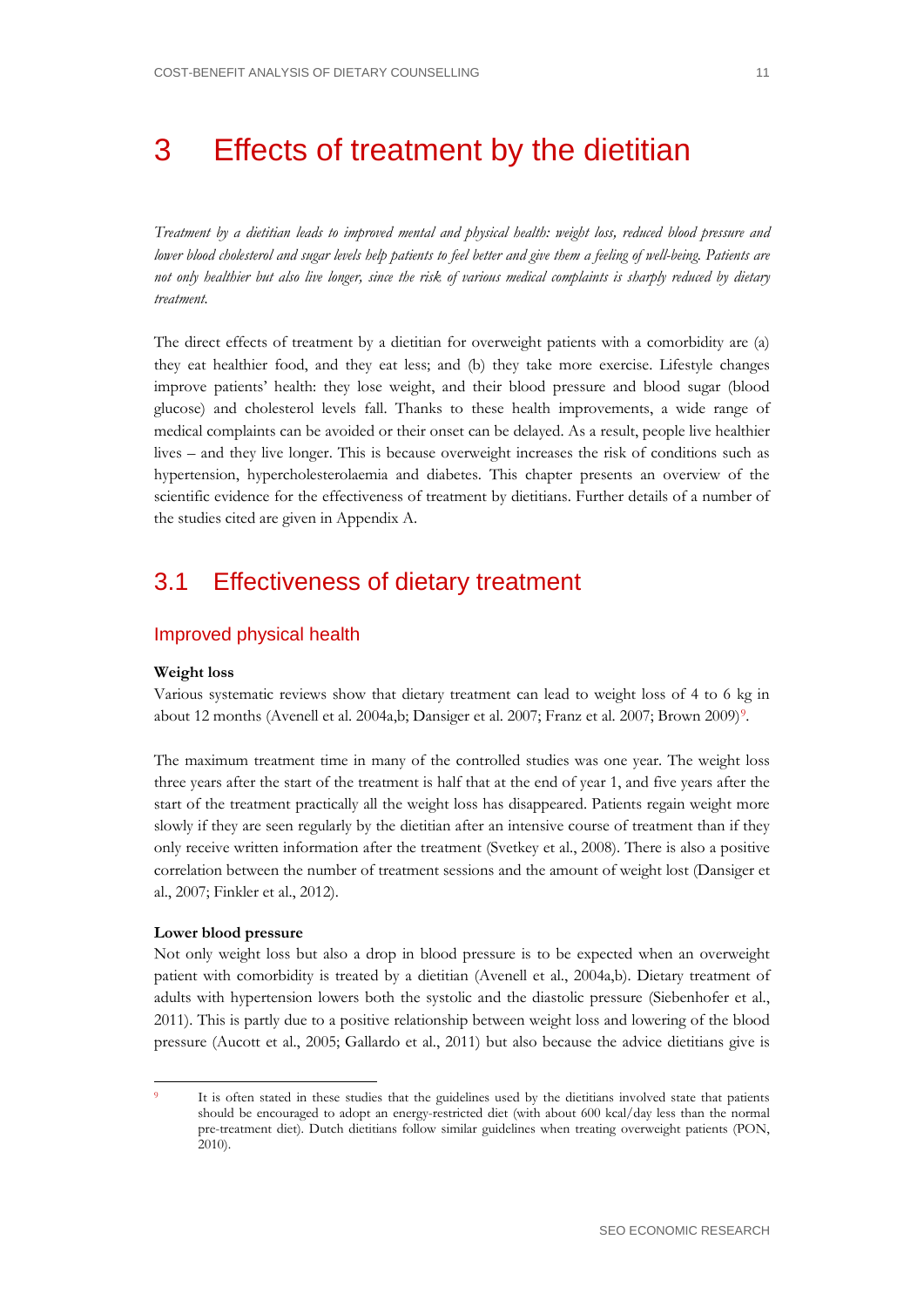# 3 Effects of treatment by the dietitian

*Treatment by a dietitian leads to improved mental and physical health: weight loss, reduced blood pressure and lower blood cholesterol and sugar levels help patients to feel better and give them a feeling of well-being. Patients are not only healthier but also live longer, since the risk of various medical complaints is sharply reduced by dietary treatment.*

The direct effects of treatment by a dietitian for overweight patients with a comorbidity are (a) they eat healthier food, and they eat less; and (b) they take more exercise. Lifestyle changes improve patients' health: they lose weight, and their blood pressure and blood sugar (blood glucose) and cholesterol levels fall. Thanks to these health improvements, a wide range of medical complaints can be avoided or their onset can be delayed. As a result, people live healthier lives – and they live longer. This is because overweight increases the risk of conditions such as hypertension, hypercholesterolaemia and diabetes. This chapter presents an overview of the scientific evidence for the effectiveness of treatment by dietitians. Further details of a number of the studies cited are given in Appendix A.

## 3.1 Effectiveness of dietary treatment

### Improved physical health

**Weight loss**

Various systematic reviews show that dietary treatment can lead to weight loss of 4 to 6 kg in about 12 months (Avenell et al. 2004a,b; Dansiger et al. 2007; Franz et al. 2007; Brown 2009)[9].

The maximum treatment time in many of the controlled studies was one year. The weight loss three years after the start of the treatment is half that at the end of year 1, and five years after the start of the treatment practically all the weight loss has disappeared. Patients regain weight more slowly if they are seen regularly by the dietitian after an intensive course of treatment than if they only receive written information after the treatment (Svetkey et al., 2008). There is also a positive correlation between the number of treatment sessions and the amount of weight lost (Dansiger et al., 2007; Finkler et al., 2012).

**Lower blood pressure**

Not only weight loss but also a drop in blood pressure is to be expected when an overweight patient with comorbidity is treated by a dietitian (Avenell et al., 2004a,b). Dietary treatment of adults with hypertension lowers both the systolic and the diastolic pressure (Siebenhofer et al., 2011). This is partly due to a positive relationship between weight loss and lowering of the blood pressure (Aucott et al., 2005; Gallardo et al., 2011) but also because the advice dietitians give is

---

[9] It is often stated in these studies that the guidelines used by the dietitians involved state that patients should be encouraged to adopt an energy-restricted diet (with about 600 kcal/day less than the normal pre-treatment diet). Dutch dietitians follow similar guidelines when treating overweight patients (PON, 2010).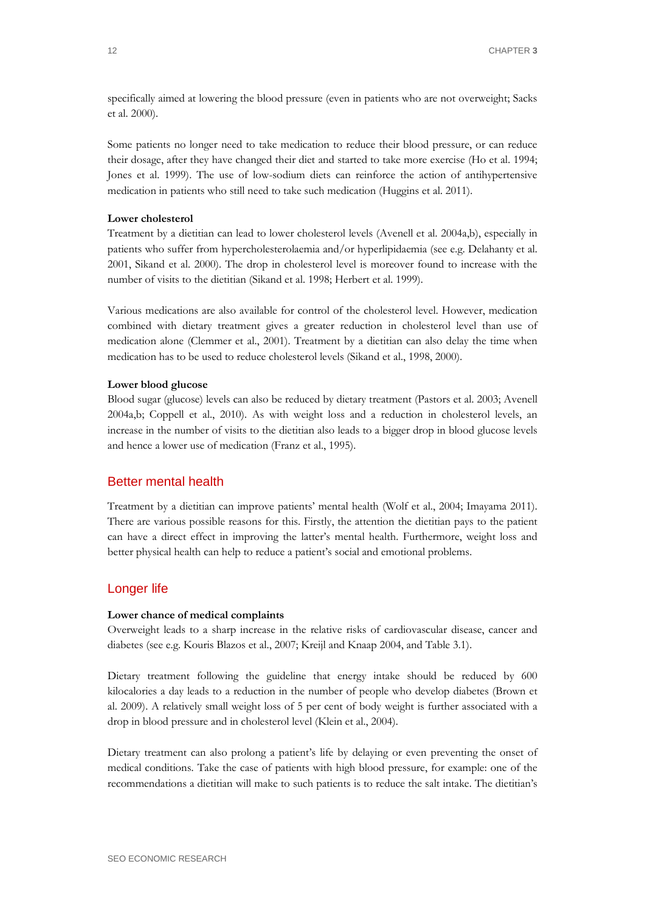specifically aimed at lowering the blood pressure (even in patients who are not overweight; Sacks et al. 2000).

Some patients no longer need to take medication to reduce their blood pressure, or can reduce their dosage, after they have changed their diet and started to take more exercise (Ho et al. 1994; Jones et al. 1999). The use of low-sodium diets can reinforce the action of antihypertensive medication in patients who still need to take such medication (Huggins et al. 2011).

**Lower cholesterol**

Treatment by a dietitian can lead to lower cholesterol levels (Avenell et al. 2004a,b), especially in patients who suffer from hypercholesterolaemia and/or hyperlipidaemia (see e.g. Delahanty et al. 2001, Sikand et al. 2000). The drop in cholesterol level is moreover found to increase with the number of visits to the dietitian (Sikand et al. 1998; Herbert et al. 1999).

Various medications are also available for control of the cholesterol level. However, medication combined with dietary treatment gives a greater reduction in cholesterol level than use of medication alone (Clemmer et al., 2001). Treatment by a dietitian can also delay the time when medication has to be used to reduce cholesterol levels (Sikand et al., 1998, 2000).

**Lower blood glucose**

Blood sugar (glucose) levels can also be reduced by dietary treatment (Pastors et al. 2003; Avenell 2004a,b; Coppell et al., 2010). As with weight loss and a reduction in cholesterol levels, an increase in the number of visits to the dietitian also leads to a bigger drop in blood glucose levels and hence a lower use of medication (Franz et al., 1995).

## Better mental health

Treatment by a dietitian can improve patients' mental health (Wolf et al., 2004; Imayama 2011). There are various possible reasons for this. Firstly, the attention the dietitian pays to the patient can have a direct effect in improving the latter's mental health. Furthermore, weight loss and better physical health can help to reduce a patient's social and emotional problems.

## Longer life

**Lower chance of medical complaints**

Overweight leads to a sharp increase in the relative risks of cardiovascular disease, cancer and diabetes (see e.g. Kouris Blazos et al., 2007; Kreijl and Knaap 2004, and Table 3.1).

Dietary treatment following the guideline that energy intake should be reduced by 600 kilocalories a day leads to a reduction in the number of people who develop diabetes (Brown et al. 2009). A relatively small weight loss of 5 per cent of body weight is further associated with a drop in blood pressure and in cholesterol level (Klein et al., 2004).

Dietary treatment can also prolong a patient's life by delaying or even preventing the onset of medical conditions. Take the case of patients with high blood pressure, for example: one of the recommendations a dietitian will make to such patients is to reduce the salt intake. The dietitian's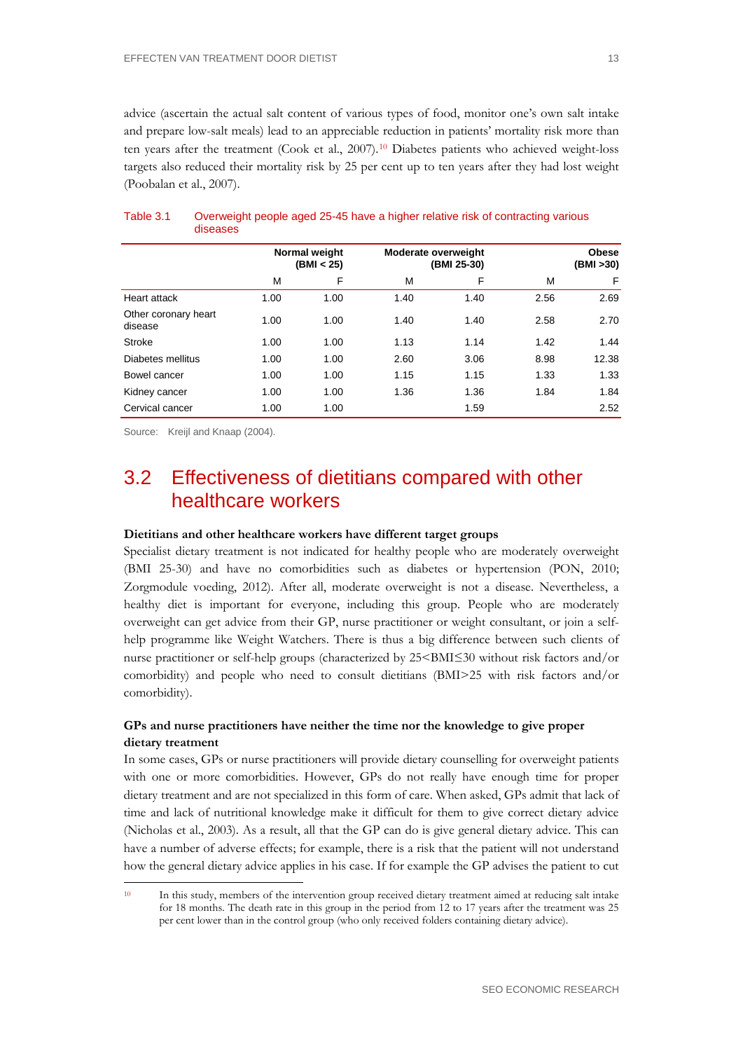advice (ascertain the actual salt content of various types of food, monitor one's own salt intake and prepare low-salt meals) lead to an appreciable reduction in patients' mortality risk more than ten years after the treatment (Cook et al., 2007).[10] Diabetes patients who achieved weight-loss targets also reduced their mortality risk by 25 per cent up to ten years after they had lost weight (Poobalan et al., 2007).

Table 3.1 Overweight people aged 25-45 have a higher relative risk of contracting various diseases

| | Normal weight (BMI < 25) | | Moderate overweight (BMI 25-30) | | Obese (BMI >30) | |
|---|---|---|---|---|---|---|
| | M | F | M | F | M | F |
| Heart attack | 1.00 | 1.00 | 1.40 | 1.40 | 2.56 | 2.69 |
| Other coronary heart disease | 1.00 | 1.00 | 1.40 | 1.40 | 2.58 | 2.70 |
| Stroke | 1.00 | 1.00 | 1.13 | 1.14 | 1.42 | 1.44 |
| Diabetes mellitus | 1.00 | 1.00 | 2.60 | 3.06 | 8.98 | 12.38 |
| Bowel cancer | 1.00 | 1.00 | 1.15 | 1.15 | 1.33 | 1.33 |
| Kidney cancer | 1.00 | 1.00 | 1.36 | 1.36 | 1.84 | 1.84 |
| Cervical cancer | 1.00 | 1.00 | | 1.59 | | 2.52 |

Source: Kreijl and Knaap (2004).

## 3.2 Effectiveness of dietitians compared with other healthcare workers

**Dietitians and other healthcare workers have different target groups**

Specialist dietary treatment is not indicated for healthy people who are moderately overweight (BMI 25-30) and have no comorbidities such as diabetes or hypertension (PON, 2010; Zorgmodule voeding, 2012). After all, moderate overweight is not a disease. Nevertheless, a healthy diet is important for everyone, including this group. People who are moderately overweight can get advice from their GP, nurse practitioner or weight consultant, or join a self-help programme like Weight Watchers. There is thus a big difference between such clients of nurse practitioner or self-help groups (characterized by 25<BMI≤30 without risk factors and/or comorbidity) and people who need to consult dietitians (BMI>25 with risk factors and/or comorbidity).

**GPs and nurse practitioners have neither the time nor the knowledge to give proper dietary treatment**

In some cases, GPs or nurse practitioners will provide dietary counselling for overweight patients with one or more comorbidities. However, GPs do not really have enough time for proper dietary treatment and are not specialized in this form of care. When asked, GPs admit that lack of time and lack of nutritional knowledge make it difficult for them to give correct dietary advice (Nicholas et al., 2003). As a result, all that the GP can do is give general dietary advice. This can have a number of adverse effects; for example, there is a risk that the patient will not understand how the general dietary advice applies in his case. If for example the GP advises the patient to cut

---

[10] In this study, members of the intervention group received dietary treatment aimed at reducing salt intake for 18 months. The death rate in this group in the period from 12 to 17 years after the treatment was 25 per cent lower than in the control group (who only received folders containing dietary advice).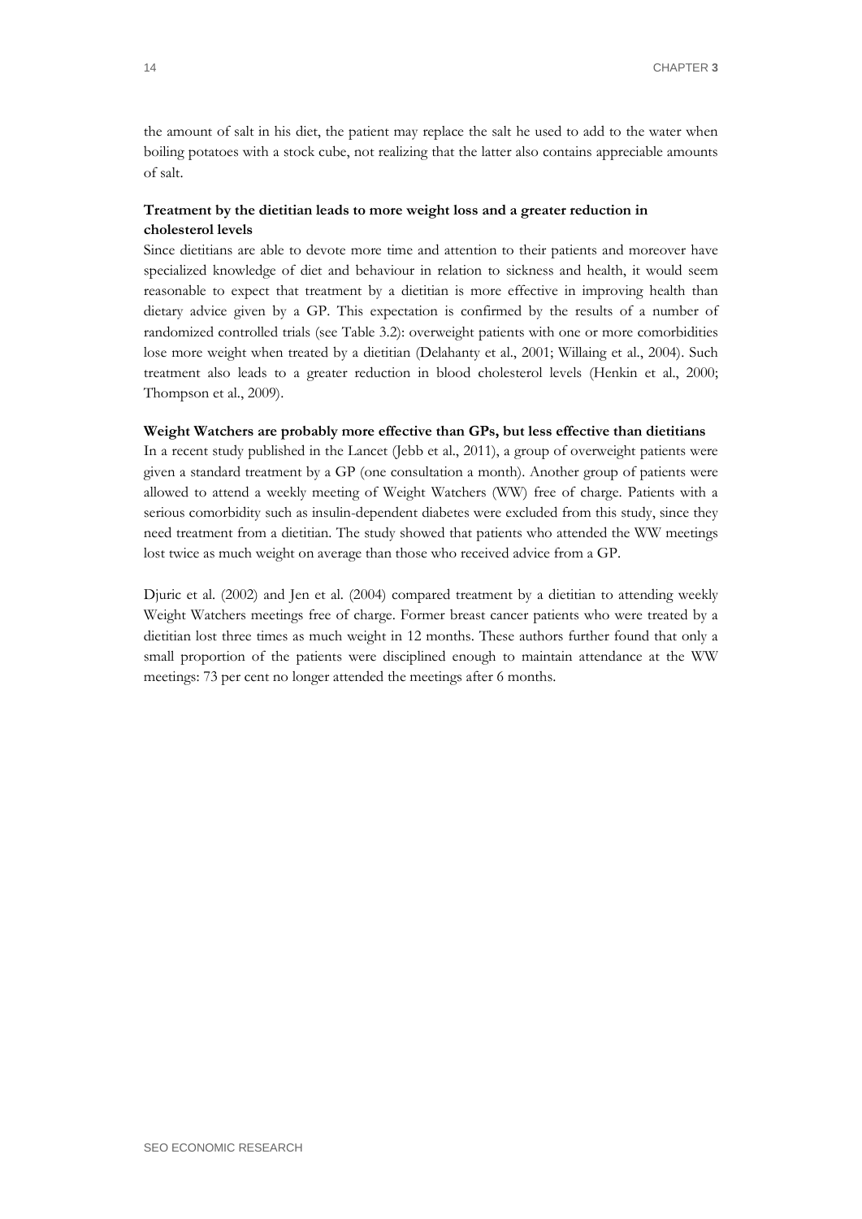the amount of salt in his diet, the patient may replace the salt he used to add to the water when boiling potatoes with a stock cube, not realizing that the latter also contains appreciable amounts of salt.

**Treatment by the dietitian leads to more weight loss and a greater reduction in cholesterol levels**

Since dietitians are able to devote more time and attention to their patients and moreover have specialized knowledge of diet and behaviour in relation to sickness and health, it would seem reasonable to expect that treatment by a dietitian is more effective in improving health than dietary advice given by a GP. This expectation is confirmed by the results of a number of randomized controlled trials (see Table 3.2): overweight patients with one or more comorbidities lose more weight when treated by a dietitian (Delahanty et al., 2001; Willaing et al., 2004). Such treatment also leads to a greater reduction in blood cholesterol levels (Henkin et al., 2000; Thompson et al., 2009).

**Weight Watchers are probably more effective than GPs, but less effective than dietitians**

In a recent study published in the Lancet (Jebb et al., 2011), a group of overweight patients were given a standard treatment by a GP (one consultation a month). Another group of patients were allowed to attend a weekly meeting of Weight Watchers (WW) free of charge. Patients with a serious comorbidity such as insulin-dependent diabetes were excluded from this study, since they need treatment from a dietitian. The study showed that patients who attended the WW meetings lost twice as much weight on average than those who received advice from a GP.

Djuric et al. (2002) and Jen et al. (2004) compared treatment by a dietitian to attending weekly Weight Watchers meetings free of charge. Former breast cancer patients who were treated by a dietitian lost three times as much weight in 12 months. These authors further found that only a small proportion of the patients were disciplined enough to maintain attendance at the WW meetings: 73 per cent no longer attended the meetings after 6 months.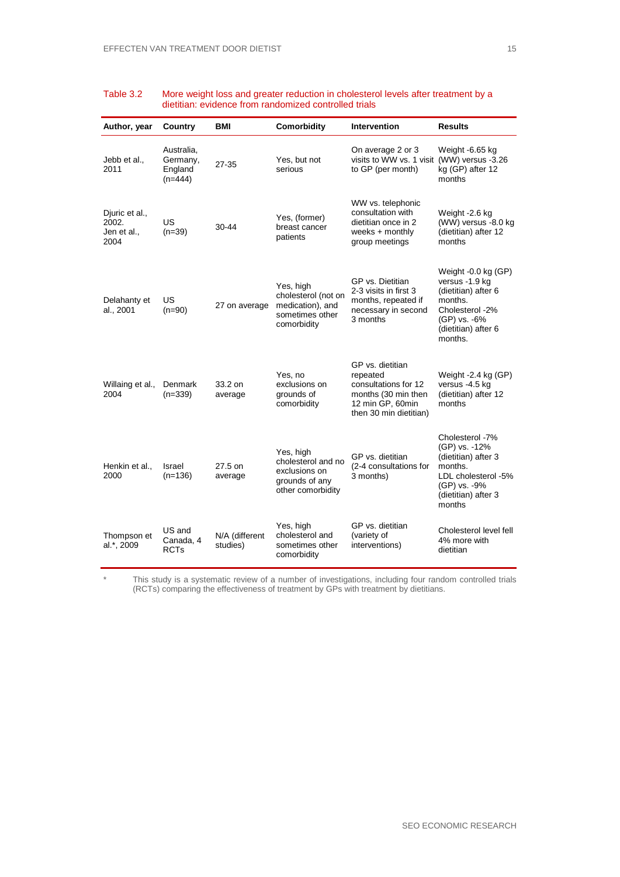Table 3.2 More weight loss and greater reduction in cholesterol levels after treatment by a dietitian: evidence from randomized controlled trials

| Author, year | Country | BMI | Comorbidity | Intervention | Results |
|---|---|---|---|---|---|
| Jebb et al., 2011 | Australia, Germany, England (n=444) | 27-35 | Yes, but not serious | On average 2 or 3 visits to WW vs. 1 visit to GP (per month) | Weight -6.65 kg (WW) versus -3.26 kg (GP) after 12 months |
| Djuric et al., 2002. Jen et al., 2004 | US (n=39) | 30-44 | Yes, (former) breast cancer patients | WW vs. telephonic consultation with dietitian once in 2 weeks + monthly group meetings | Weight -2.6 kg (WW) versus -8.0 kg (dietitian) after 12 months |
| Delahanty et al., 2001 | US (n=90) | 27 on average | Yes, high cholesterol (not on medication), and sometimes other comorbidity | GP vs. Dietitian 2-3 visits in first 3 months, repeated if necessary in second 3 months | Weight -0.0 kg (GP) versus -1.9 kg (dietitian) after 6 months. Cholesterol -2% (GP) vs. -6% (dietitian) after 6 months. |
| Willaing et al., 2004 | Denmark (n=339) | 33.2 on average | Yes, no exclusions on grounds of comorbidity | GP vs. dietitian repeated consultations for 12 months (30 min then 12 min GP, 60min then 30 min dietitian) | Weight -2.4 kg (GP) versus -4.5 kg (dietitian) after 12 months |
| Henkin et al., 2000 | Israel (n=136) | 27.5 on average | Yes, high cholesterol and no exclusions on grounds of any other comorbidity | GP vs. dietitian (2-4 consultations for 3 months) | Cholesterol -7% (GP) vs. -12% (dietitian) after 3 months. LDL cholesterol -5% (GP) vs. -9% (dietitian) after 3 months |
| Thompson et al.*, 2009 | US and Canada, 4 RCTs | N/A (different studies) | Yes, high cholesterol and sometimes other comorbidity | GP vs. dietitian (variety of interventions) | Cholesterol level fell 4% more with dietitian |

\* This study is a systematic review of a number of investigations, including four random controlled trials (RCTs) comparing the effectiveness of treatment by GPs with treatment by dietitians.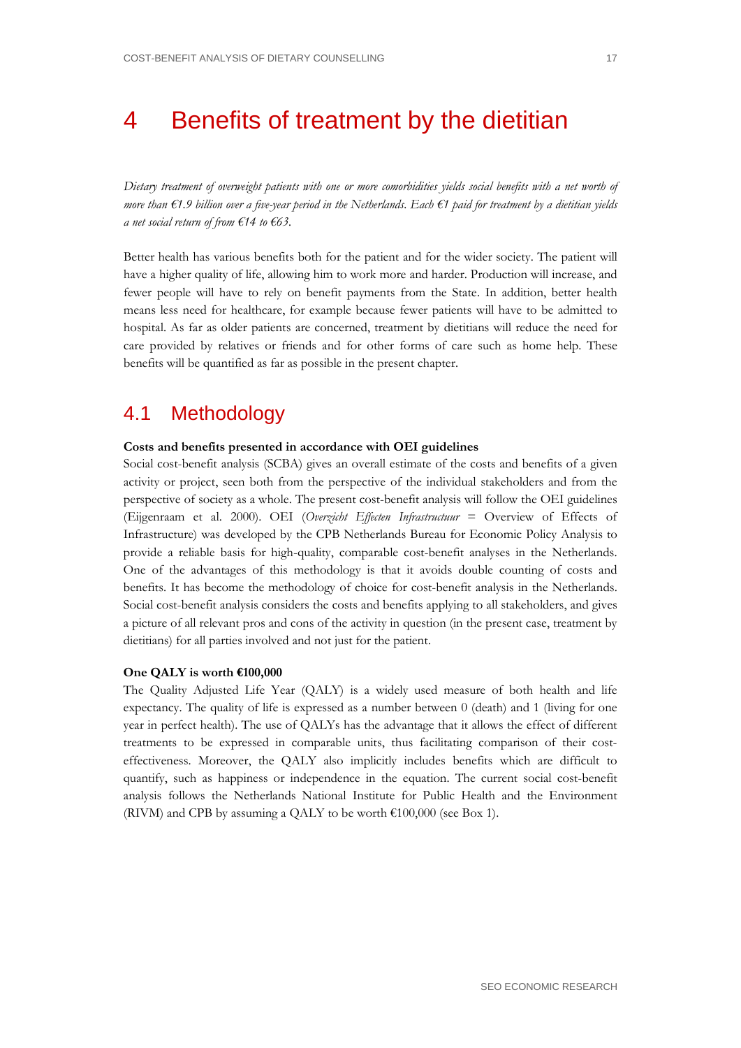# 4 Benefits of treatment by the dietitian

*Dietary treatment of overweight patients with one or more comorbidities yields social benefits with a net worth of more than €1.9 billion over a five-year period in the Netherlands. Each €1 paid for treatment by a dietitian yields a net social return of from €14 to €63.*

Better health has various benefits both for the patient and for the wider society. The patient will have a higher quality of life, allowing him to work more and harder. Production will increase, and fewer people will have to rely on benefit payments from the State. In addition, better health means less need for healthcare, for example because fewer patients will have to be admitted to hospital. As far as older patients are concerned, treatment by dietitians will reduce the need for care provided by relatives or friends and for other forms of care such as home help. These benefits will be quantified as far as possible in the present chapter.

## 4.1 Methodology

**Costs and benefits presented in accordance with OEI guidelines**

Social cost-benefit analysis (SCBA) gives an overall estimate of the costs and benefits of a given activity or project, seen both from the perspective of the individual stakeholders and from the perspective of society as a whole. The present cost-benefit analysis will follow the OEI guidelines (Eijgenraam et al. 2000). OEI (*Overzicht Effecten Infrastructuur* = Overview of Effects of Infrastructure) was developed by the CPB Netherlands Bureau for Economic Policy Analysis to provide a reliable basis for high-quality, comparable cost-benefit analyses in the Netherlands. One of the advantages of this methodology is that it avoids double counting of costs and benefits. It has become the methodology of choice for cost-benefit analysis in the Netherlands. Social cost-benefit analysis considers the costs and benefits applying to all stakeholders, and gives a picture of all relevant pros and cons of the activity in question (in the present case, treatment by dietitians) for all parties involved and not just for the patient.

**One QALY is worth €100,000**

The Quality Adjusted Life Year (QALY) is a widely used measure of both health and life expectancy. The quality of life is expressed as a number between 0 (death) and 1 (living for one year in perfect health). The use of QALYs has the advantage that it allows the effect of different treatments to be expressed in comparable units, thus facilitating comparison of their cost-effectiveness. Moreover, the QALY also implicitly includes benefits which are difficult to quantify, such as happiness or independence in the equation. The current social cost-benefit analysis follows the Netherlands National Institute for Public Health and the Environment (RIVM) and CPB by assuming a QALY to be worth €100,000 (see Box 1).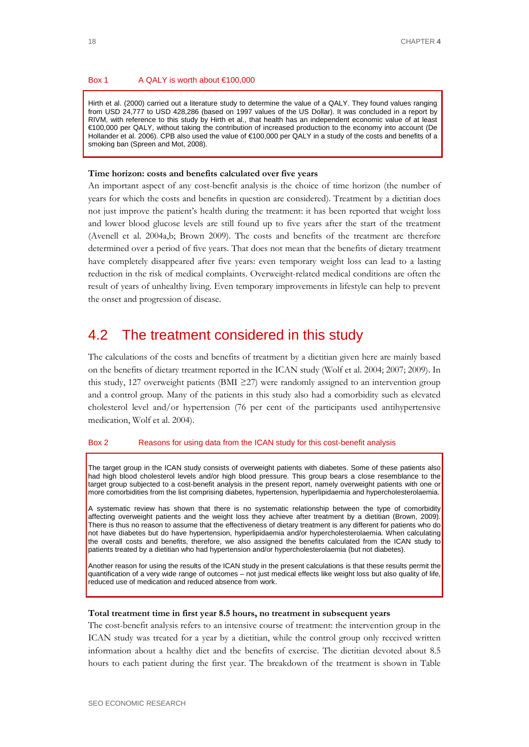Box 1 A QALY is worth about €100,000

> Hirth et al. (2000) carried out a literature study to determine the value of a QALY. They found values ranging from USD 24,777 to USD 428,286 (based on 1997 values of the US Dollar). It was concluded in a report by RIVM, with reference to this study by Hirth et al., that health has an independent economic value of at least €100,000 per QALY, without taking the contribution of increased production to the economy into account (De Hollander et al. 2006). CPB also used the value of €100,000 per QALY in a study of the costs and benefits of a smoking ban (Spreen and Mot, 2008).

**Time horizon: costs and benefits calculated over five years**

An important aspect of any cost-benefit analysis is the choice of time horizon (the number of years for which the costs and benefits in question are considered). Treatment by a dietitian does not just improve the patient's health during the treatment: it has been reported that weight loss and lower blood glucose levels are still found up to five years after the start of the treatment (Avenell et al. 2004a,b; Brown 2009). The costs and benefits of the treatment are therefore determined over a period of five years. That does not mean that the benefits of dietary treatment have completely disappeared after five years: even temporary weight loss can lead to a lasting reduction in the risk of medical complaints. Overweight-related medical conditions are often the result of years of unhealthy living. Even temporary improvements in lifestyle can help to prevent the onset and progression of disease.

## 4.2 The treatment considered in this study

The calculations of the costs and benefits of treatment by a dietitian given here are mainly based on the benefits of dietary treatment reported in the ICAN study (Wolf et al. 2004; 2007; 2009). In this study, 127 overweight patients (BMI ≥27) were randomly assigned to an intervention group and a control group. Many of the patients in this study also had a comorbidity such as elevated cholesterol level and/or hypertension (76 per cent of the participants used antihypertensive medication, Wolf et al. 2004).

Box 2 Reasons for using data from the ICAN study for this cost-benefit analysis

> The target group in the ICAN study consists of overweight patients with diabetes. Some of these patients also had high blood cholesterol levels and/or high blood pressure. This group bears a close resemblance to the target group subjected to a cost-benefit analysis in the present report, namely overweight patients with one or more comorbidities from the list comprising diabetes, hypertension, hyperlipidaemia and hypercholesterolaemia.
>
> A systematic review has shown that there is no systematic relationship between the type of comorbidity affecting overweight patients and the weight loss they achieve after treatment by a dietitian (Brown, 2009). There is thus no reason to assume that the effectiveness of dietary treatment is any different for patients who do not have diabetes but do have hypertension, hyperlipidaemia and/or hypercholesterolaemia. When calculating the overall costs and benefits, therefore, we also assigned the benefits calculated from the ICAN study to patients treated by a dietitian who had hypertension and/or hypercholesterolaemia (but not diabetes).
>
> Another reason for using the results of the ICAN study in the present calculations is that these results permit the quantification of a very wide range of outcomes – not just medical effects like weight loss but also quality of life, reduced use of medication and reduced absence from work.

**Total treatment time in first year 8.5 hours, no treatment in subsequent years**

The cost-benefit analysis refers to an intensive course of treatment: the intervention group in the ICAN study was treated for a year by a dietitian, while the control group only received written information about a healthy diet and the benefits of exercise. The dietitian devoted about 8.5 hours to each patient during the first year. The breakdown of the treatment is shown in Table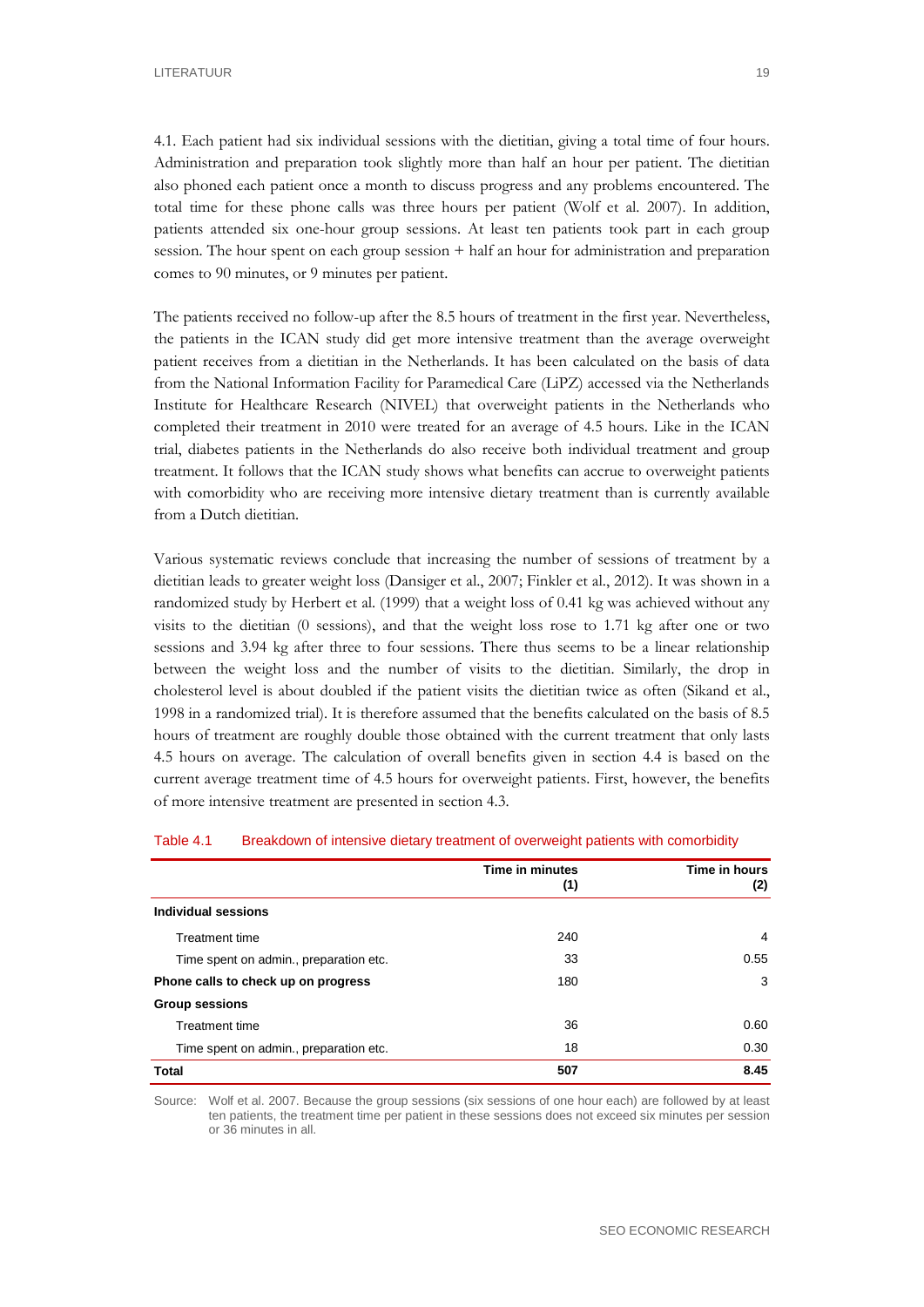4.1. Each patient had six individual sessions with the dietitian, giving a total time of four hours. Administration and preparation took slightly more than half an hour per patient. The dietitian also phoned each patient once a month to discuss progress and any problems encountered. The total time for these phone calls was three hours per patient (Wolf et al. 2007). In addition, patients attended six one-hour group sessions. At least ten patients took part in each group session. The hour spent on each group session + half an hour for administration and preparation comes to 90 minutes, or 9 minutes per patient.

The patients received no follow-up after the 8.5 hours of treatment in the first year. Nevertheless, the patients in the ICAN study did get more intensive treatment than the average overweight patient receives from a dietitian in the Netherlands. It has been calculated on the basis of data from the National Information Facility for Paramedical Care (LiPZ) accessed via the Netherlands Institute for Healthcare Research (NIVEL) that overweight patients in the Netherlands who completed their treatment in 2010 were treated for an average of 4.5 hours. Like in the ICAN trial, diabetes patients in the Netherlands do also receive both individual treatment and group treatment. It follows that the ICAN study shows what benefits can accrue to overweight patients with comorbidity who are receiving more intensive dietary treatment than is currently available from a Dutch dietitian.

Various systematic reviews conclude that increasing the number of sessions of treatment by a dietitian leads to greater weight loss (Dansiger et al., 2007; Finkler et al., 2012). It was shown in a randomized study by Herbert et al. (1999) that a weight loss of 0.41 kg was achieved without any visits to the dietitian (0 sessions), and that the weight loss rose to 1.71 kg after one or two sessions and 3.94 kg after three to four sessions. There thus seems to be a linear relationship between the weight loss and the number of visits to the dietitian. Similarly, the drop in cholesterol level is about doubled if the patient visits the dietitian twice as often (Sikand et al., 1998 in a randomized trial). It is therefore assumed that the benefits calculated on the basis of 8.5 hours of treatment are roughly double those obtained with the current treatment that only lasts 4.5 hours on average. The calculation of overall benefits given in section 4.4 is based on the current average treatment time of 4.5 hours for overweight patients. First, however, the benefits of more intensive treatment are presented in section 4.3.

Table 4.1 Breakdown of intensive dietary treatment of overweight patients with comorbidity

| | Time in minutes (1) | Time in hours (2) |
|---|---|---|
| **Individual sessions** | | |
| Treatment time | 240 | 4 |
| Time spent on admin., preparation etc. | 33 | 0.55 |
| **Phone calls to check up on progress** | 180 | 3 |
| **Group sessions** | | |
| Treatment time | 36 | 0.60 |
| Time spent on admin., preparation etc. | 18 | 0.30 |
| **Total** | **507** | **8.45** |

Source: Wolf et al. 2007. Because the group sessions (six sessions of one hour each) are followed by at least ten patients, the treatment time per patient in these sessions does not exceed six minutes per session or 36 minutes in all.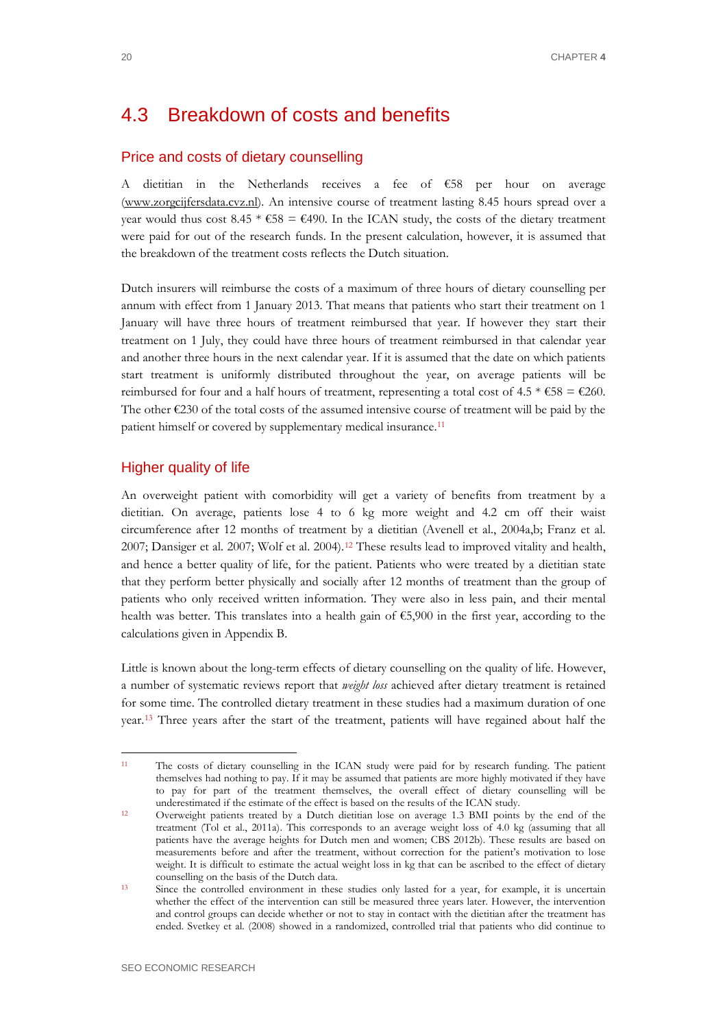## 4.3 Breakdown of costs and benefits

### Price and costs of dietary counselling

A dietitian in the Netherlands receives a fee of €58 per hour on average (www.zorgcijfersdata.cvz.nl). An intensive course of treatment lasting 8.45 hours spread over a year would thus cost 8.45 * €58 = €490. In the ICAN study, the costs of the dietary treatment were paid for out of the research funds. In the present calculation, however, it is assumed that the breakdown of the treatment costs reflects the Dutch situation.

Dutch insurers will reimburse the costs of a maximum of three hours of dietary counselling per annum with effect from 1 January 2013. That means that patients who start their treatment on 1 January will have three hours of treatment reimbursed that year. If however they start their treatment on 1 July, they could have three hours of treatment reimbursed in that calendar year and another three hours in the next calendar year. If it is assumed that the date on which patients start treatment is uniformly distributed throughout the year, on average patients will be reimbursed for four and a half hours of treatment, representing a total cost of 4.5 * €58 = €260. The other €230 of the total costs of the assumed intensive course of treatment will be paid by the patient himself or covered by supplementary medical insurance.[11]

### Higher quality of life

An overweight patient with comorbidity will get a variety of benefits from treatment by a dietitian. On average, patients lose 4 to 6 kg more weight and 4.2 cm off their waist circumference after 12 months of treatment by a dietitian (Avenell et al., 2004a,b; Franz et al. 2007; Dansiger et al. 2007; Wolf et al. 2004).[12] These results lead to improved vitality and health, and hence a better quality of life, for the patient. Patients who were treated by a dietitian state that they perform better physically and socially after 12 months of treatment than the group of patients who only received written information. They were also in less pain, and their mental health was better. This translates into a health gain of €5,900 in the first year, according to the calculations given in Appendix B.

Little is known about the long-term effects of dietary counselling on the quality of life. However, a number of systematic reviews report that *weight loss* achieved after dietary treatment is retained for some time. The controlled dietary treatment in these studies had a maximum duration of one year.[13] Three years after the start of the treatment, patients will have regained about half the

---

[11] The costs of dietary counselling in the ICAN study were paid for by research funding. The patient themselves had nothing to pay. If it may be assumed that patients are more highly motivated if they have to pay for part of the treatment themselves, the overall effect of dietary counselling will be underestimated if the estimate of the effect is based on the results of the ICAN study.

[12] Overweight patients treated by a Dutch dietitian lose on average 1.3 BMI points by the end of the treatment (Tol et al., 2011a). This corresponds to an average weight loss of 4.0 kg (assuming that all patients have the average heights for Dutch men and women; CBS 2012b). These results are based on measurements before and after the treatment, without correction for the patient's motivation to lose weight. It is difficult to estimate the actual weight loss in kg that can be ascribed to the effect of dietary counselling on the basis of the Dutch data.

[13] Since the controlled environment in these studies only lasted for a year, for example, it is uncertain whether the effect of the intervention can still be measured three years later. However, the intervention and control groups can decide whether or not to stay in contact with the dietitian after the treatment has ended. Svetkey et al. (2008) showed in a randomized, controlled trial that patients who did continue to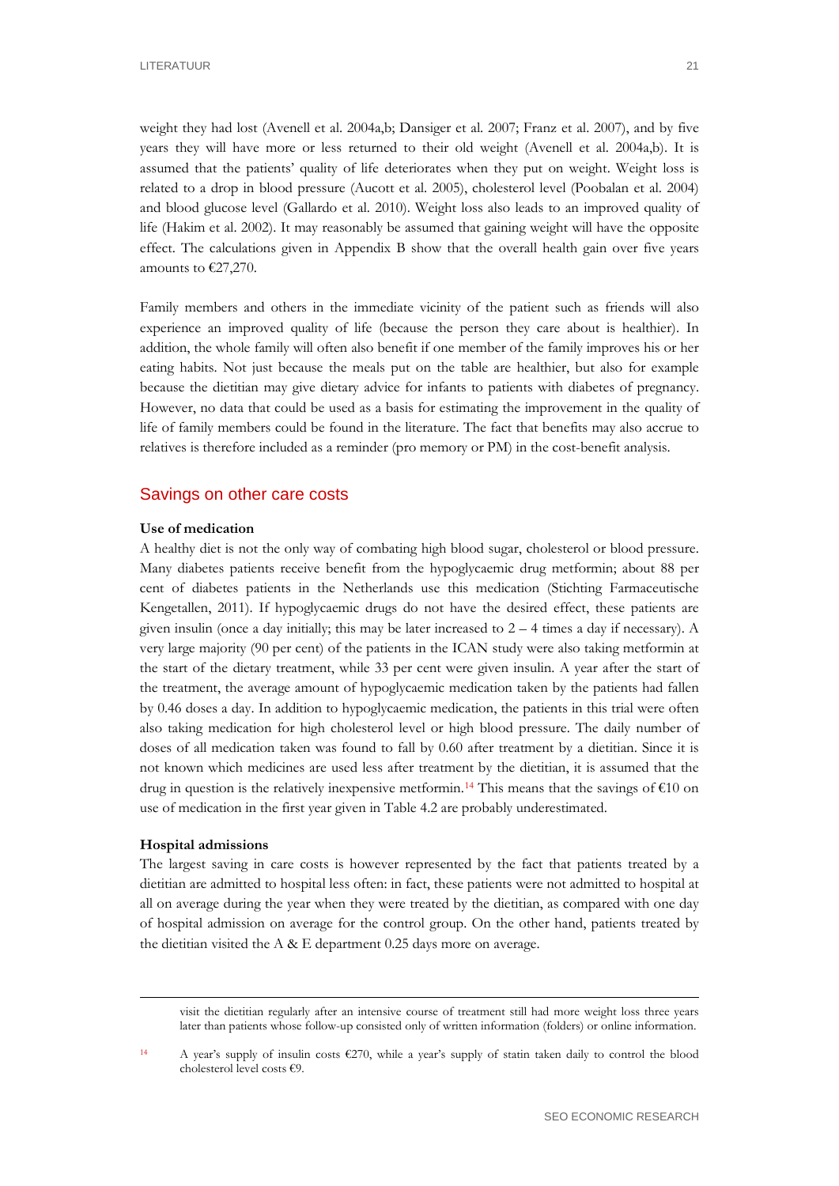weight they had lost (Avenell et al. 2004a,b; Dansiger et al. 2007; Franz et al. 2007), and by five years they will have more or less returned to their old weight (Avenell et al. 2004a,b). It is assumed that the patients' quality of life deteriorates when they put on weight. Weight loss is related to a drop in blood pressure (Aucott et al. 2005), cholesterol level (Poobalan et al. 2004) and blood glucose level (Gallardo et al. 2010). Weight loss also leads to an improved quality of life (Hakim et al. 2002). It may reasonably be assumed that gaining weight will have the opposite effect. The calculations given in Appendix B show that the overall health gain over five years amounts to €27,270.

Family members and others in the immediate vicinity of the patient such as friends will also experience an improved quality of life (because the person they care about is healthier). In addition, the whole family will often also benefit if one member of the family improves his or her eating habits. Not just because the meals put on the table are healthier, but also for example because the dietitian may give dietary advice for infants to patients with diabetes of pregnancy. However, no data that could be used as a basis for estimating the improvement in the quality of life of family members could be found in the literature. The fact that benefits may also accrue to relatives is therefore included as a reminder (pro memory or PM) in the cost-benefit analysis.

## Savings on other care costs

**Use of medication**

A healthy diet is not the only way of combating high blood sugar, cholesterol or blood pressure. Many diabetes patients receive benefit from the hypoglycaemic drug metformin; about 88 per cent of diabetes patients in the Netherlands use this medication (Stichting Farmaceutische Kengetallen, 2011). If hypoglycaemic drugs do not have the desired effect, these patients are given insulin (once a day initially; this may be later increased to 2 – 4 times a day if necessary). A very large majority (90 per cent) of the patients in the ICAN study were also taking metformin at the start of the dietary treatment, while 33 per cent were given insulin. A year after the start of the treatment, the average amount of hypoglycaemic medication taken by the patients had fallen by 0.46 doses a day. In addition to hypoglycaemic medication, the patients in this trial were often also taking medication for high cholesterol level or high blood pressure. The daily number of doses of all medication taken was found to fall by 0.60 after treatment by a dietitian. Since it is not known which medicines are used less after treatment by the dietitian, it is assumed that the drug in question is the relatively inexpensive metformin.[14] This means that the savings of €10 on use of medication in the first year given in Table 4.2 are probably underestimated.

**Hospital admissions**

The largest saving in care costs is however represented by the fact that patients treated by a dietitian are admitted to hospital less often: in fact, these patients were not admitted to hospital at all on average during the year when they were treated by the dietitian, as compared with one day of hospital admission on average for the control group. On the other hand, patients treated by the dietitian visited the A & E department 0.25 days more on average.

---

visit the dietitian regularly after an intensive course of treatment still had more weight loss three years later than patients whose follow-up consisted only of written information (folders) or online information.

[14] A year's supply of insulin costs €270, while a year's supply of statin taken daily to control the blood cholesterol level costs €9.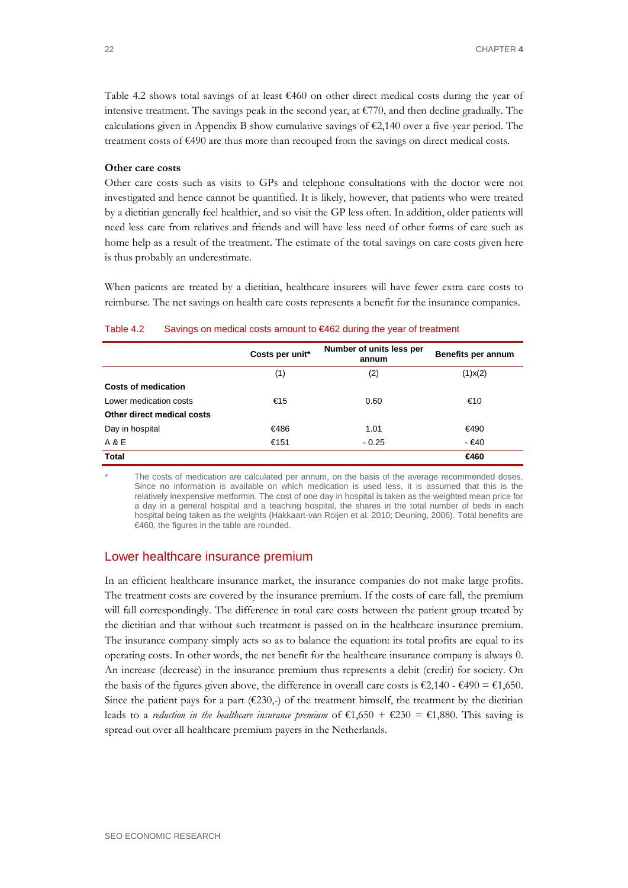Table 4.2 shows total savings of at least €460 on other direct medical costs during the year of intensive treatment. The savings peak in the second year, at €770, and then decline gradually. The calculations given in Appendix B show cumulative savings of €2,140 over a five-year period. The treatment costs of €490 are thus more than recouped from the savings on direct medical costs.

**Other care costs**

Other care costs such as visits to GPs and telephone consultations with the doctor were not investigated and hence cannot be quantified. It is likely, however, that patients who were treated by a dietitian generally feel healthier, and so visit the GP less often. In addition, older patients will need less care from relatives and friends and will have less need of other forms of care such as home help as a result of the treatment. The estimate of the total savings on care costs given here is thus probably an underestimate.

When patients are treated by a dietitian, healthcare insurers will have fewer extra care costs to reimburse. The net savings on health care costs represents a benefit for the insurance companies.

Table 4.2 Savings on medical costs amount to €462 during the year of treatment

| | Costs per unit* | Number of units less per annum | Benefits per annum |
|---|---|---|---|
| | (1) | (2) | (1)x(2) |
| **Costs of medication** | | | |
| Lower medication costs | €15 | 0.60 | €10 |
| **Other direct medical costs** | | | |
| Day in hospital | €486 | 1.01 | €490 |
| A & E | €151 | - 0.25 | - €40 |
| **Total** | | | **€460** |

\* The costs of medication are calculated per annum, on the basis of the average recommended doses. Since no information is available on which medication is used less, it is assumed that this is the relatively inexpensive metformin. The cost of one day in hospital is taken as the weighted mean price for a day in a general hospital and a teaching hospital, the shares in the total number of beds in each hospital being taken as the weights (Hakkaart-van Roijen et al. 2010; Deuning, 2006). Total benefits are €460, the figures in the table are rounded.

## Lower healthcare insurance premium

In an efficient healthcare insurance market, the insurance companies do not make large profits. The treatment costs are covered by the insurance premium. If the costs of care fall, the premium will fall correspondingly. The difference in total care costs between the patient group treated by the dietitian and that without such treatment is passed on in the healthcare insurance premium. The insurance company simply acts so as to balance the equation: its total profits are equal to its operating costs. In other words, the net benefit for the healthcare insurance company is always 0. An increase (decrease) in the insurance premium thus represents a debit (credit) for society. On the basis of the figures given above, the difference in overall care costs is €2,140 - €490 = €1,650. Since the patient pays for a part (€230,-) of the treatment himself, the treatment by the dietitian leads to a *reduction in the healthcare insurance premium* of €1,650 + €230 = €1,880. This saving is spread out over all healthcare premium payers in the Netherlands.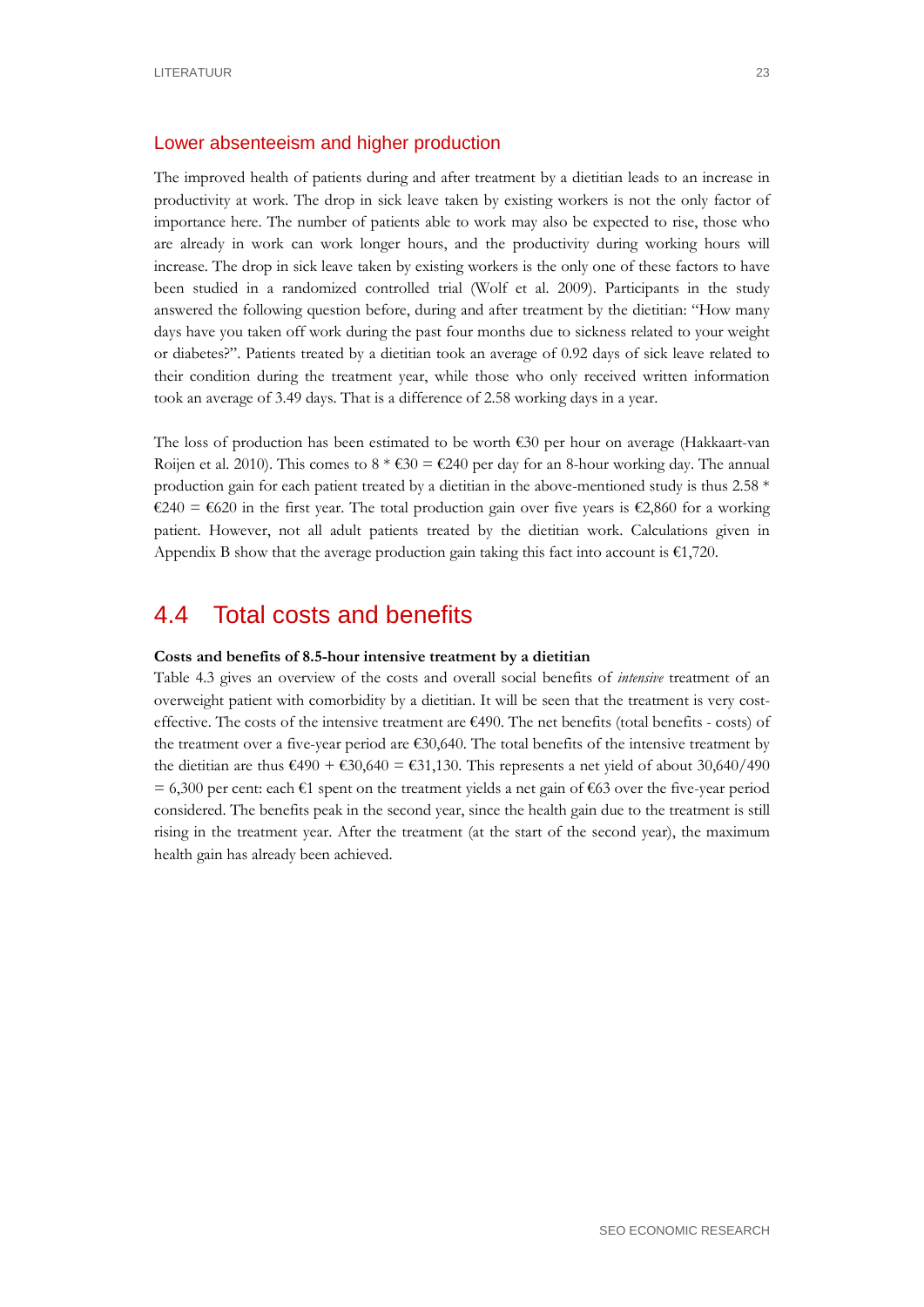### Lower absenteeism and higher production

The improved health of patients during and after treatment by a dietitian leads to an increase in productivity at work. The drop in sick leave taken by existing workers is not the only factor of importance here. The number of patients able to work may also be expected to rise, those who are already in work can work longer hours, and the productivity during working hours will increase. The drop in sick leave taken by existing workers is the only one of these factors to have been studied in a randomized controlled trial (Wolf et al. 2009). Participants in the study answered the following question before, during and after treatment by the dietitian: "How many days have you taken off work during the past four months due to sickness related to your weight or diabetes?". Patients treated by a dietitian took an average of 0.92 days of sick leave related to their condition during the treatment year, while those who only received written information took an average of 3.49 days. That is a difference of 2.58 working days in a year.

The loss of production has been estimated to be worth €30 per hour on average (Hakkaart-van Roijen et al. 2010). This comes to 8 * €30 = €240 per day for an 8-hour working day. The annual production gain for each patient treated by a dietitian in the above-mentioned study is thus 2.58 * €240 = €620 in the first year. The total production gain over five years is €2,860 for a working patient. However, not all adult patients treated by the dietitian work. Calculations given in Appendix B show that the average production gain taking this fact into account is €1,720.

## 4.4 Total costs and benefits

**Costs and benefits of 8.5-hour intensive treatment by a dietitian**

Table 4.3 gives an overview of the costs and overall social benefits of *intensive* treatment of an overweight patient with comorbidity by a dietitian. It will be seen that the treatment is very cost-effective. The costs of the intensive treatment are €490. The net benefits (total benefits - costs) of the treatment over a five-year period are €30,640. The total benefits of the intensive treatment by the dietitian are thus €490 + €30,640 = €31,130. This represents a net yield of about 30,640/490 = 6,300 per cent: each €1 spent on the treatment yields a net gain of €63 over the five-year period considered. The benefits peak in the second year, since the health gain due to the treatment is still rising in the treatment year. After the treatment (at the start of the second year), the maximum health gain has already been achieved.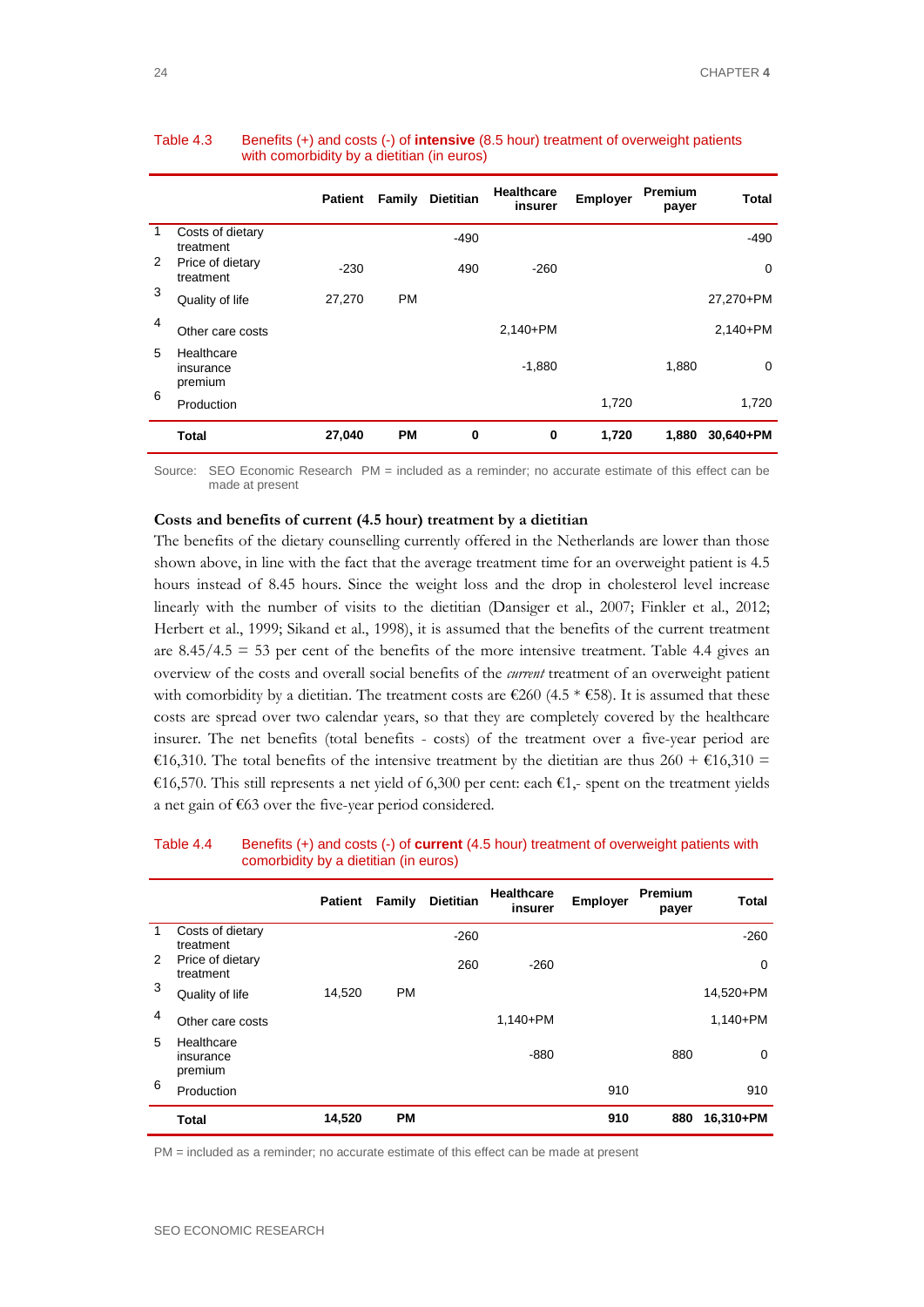Table 4.3 Benefits (+) and costs (-) of **intensive** (8.5 hour) treatment of overweight patients with comorbidity by a dietitian (in euros)

| | | Patient | Family | Dietitian | Healthcare insurer | Employer | Premium payer | Total |
|---|---|---|---|---|---|---|---|---|
| 1 | Costs of dietary treatment | | | -490 | | | | -490 |
| 2 | Price of dietary treatment | -230 | | 490 | -260 | | | 0 |
| 3 | Quality of life | 27,270 | PM | | | | | 27,270+PM |
| 4 | Other care costs | | | | 2,140+PM | | | 2,140+PM |
| 5 | Healthcare insurance premium | | | | -1,880 | | 1,880 | 0 |
| 6 | Production | | | | | 1,720 | | 1,720 |
| | **Total** | **27,040** | **PM** | **0** | **0** | **1,720** | **1,880** | **30,640+PM** |

Source: SEO Economic Research PM = included as a reminder; no accurate estimate of this effect can be made at present

**Costs and benefits of current (4.5 hour) treatment by a dietitian**

The benefits of the dietary counselling currently offered in the Netherlands are lower than those shown above, in line with the fact that the average treatment time for an overweight patient is 4.5 hours instead of 8.45 hours. Since the weight loss and the drop in cholesterol level increase linearly with the number of visits to the dietitian (Dansiger et al., 2007; Finkler et al., 2012; Herbert et al., 1999; Sikand et al., 1998), it is assumed that the benefits of the current treatment are 8.45/4.5 = 53 per cent of the benefits of the more intensive treatment. Table 4.4 gives an overview of the costs and overall social benefits of the *current* treatment of an overweight patient with comorbidity by a dietitian. The treatment costs are €260 (4.5 * €58). It is assumed that these costs are spread over two calendar years, so that they are completely covered by the healthcare insurer. The net benefits (total benefits - costs) of the treatment over a five-year period are €16,310. The total benefits of the intensive treatment by the dietitian are thus 260 + €16,310 = €16,570. This still represents a net yield of 6,300 per cent: each €1,- spent on the treatment yields a net gain of €63 over the five-year period considered.

Table 4.4 Benefits (+) and costs (-) of **current** (4.5 hour) treatment of overweight patients with comorbidity by a dietitian (in euros)

| | | Patient | Family | Dietitian | Healthcare insurer | Employer | Premium payer | Total |
|---|---|---|---|---|---|---|---|---|
| 1 | Costs of dietary treatment | | | -260 | | | | -260 |
| 2 | Price of dietary treatment | | | 260 | -260 | | | 0 |
| 3 | Quality of life | 14,520 | PM | | | | | 14,520+PM |
| 4 | Other care costs | | | | 1,140+PM | | | 1,140+PM |
| 5 | Healthcare insurance premium | | | | -880 | | 880 | 0 |
| 6 | Production | | | | | 910 | | 910 |
| | **Total** | **14,520** | **PM** | | | **910** | **880** | **16,310+PM** |

PM = included as a reminder; no accurate estimate of this effect can be made at present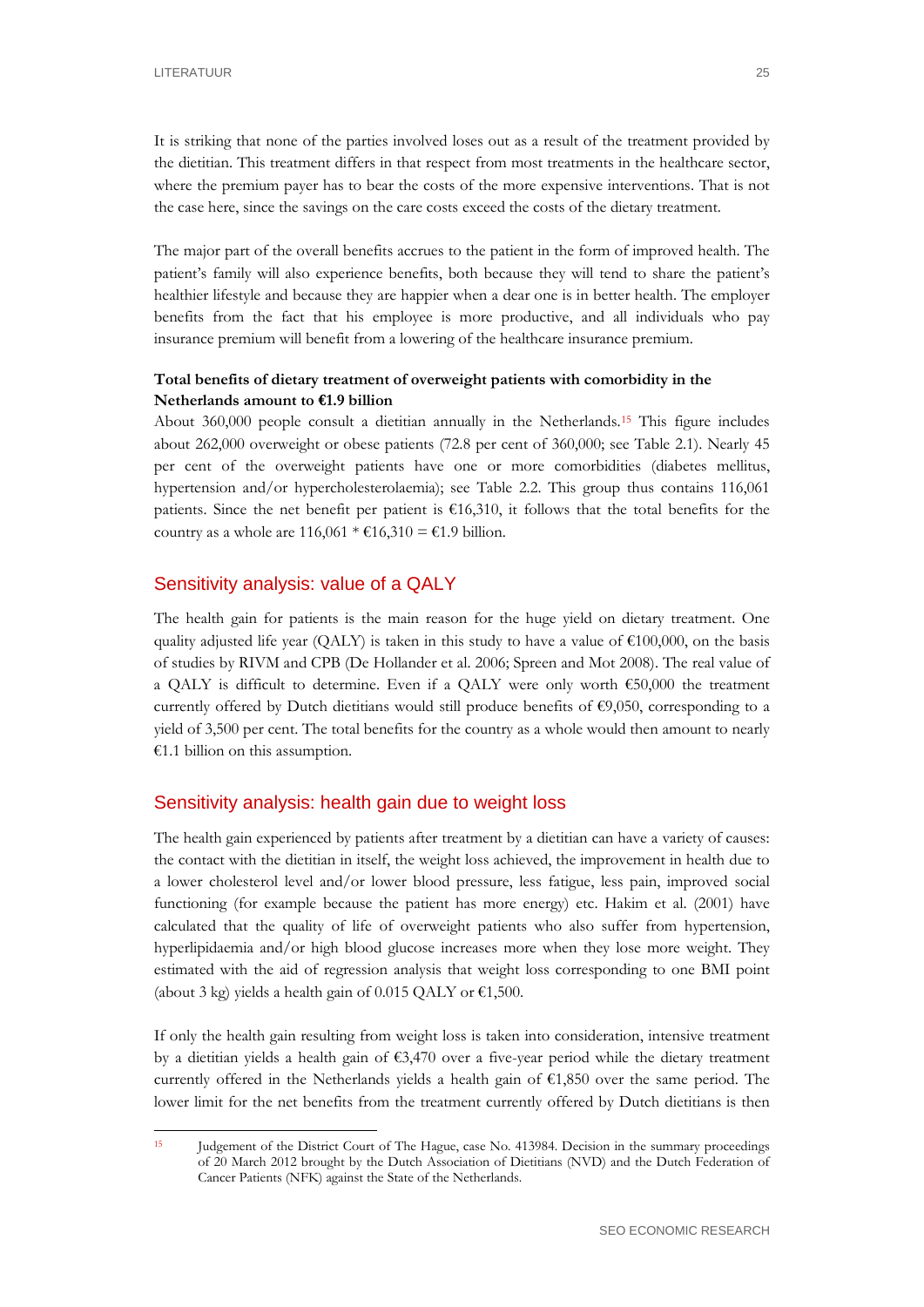It is striking that none of the parties involved loses out as a result of the treatment provided by the dietitian. This treatment differs in that respect from most treatments in the healthcare sector, where the premium payer has to bear the costs of the more expensive interventions. That is not the case here, since the savings on the care costs exceed the costs of the dietary treatment.

The major part of the overall benefits accrues to the patient in the form of improved health. The patient's family will also experience benefits, both because they will tend to share the patient's healthier lifestyle and because they are happier when a dear one is in better health. The employer benefits from the fact that his employee is more productive, and all individuals who pay insurance premium will benefit from a lowering of the healthcare insurance premium.

**Total benefits of dietary treatment of overweight patients with comorbidity in the Netherlands amount to €1.9 billion**

About 360,000 people consult a dietitian annually in the Netherlands.[15] This figure includes about 262,000 overweight or obese patients (72.8 per cent of 360,000; see Table 2.1). Nearly 45 per cent of the overweight patients have one or more comorbidities (diabetes mellitus, hypertension and/or hypercholesterolaemia); see Table 2.2. This group thus contains 116,061 patients. Since the net benefit per patient is €16,310, it follows that the total benefits for the country as a whole are 116,061 * €16,310 = €1.9 billion.

## Sensitivity analysis: value of a QALY

The health gain for patients is the main reason for the huge yield on dietary treatment. One quality adjusted life year (QALY) is taken in this study to have a value of €100,000, on the basis of studies by RIVM and CPB (De Hollander et al. 2006; Spreen and Mot 2008). The real value of a QALY is difficult to determine. Even if a QALY were only worth €50,000 the treatment currently offered by Dutch dietitians would still produce benefits of €9,050, corresponding to a yield of 3,500 per cent. The total benefits for the country as a whole would then amount to nearly €1.1 billion on this assumption.

## Sensitivity analysis: health gain due to weight loss

The health gain experienced by patients after treatment by a dietitian can have a variety of causes: the contact with the dietitian in itself, the weight loss achieved, the improvement in health due to a lower cholesterol level and/or lower blood pressure, less fatigue, less pain, improved social functioning (for example because the patient has more energy) etc. Hakim et al. (2001) have calculated that the quality of life of overweight patients who also suffer from hypertension, hyperlipidaemia and/or high blood glucose increases more when they lose more weight. They estimated with the aid of regression analysis that weight loss corresponding to one BMI point (about 3 kg) yields a health gain of 0.015 QALY or €1,500.

If only the health gain resulting from weight loss is taken into consideration, intensive treatment by a dietitian yields a health gain of €3,470 over a five-year period while the dietary treatment currently offered in the Netherlands yields a health gain of €1,850 over the same period. The lower limit for the net benefits from the treatment currently offered by Dutch dietitians is then

[15] Judgement of the District Court of The Hague, case No. 413984. Decision in the summary proceedings of 20 March 2012 brought by the Dutch Association of Dietitians (NVD) and the Dutch Federation of Cancer Patients (NFK) against the State of the Netherlands.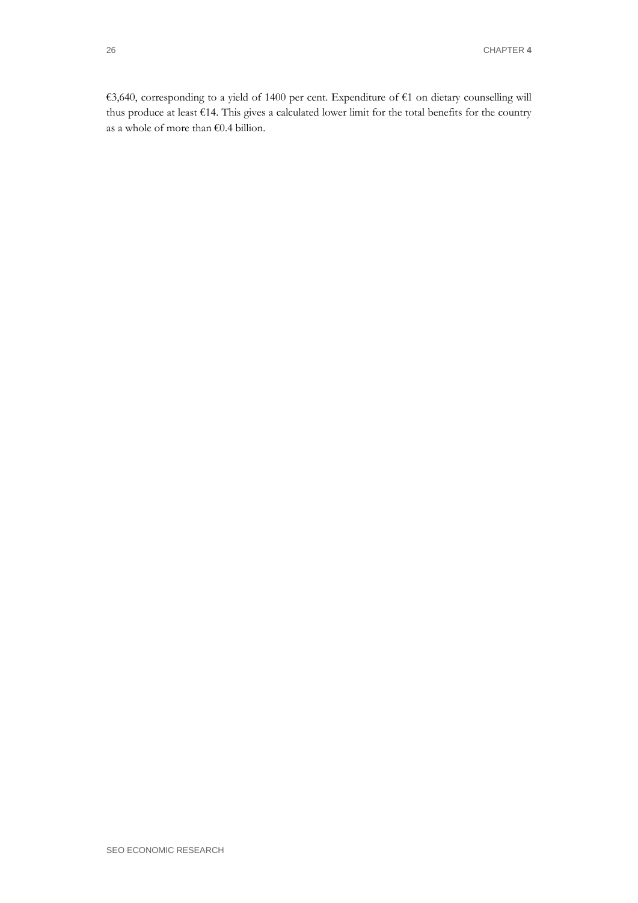€3,640, corresponding to a yield of 1400 per cent. Expenditure of €1 on dietary counselling will thus produce at least €14. This gives a calculated lower limit for the total benefits for the country as a whole of more than €0.4 billion.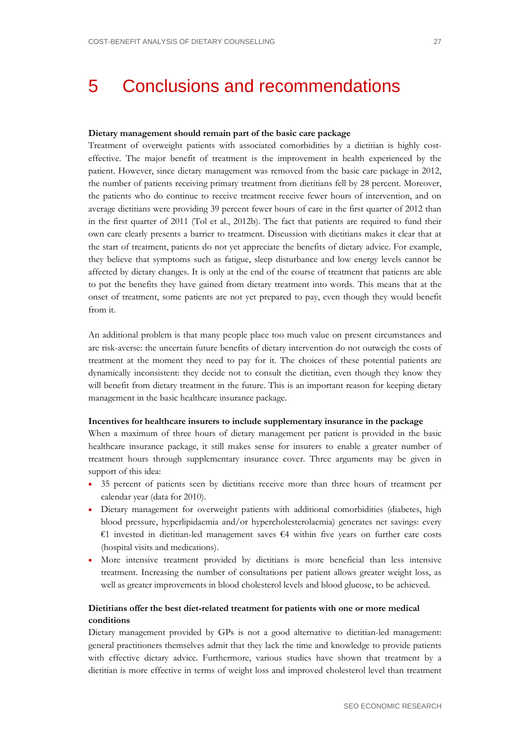# 5 Conclusions and recommendations

**Dietary management should remain part of the basic care package**

Treatment of overweight patients with associated comorbidities by a dietitian is highly cost-effective. The major benefit of treatment is the improvement in health experienced by the patient. However, since dietary management was removed from the basic care package in 2012, the number of patients receiving primary treatment from dietitians fell by 28 percent. Moreover, the patients who do continue to receive treatment receive fewer hours of intervention, and on average dietitians were providing 39 percent fewer hours of care in the first quarter of 2012 than in the first quarter of 2011 (Tol et al., 2012b). The fact that patients are required to fund their own care clearly presents a barrier to treatment. Discussion with dietitians makes it clear that at the start of treatment, patients do not yet appreciate the benefits of dietary advice. For example, they believe that symptoms such as fatigue, sleep disturbance and low energy levels cannot be affected by dietary changes. It is only at the end of the course of treatment that patients are able to put the benefits they have gained from dietary treatment into words. This means that at the onset of treatment, some patients are not yet prepared to pay, even though they would benefit from it.

An additional problem is that many people place too much value on present circumstances and are risk-averse: the uncertain future benefits of dietary intervention do not outweigh the costs of treatment at the moment they need to pay for it. The choices of these potential patients are dynamically inconsistent: they decide not to consult the dietitian, even though they know they will benefit from dietary treatment in the future. This is an important reason for keeping dietary management in the basic healthcare insurance package.

**Incentives for healthcare insurers to include supplementary insurance in the package**

When a maximum of three hours of dietary management per patient is provided in the basic healthcare insurance package, it still makes sense for insurers to enable a greater number of treatment hours through supplementary insurance cover. Three arguments may be given in support of this idea:

- 35 percent of patients seen by dietitians receive more than three hours of treatment per calendar year (data for 2010).
- Dietary management for overweight patients with additional comorbidities (diabetes, high blood pressure, hyperlipidaemia and/or hypercholesterolaemia) generates net savings: every €1 invested in dietitian-led management saves €4 within five years on further care costs (hospital visits and medications).
- More intensive treatment provided by dietitians is more beneficial than less intensive treatment. Increasing the number of consultations per patient allows greater weight loss, as well as greater improvements in blood cholesterol levels and blood glucose, to be achieved.

**Dietitians offer the best diet-related treatment for patients with one or more medical conditions**

Dietary management provided by GPs is not a good alternative to dietitian-led management: general practitioners themselves admit that they lack the time and knowledge to provide patients with effective dietary advice. Furthermore, various studies have shown that treatment by a dietitian is more effective in terms of weight loss and improved cholesterol level than treatment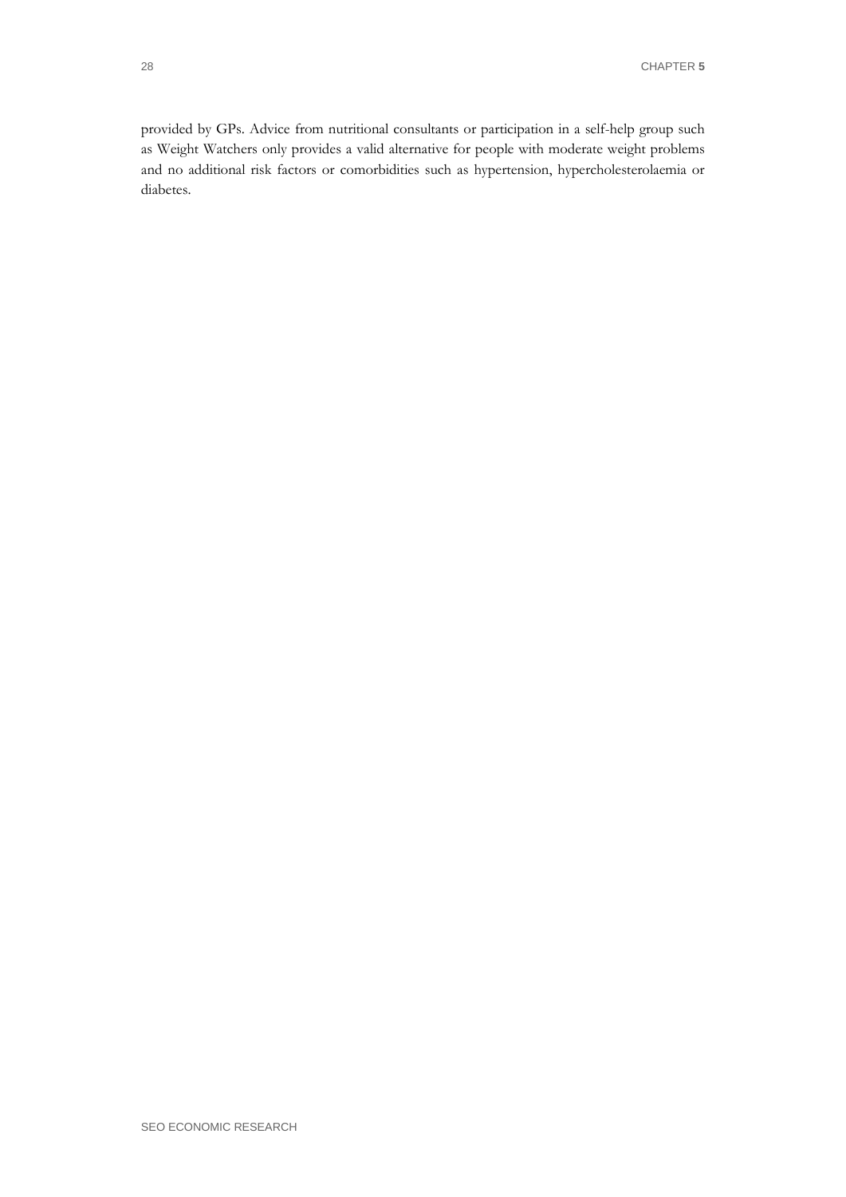provided by GPs. Advice from nutritional consultants or participation in a self-help group such as Weight Watchers only provides a valid alternative for people with moderate weight problems and no additional risk factors or comorbidities such as hypertension, hypercholesterolaemia or diabetes.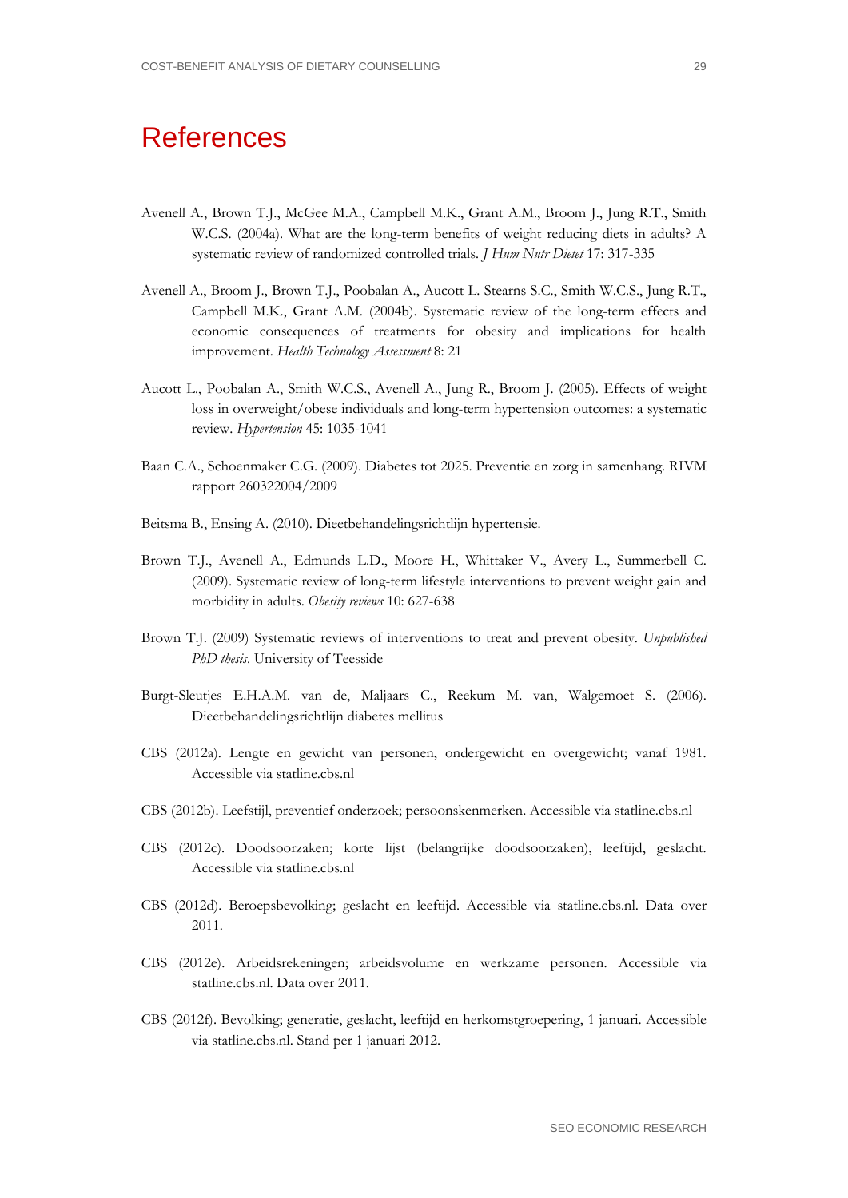# References

Avenell A., Brown T.J., McGee M.A., Campbell M.K., Grant A.M., Broom J., Jung R.T., Smith W.C.S. (2004a). What are the long-term benefits of weight reducing diets in adults? A systematic review of randomized controlled trials. *J Hum Nutr Dietet* 17: 317-335

Avenell A., Broom J., Brown T.J., Poobalan A., Aucott L. Stearns S.C., Smith W.C.S., Jung R.T., Campbell M.K., Grant A.M. (2004b). Systematic review of the long-term effects and economic consequences of treatments for obesity and implications for health improvement. *Health Technology Assessment* 8: 21

Aucott L., Poobalan A., Smith W.C.S., Avenell A., Jung R., Broom J. (2005). Effects of weight loss in overweight/obese individuals and long-term hypertension outcomes: a systematic review. *Hypertension* 45: 1035-1041

Baan C.A., Schoenmaker C.G. (2009). Diabetes tot 2025. Preventie en zorg in samenhang. RIVM rapport 260322004/2009

Beitsma B., Ensing A. (2010). Dieetbehandelingsrichtlijn hypertensie.

Brown T.J., Avenell A., Edmunds L.D., Moore H., Whittaker V., Avery L., Summerbell C. (2009). Systematic review of long-term lifestyle interventions to prevent weight gain and morbidity in adults. *Obesity reviews* 10: 627-638

Brown T.J. (2009) Systematic reviews of interventions to treat and prevent obesity. *Unpublished PhD thesis*. University of Teesside

Burgt-Sleutjes E.H.A.M. van de, Maljaars C., Reekum M. van, Walgemoet S. (2006). Dieetbehandelingsrichtlijn diabetes mellitus

CBS (2012a). Lengte en gewicht van personen, ondergewicht en overgewicht; vanaf 1981. Accessible via statline.cbs.nl

CBS (2012b). Leefstijl, preventief onderzoek; persoonskenmerken. Accessible via statline.cbs.nl

CBS (2012c). Doodsoorzaken; korte lijst (belangrijke doodsoorzaken), leeftijd, geslacht. Accessible via statline.cbs.nl

CBS (2012d). Beroepsbevolking; geslacht en leeftijd. Accessible via statline.cbs.nl. Data over 2011.

CBS (2012e). Arbeidsrekeningen; arbeidsvolume en werkzame personen. Accessible via statline.cbs.nl. Data over 2011.

CBS (2012f). Bevolking; generatie, geslacht, leeftijd en herkomstgroepering, 1 januari. Accessible via statline.cbs.nl. Stand per 1 januari 2012.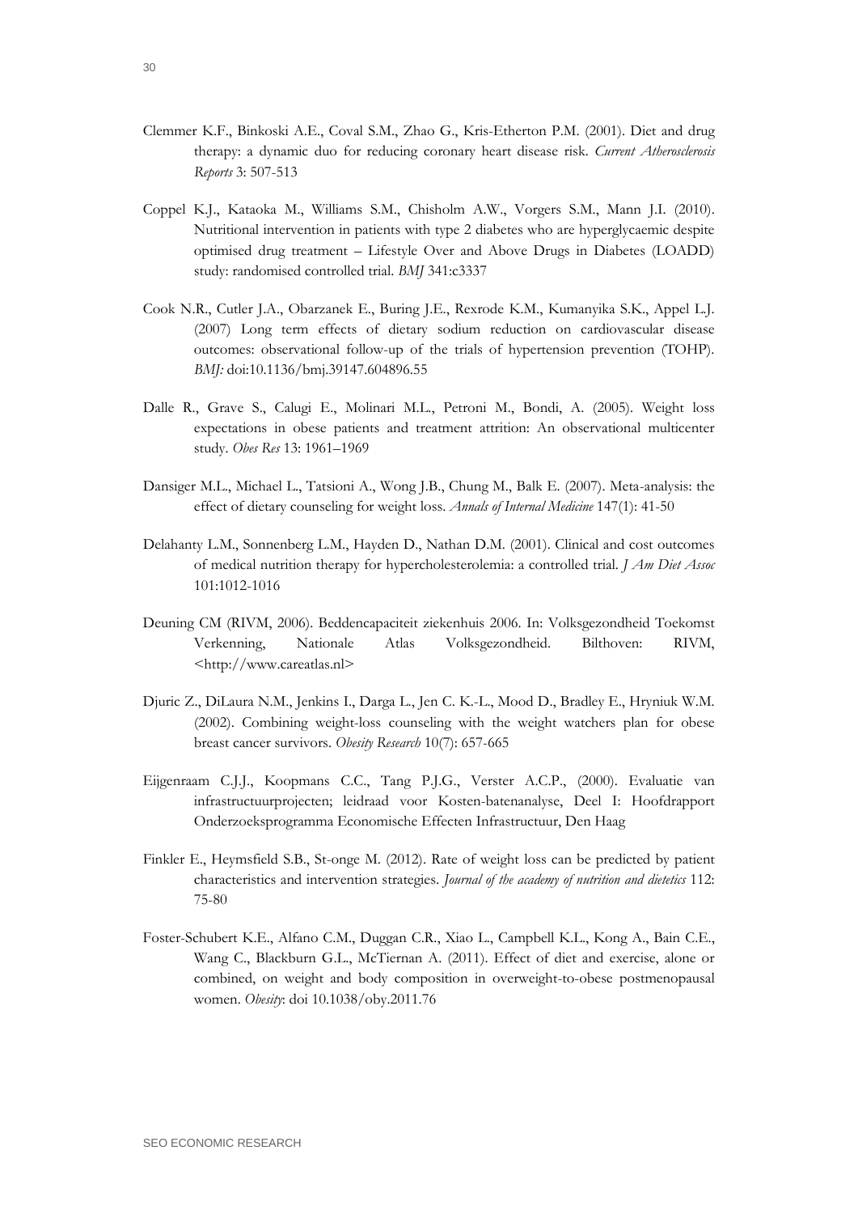Clemmer K.F., Binkoski A.E., Coval S.M., Zhao G., Kris-Etherton P.M. (2001). Diet and drug therapy: a dynamic duo for reducing coronary heart disease risk. *Current Atherosclerosis Reports* 3: 507-513

Coppel K.J., Kataoka M., Williams S.M., Chisholm A.W., Vorgers S.M., Mann J.I. (2010). Nutritional intervention in patients with type 2 diabetes who are hyperglycaemic despite optimised drug treatment – Lifestyle Over and Above Drugs in Diabetes (LOADD) study: randomised controlled trial. *BMJ* 341:c3337

Cook N.R., Cutler J.A., Obarzanek E., Buring J.E., Rexrode K.M., Kumanyika S.K., Appel L.J. (2007) Long term effects of dietary sodium reduction on cardiovascular disease outcomes: observational follow-up of the trials of hypertension prevention (TOHP). *BMJ:* doi:10.1136/bmj.39147.604896.55

Dalle R., Grave S., Calugi E., Molinari M.L., Petroni M., Bondi, A. (2005). Weight loss expectations in obese patients and treatment attrition: An observational multicenter study. *Obes Res* 13: 1961–1969

Dansiger M.L., Michael L., Tatsioni A., Wong J.B., Chung M., Balk E. (2007). Meta-analysis: the effect of dietary counseling for weight loss. *Annals of Internal Medicine* 147(1): 41-50

Delahanty L.M., Sonnenberg L.M., Hayden D., Nathan D.M. (2001). Clinical and cost outcomes of medical nutrition therapy for hypercholesterolemia: a controlled trial. *J Am Diet Assoc* 101:1012-1016

Deuning CM (RIVM, 2006). Beddencapaciteit ziekenhuis 2006. In: Volksgezondheid Toekomst Verkenning, Nationale Atlas Volksgezondheid. Bilthoven: RIVM, <http://www.careatlas.nl>

Djuric Z., DiLaura N.M., Jenkins I., Darga L., Jen C. K.-L., Mood D., Bradley E., Hryniuk W.M. (2002). Combining weight-loss counseling with the weight watchers plan for obese breast cancer survivors. *Obesity Research* 10(7): 657-665

Eijgenraam C.J.J., Koopmans C.C., Tang P.J.G., Verster A.C.P., (2000). Evaluatie van infrastructuurprojecten; leidraad voor Kosten-batenanalyse, Deel I: Hoofdrapport Onderzoeksprogramma Economische Effecten Infrastructuur, Den Haag

Finkler E., Heymsfield S.B., St-onge M. (2012). Rate of weight loss can be predicted by patient characteristics and intervention strategies. *Journal of the academy of nutrition and dietetics* 112: 75-80

Foster-Schubert K.E., Alfano C.M., Duggan C.R., Xiao L., Campbell K.L., Kong A., Bain C.E., Wang C., Blackburn G.L., McTiernan A. (2011). Effect of diet and exercise, alone or combined, on weight and body composition in overweight-to-obese postmenopausal women. *Obesity*: doi 10.1038/oby.2011.76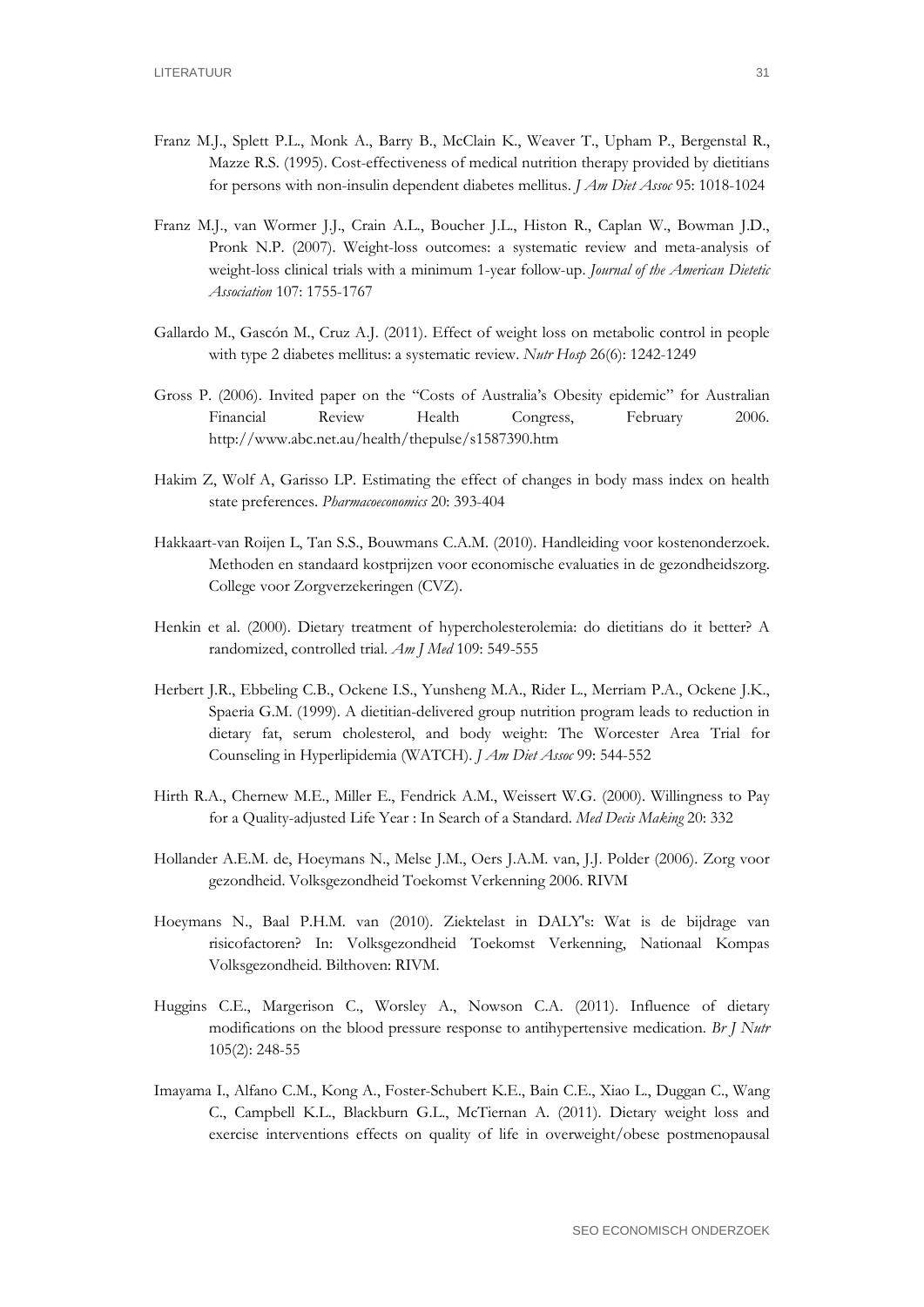Franz M.J., Splett P.L., Monk A., Barry B., McClain K., Weaver T., Upham P., Bergenstal R., Mazze R.S. (1995). Cost-effectiveness of medical nutrition therapy provided by dietitians for persons with non-insulin dependent diabetes mellitus. *J Am Diet Assoc* 95: 1018-1024

Franz M.J., van Wormer J.J., Crain A.L., Boucher J.L., Histon R., Caplan W., Bowman J.D., Pronk N.P. (2007). Weight-loss outcomes: a systematic review and meta-analysis of weight-loss clinical trials with a minimum 1-year follow-up. *Journal of the American Dietetic Association* 107: 1755-1767

Gallardo M., Gascón M., Cruz A.J. (2011). Effect of weight loss on metabolic control in people with type 2 diabetes mellitus: a systematic review. *Nutr Hosp* 26(6): 1242-1249

Gross P. (2006). Invited paper on the "Costs of Australia's Obesity epidemic" for Australian Financial Review Health Congress, February 2006. http://www.abc.net.au/health/thepulse/s1587390.htm

Hakim Z, Wolf A, Garisso LP. Estimating the effect of changes in body mass index on health state preferences. *Pharmacoeconomics* 20: 393-404

Hakkaart-van Roijen L, Tan S.S., Bouwmans C.A.M. (2010). Handleiding voor kostenonderzoek. Methoden en standaard kostprijzen voor economische evaluaties in de gezondheidszorg. College voor Zorgverzekeringen (CVZ).

Henkin et al. (2000). Dietary treatment of hypercholesterolemia: do dietitians do it better? A randomized, controlled trial. *Am J Med* 109: 549-555

Herbert J.R., Ebbeling C.B., Ockene I.S., Yunsheng M.A., Rider L., Merriam P.A., Ockene J.K., Spaeria G.M. (1999). A dietitian-delivered group nutrition program leads to reduction in dietary fat, serum cholesterol, and body weight: The Worcester Area Trial for Counseling in Hyperlipidemia (WATCH). *J Am Diet Assoc* 99: 544-552

Hirth R.A., Chernew M.E., Miller E., Fendrick A.M., Weissert W.G. (2000). Willingness to Pay for a Quality-adjusted Life Year : In Search of a Standard. *Med Decis Making* 20: 332

Hollander A.E.M. de, Hoeymans N., Melse J.M., Oers J.A.M. van, J.J. Polder (2006). Zorg voor gezondheid. Volksgezondheid Toekomst Verkenning 2006. RIVM

Hoeymans N., Baal P.H.M. van (2010). Ziektelast in DALY's: Wat is de bijdrage van risicofactoren? In: Volksgezondheid Toekomst Verkenning, Nationaal Kompas Volksgezondheid. Bilthoven: RIVM.

Huggins C.E., Margerison C., Worsley A., Nowson C.A. (2011). Influence of dietary modifications on the blood pressure response to antihypertensive medication. *Br J Nutr* 105(2): 248-55

Imayama I., Alfano C.M., Kong A., Foster-Schubert K.E., Bain C.E., Xiao L., Duggan C., Wang C., Campbell K.L., Blackburn G.L., McTiernan A. (2011). Dietary weight loss and exercise interventions effects on quality of life in overweight/obese postmenopausal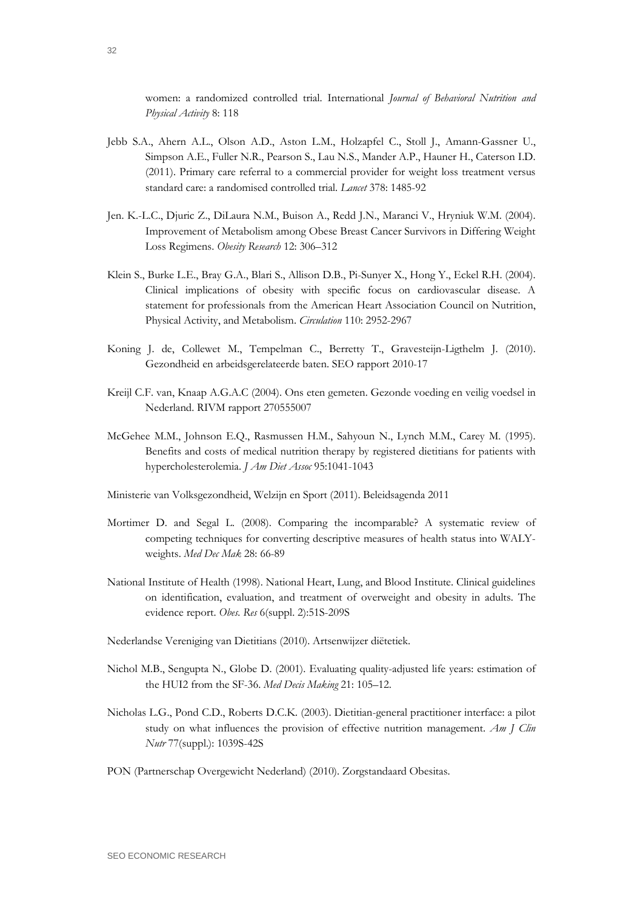women: a randomized controlled trial. International *Journal of Behavioral Nutrition and Physical Activity* 8: 118

Jebb S.A., Ahern A.L., Olson A.D., Aston L.M., Holzapfel C., Stoll J., Amann-Gassner U., Simpson A.E., Fuller N.R., Pearson S., Lau N.S., Mander A.P., Hauner H., Caterson I.D. (2011). Primary care referral to a commercial provider for weight loss treatment versus standard care: a randomised controlled trial. *Lancet* 378: 1485-92

Jen. K.-L.C., Djuric Z., DiLaura N.M., Buison A., Redd J.N., Maranci V., Hryniuk W.M. (2004). Improvement of Metabolism among Obese Breast Cancer Survivors in Differing Weight Loss Regimens. *Obesity Research* 12: 306–312

Klein S., Burke L.E., Bray G.A., Blari S., Allison D.B., Pi-Sunyer X., Hong Y., Eckel R.H. (2004). Clinical implications of obesity with specific focus on cardiovascular disease. A statement for professionals from the American Heart Association Council on Nutrition, Physical Activity, and Metabolism. *Circulation* 110: 2952-2967

Koning J. de, Collewet M., Tempelman C., Berretty T., Gravesteijn-Ligthelm J. (2010). Gezondheid en arbeidsgerelateerde baten. SEO rapport 2010-17

Kreijl C.F. van, Knaap A.G.A.C (2004). Ons eten gemeten. Gezonde voeding en veilig voedsel in Nederland. RIVM rapport 270555007

McGehee M.M., Johnson E.Q., Rasmussen H.M., Sahyoun N., Lynch M.M., Carey M. (1995). Benefits and costs of medical nutrition therapy by registered dietitians for patients with hypercholesterolemia. *J Am Diet Assoc* 95:1041-1043

Ministerie van Volksgezondheid, Welzijn en Sport (2011). Beleidsagenda 2011

Mortimer D. and Segal L. (2008). Comparing the incomparable? A systematic review of competing techniques for converting descriptive measures of health status into WALY-weights. *Med Dec Mak* 28: 66-89

National Institute of Health (1998). National Heart, Lung, and Blood Institute. Clinical guidelines on identification, evaluation, and treatment of overweight and obesity in adults. The evidence report. *Obes. Res* 6(suppl. 2):51S-209S

Nederlandse Vereniging van Dietitians (2010). Artsenwijzer diëtetiek.

Nichol M.B., Sengupta N., Globe D. (2001). Evaluating quality-adjusted life years: estimation of the HUI2 from the SF-36. *Med Decis Making* 21: 105–12.

Nicholas L.G., Pond C.D., Roberts D.C.K. (2003). Dietitian-general practitioner interface: a pilot study on what influences the provision of effective nutrition management. *Am J Clin Nutr* 77(suppl.): 1039S-42S

PON (Partnerschap Overgewicht Nederland) (2010). Zorgstandaard Obesitas.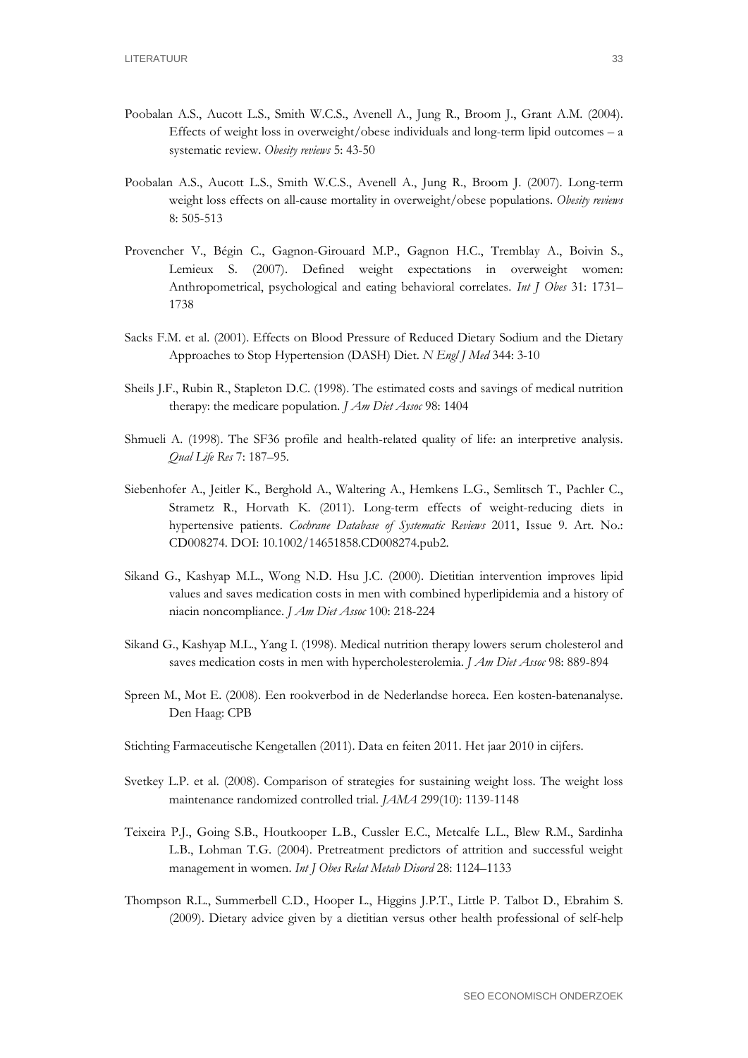Poobalan A.S., Aucott L.S., Smith W.C.S., Avenell A., Jung R., Broom J., Grant A.M. (2004). Effects of weight loss in overweight/obese individuals and long-term lipid outcomes – a systematic review. *Obesity reviews* 5: 43-50

Poobalan A.S., Aucott L.S., Smith W.C.S., Avenell A., Jung R., Broom J. (2007). Long-term weight loss effects on all-cause mortality in overweight/obese populations. *Obesity reviews* 8: 505-513

Provencher V., Bégin C., Gagnon-Girouard M.P., Gagnon H.C., Tremblay A., Boivin S., Lemieux S. (2007). Defined weight expectations in overweight women: Anthropometrical, psychological and eating behavioral correlates. *Int J Obes* 31: 1731–1738

Sacks F.M. et al. (2001). Effects on Blood Pressure of Reduced Dietary Sodium and the Dietary Approaches to Stop Hypertension (DASH) Diet. *N Engl J Med* 344: 3-10

Sheils J.F., Rubin R., Stapleton D.C. (1998). The estimated costs and savings of medical nutrition therapy: the medicare population. *J Am Diet Assoc* 98: 1404

Shmueli A. (1998). The SF36 profile and health-related quality of life: an interpretive analysis. *Qual Life Res* 7: 187–95.

Siebenhofer A., Jeitler K., Berghold A., Waltering A., Hemkens L.G., Semlitsch T., Pachler C., Strametz R., Horvath K. (2011). Long-term effects of weight-reducing diets in hypertensive patients. *Cochrane Database of Systematic Reviews* 2011, Issue 9. Art. No.: CD008274. DOI: 10.1002/14651858.CD008274.pub2.

Sikand G., Kashyap M.L., Wong N.D. Hsu J.C. (2000). Dietitian intervention improves lipid values and saves medication costs in men with combined hyperlipidemia and a history of niacin noncompliance. *J Am Diet Assoc* 100: 218-224

Sikand G., Kashyap M.L., Yang I. (1998). Medical nutrition therapy lowers serum cholesterol and saves medication costs in men with hypercholesterolemia. *J Am Diet Assoc* 98: 889-894

Spreen M., Mot E. (2008). Een rookverbod in de Nederlandse horeca. Een kosten-batenanalyse. Den Haag: CPB

Stichting Farmaceutische Kengetallen (2011). Data en feiten 2011. Het jaar 2010 in cijfers.

Svetkey L.P. et al. (2008). Comparison of strategies for sustaining weight loss. The weight loss maintenance randomized controlled trial. *JAMA* 299(10): 1139-1148

Teixeira P.J., Going S.B., Houtkooper L.B., Cussler E.C., Metcalfe L.L., Blew R.M., Sardinha L.B., Lohman T.G. (2004). Pretreatment predictors of attrition and successful weight management in women. *Int J Obes Relat Metab Disord* 28: 1124–1133

Thompson R.L., Summerbell C.D., Hooper L., Higgins J.P.T., Little P. Talbot D., Ebrahim S. (2009). Dietary advice given by a dietitian versus other health professional of self-help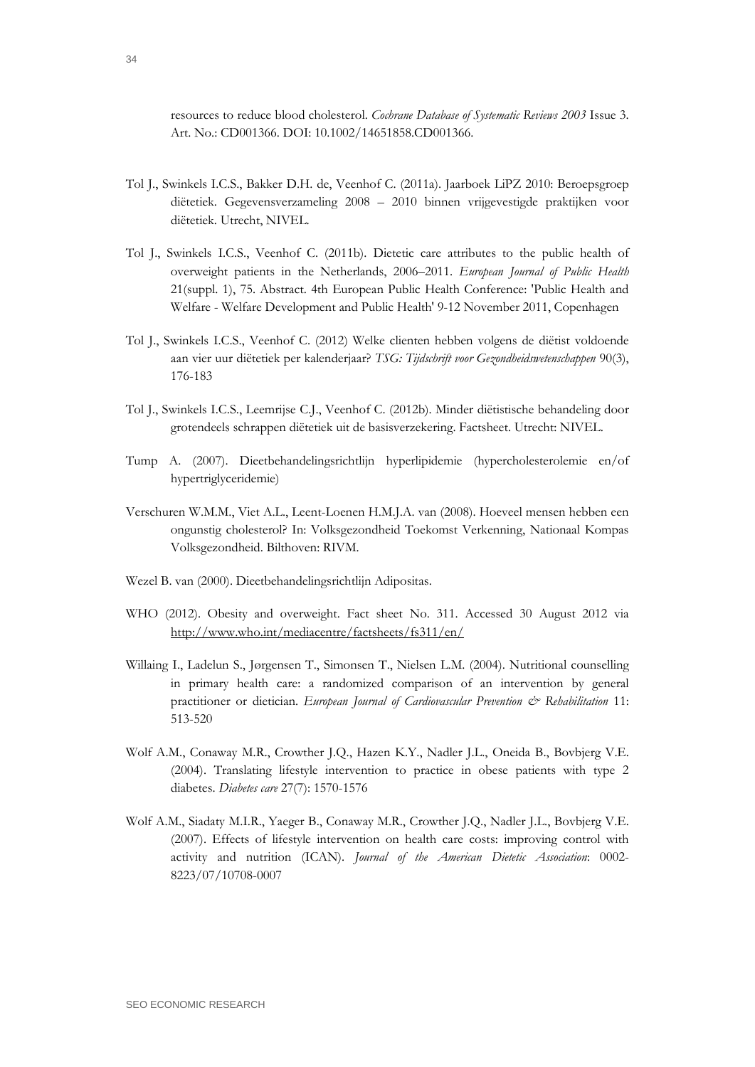resources to reduce blood cholesterol. *Cochrane Database of Systematic Reviews 2003* Issue 3. Art. No.: CD001366. DOI: 10.1002/14651858.CD001366.

Tol J., Swinkels I.C.S., Bakker D.H. de, Veenhof C. (2011a). Jaarboek LiPZ 2010: Beroepsgroep diëtetiek. Gegevensverzameling 2008 – 2010 binnen vrijgevestigde praktijken voor diëtetiek. Utrecht, NIVEL.

Tol J., Swinkels I.C.S., Veenhof C. (2011b). Dietetic care attributes to the public health of overweight patients in the Netherlands, 2006–2011. *European Journal of Public Health* 21(suppl. 1), 75. Abstract. 4th European Public Health Conference: 'Public Health and Welfare - Welfare Development and Public Health' 9-12 November 2011, Copenhagen

Tol J., Swinkels I.C.S., Veenhof C. (2012) Welke clienten hebben volgens de diëtist voldoende aan vier uur diëtetiek per kalenderjaar? *TSG: Tijdschrift voor Gezondheidswetenschappen* 90(3), 176-183

Tol J., Swinkels I.C.S., Leemrijse C.J., Veenhof C. (2012b). Minder diëtistische behandeling door grotendeels schrappen diëtetiek uit de basisverzekering. Factsheet. Utrecht: NIVEL.

Tump A. (2007). Dieetbehandelingsrichtlijn hyperlipidemie (hypercholesterolemie en/of hypertriglyceridemie)

Verschuren W.M.M., Viet A.L., Leent-Loenen H.M.J.A. van (2008). Hoeveel mensen hebben een ongunstig cholesterol? In: Volksgezondheid Toekomst Verkenning, Nationaal Kompas Volksgezondheid. Bilthoven: RIVM.

Wezel B. van (2000). Dieetbehandelingsrichtlijn Adipositas.

WHO (2012). Obesity and overweight. Fact sheet No. 311. Accessed 30 August 2012 via http://www.who.int/mediacentre/factsheets/fs311/en/

Willaing I., Ladelun S., Jørgensen T., Simonsen T., Nielsen L.M. (2004). Nutritional counselling in primary health care: a randomized comparison of an intervention by general practitioner or dietician. *European Journal of Cardiovascular Prevention & Rehabilitation* 11: 513-520

Wolf A.M., Conaway M.R., Crowther J.Q., Hazen K.Y., Nadler J.L., Oneida B., Bovbjerg V.E. (2004). Translating lifestyle intervention to practice in obese patients with type 2 diabetes. *Diabetes care* 27(7): 1570-1576

Wolf A.M., Siadaty M.I.R., Yaeger B., Conaway M.R., Crowther J.Q., Nadler J.L., Bovbjerg V.E. (2007). Effects of lifestyle intervention on health care costs: improving control with activity and nutrition (ICAN). *Journal of the American Dietetic Association*: 0002-8223/07/10708-0007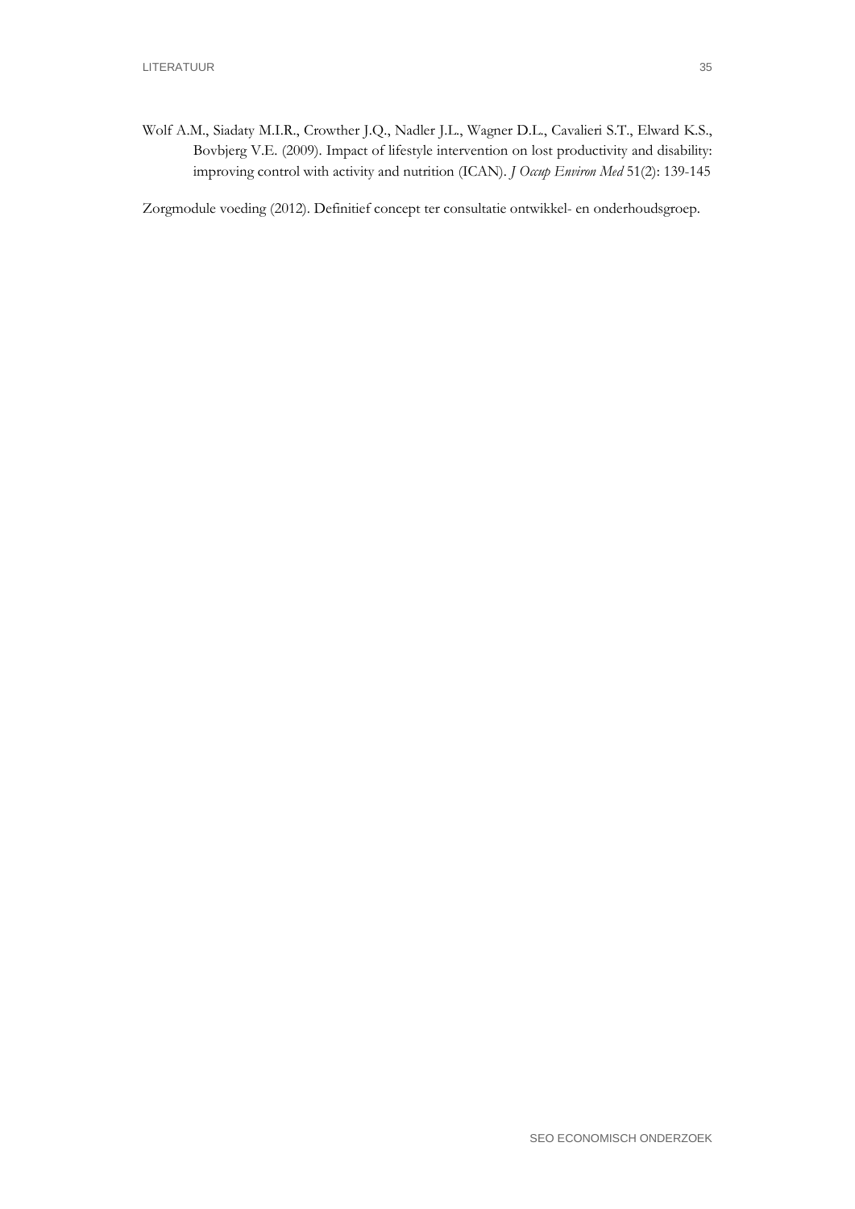Wolf A.M., Siadaty M.I.R., Crowther J.Q., Nadler J.L., Wagner D.L., Cavalieri S.T., Elward K.S., Bovbjerg V.E. (2009). Impact of lifestyle intervention on lost productivity and disability: improving control with activity and nutrition (ICAN). *J Occup Environ Med* 51(2): 139-145

Zorgmodule voeding (2012). Definitief concept ter consultatie ontwikkel- en onderhoudsgroep.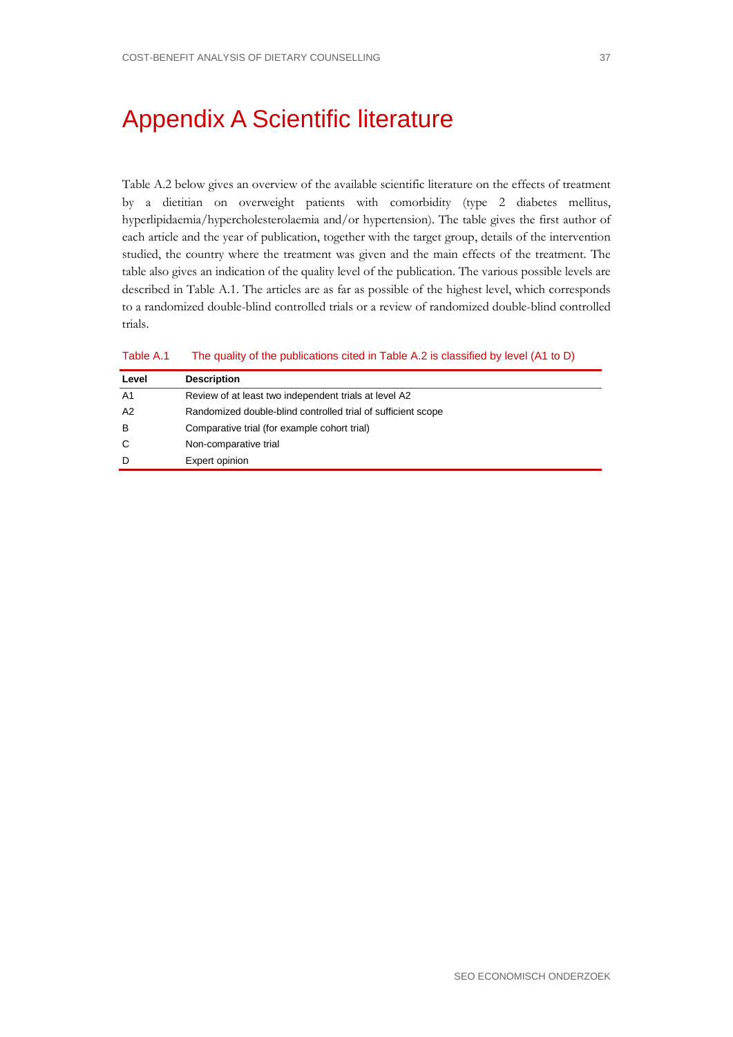# Appendix A Scientific literature

Table A.2 below gives an overview of the available scientific literature on the effects of treatment by a dietitian on overweight patients with comorbidity (type 2 diabetes mellitus, hyperlipidaemia/hypercholesterolaemia and/or hypertension). The table gives the first author of each article and the year of publication, together with the target group, details of the intervention studied, the country where the treatment was given and the main effects of the treatment. The table also gives an indication of the quality level of the publication. The various possible levels are described in Table A.1. The articles are as far as possible of the highest level, which corresponds to a randomized double-blind controlled trials or a review of randomized double-blind controlled trials.

Table A.1 The quality of the publications cited in Table A.2 is classified by level (A1 to D)

| Level | Description |
|---|---|
| A1 | Review of at least two independent trials at level A2 |
| A2 | Randomized double-blind controlled trial of sufficient scope |
| B | Comparative trial (for example cohort trial) |
| C | Non-comparative trial |
| D | Expert opinion |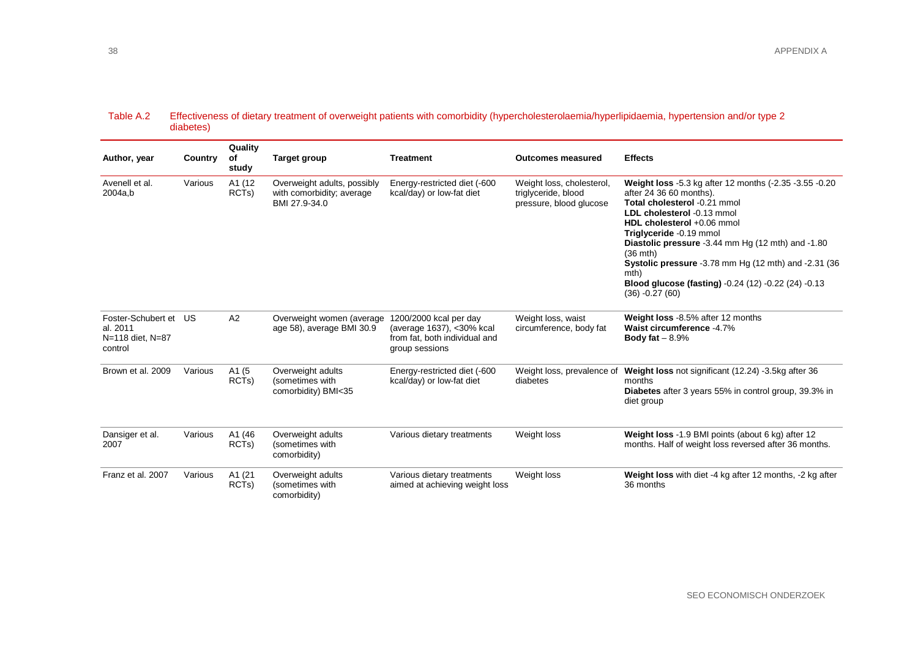Table A.2 Effectiveness of dietary treatment of overweight patients with comorbidity (hypercholesterolaemia/hyperlipidaemia, hypertension and/or type 2 diabetes)

| Author, year | Country | Quality of study | Target group | Treatment | Outcomes measured | Effects |
|---|---|---|---|---|---|---|
| Avenell et al. 2004a,b | Various | A1 (12 RCTs) | Overweight adults, possibly with comorbidity; average BMI 27.9-34.0 | Energy-restricted diet (-600 kcal/day) or low-fat diet | Weight loss, cholesterol, triglyceride, blood pressure, blood glucose | **Weight loss** -5.3 kg after 12 months (-2.35 -3.55 -0.20 after 24 36 60 months).<br>**Total cholesterol** -0.21 mmol<br>**LDL cholesterol** -0.13 mmol<br>**HDL cholesterol** +0.06 mmol<br>**Triglyceride** -0.19 mmol<br>**Diastolic pressure** -3.44 mm Hg (12 mth) and -1.80 (36 mth)<br>**Systolic pressure** -3.78 mm Hg (12 mth) and -2.31 (36 mth)<br>**Blood glucose (fasting)** -0.24 (12) -0.22 (24) -0.13 (36) -0.27 (60) |
| Foster-Schubert et al. 2011 N=118 diet, N=87 control | US | A2 | Overweight women (average age 58), average BMI 30.9 | 1200/2000 kcal per day (average 1637), <30% kcal from fat, both individual and group sessions | Weight loss, waist circumference, body fat | **Weight loss** -8.5% after 12 months<br>**Waist circumference** -4.7%<br>**Body fat** – 8.9% |
| Brown et al. 2009 | Various | A1 (5 RCTs) | Overweight adults (sometimes with comorbidity) BMI<35 | Energy-restricted diet (-600 kcal/day) or low-fat diet | Weight loss, prevalence of diabetes | **Weight loss** not significant (12.24) -3.5kg after 36 months<br>**Diabetes** after 3 years 55% in control group, 39.3% in diet group |
| Dansiger et al. 2007 | Various | A1 (46 RCTs) | Overweight adults (sometimes with comorbidity) | Various dietary treatments | Weight loss | **Weight loss** -1.9 BMI points (about 6 kg) after 12 months. Half of weight loss reversed after 36 months. |
| Franz et al. 2007 | Various | A1 (21 RCTs) | Overweight adults (sometimes with comorbidity) | Various dietary treatments aimed at achieving weight loss | Weight loss | **Weight loss** with diet -4 kg after 12 months, -2 kg after 36 months |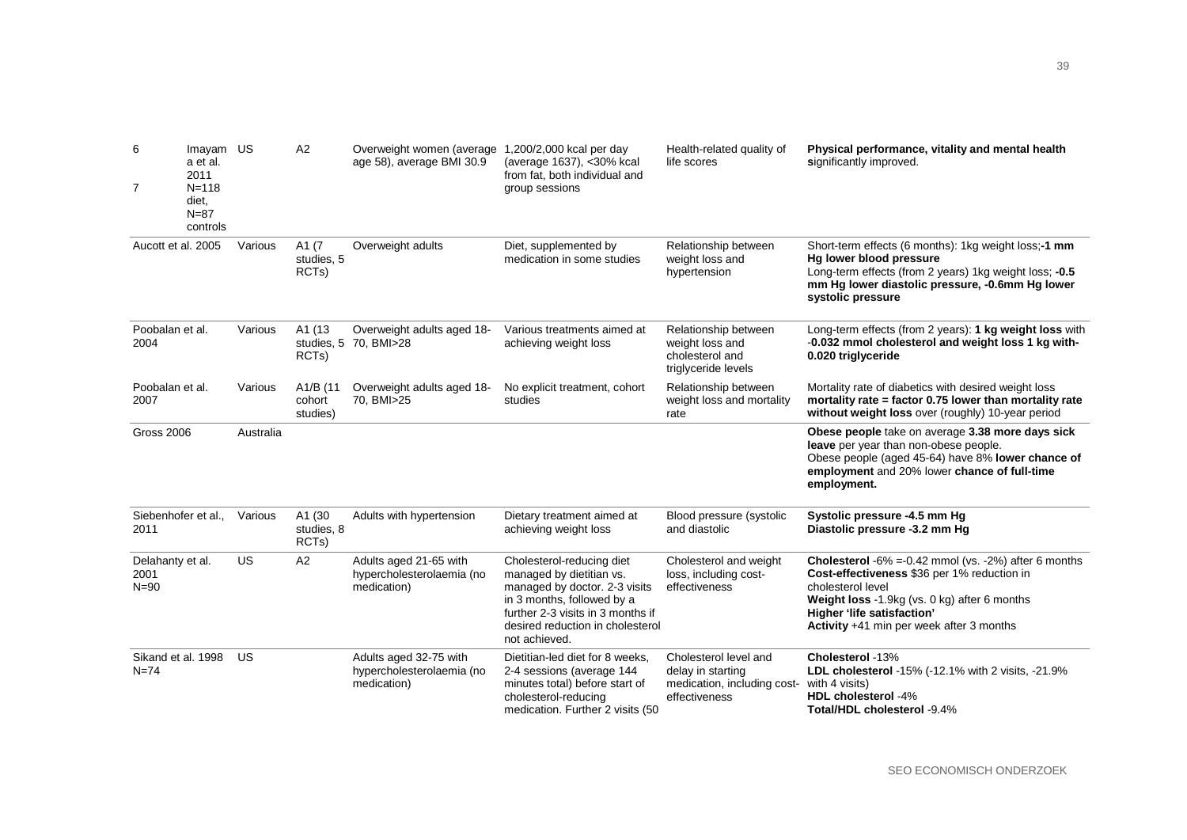| | | | | | | |
|---|---|---|---|---|---|---|
| 6<br>7 Imayam a et al. 2011<br>N=118 diet,<br>N=87 controls | US | A2 | Overweight women (average age 58), average BMI 30.9 | 1,200/2,000 kcal per day (average 1637), <30% kcal from fat, both individual and group sessions | Health-related quality of life scores | **Physical performance, vitality and mental health s**ignificantly improved. |
| Aucott et al. 2005 | Various | A1 (7 studies, 5 RCTs) | Overweight adults | Diet, supplemented by medication in some studies | Relationship between weight loss and hypertension | Short-term effects (6 months): 1kg weight loss;**-1 mm Hg lower blood pressure**<br>Long-term effects (from 2 years) 1kg weight loss; **-0.5 mm Hg lower diastolic pressure, -0.6mm Hg lower systolic pressure** |
| Poobalan et al. 2004 | Various | A1 (13 studies, 5 RCTs) | Overweight adults aged 18-70, BMI>28 | Various treatments aimed at achieving weight loss | Relationship between weight loss and cholesterol and triglyceride levels | Long-term effects (from 2 years): **1 kg weight loss** with -**0.032 mmol cholesterol and weight loss 1 kg with-0.020 triglyceride** |
| Poobalan et al. 2007 | Various | A1/B (11 cohort studies) | Overweight adults aged 18-70, BMI>25 | No explicit treatment, cohort studies | Relationship between weight loss and mortality rate | Mortality rate of diabetics with desired weight loss **mortality rate = factor 0.75 lower than mortality rate without weight loss** over (roughly) 10-year period |
| Gross 2006 | Australia | | | | | **Obese people** take on average **3.38 more days sick leave** per year than non-obese people.<br>Obese people (aged 45-64) have 8% **lower chance of employment** and 20% lower **chance of full-time employment.** |
| Siebenhofer et al., 2011 | Various | A1 (30 studies, 8 RCTs) | Adults with hypertension | Dietary treatment aimed at achieving weight loss | Blood pressure (systolic and diastolic | **Systolic pressure -4.5 mm Hg**<br>**Diastolic pressure -3.2 mm Hg** |
| Delahanty et al. 2001<br>N=90 | US | A2 | Adults aged 21-65 with hypercholesterolaemia (no medication) | Cholesterol-reducing diet managed by dietitian vs. managed by doctor. 2-3 visits in 3 months, followed by a further 2-3 visits in 3 months if desired reduction in cholesterol not achieved. | Cholesterol and weight loss, including cost-effectiveness | **Cholesterol** -6% =-0.42 mmol (vs. -2%) after 6 months<br>**Cost-effectiveness** $36 per 1% reduction in cholesterol level<br>**Weight loss** -1.9kg (vs. 0 kg) after 6 months<br>**Higher 'life satisfaction'**<br>**Activity** +41 min per week after 3 months |
| Sikand et al. 1998<br>N=74 | US | | Adults aged 32-75 with hypercholesterolaemia (no medication) | Dietitian-led diet for 8 weeks, 2-4 sessions (average 144 minutes total) before start of cholesterol-reducing medication. Further 2 visits (50 | Cholesterol level and delay in starting medication, including cost-effectiveness | **Cholesterol** -13%<br>**LDL cholesterol** -15% (-12.1% with 2 visits, -21.9% with 4 visits)<br>**HDL cholesterol** -4%<br>**Total/HDL cholesterol** -9.4% |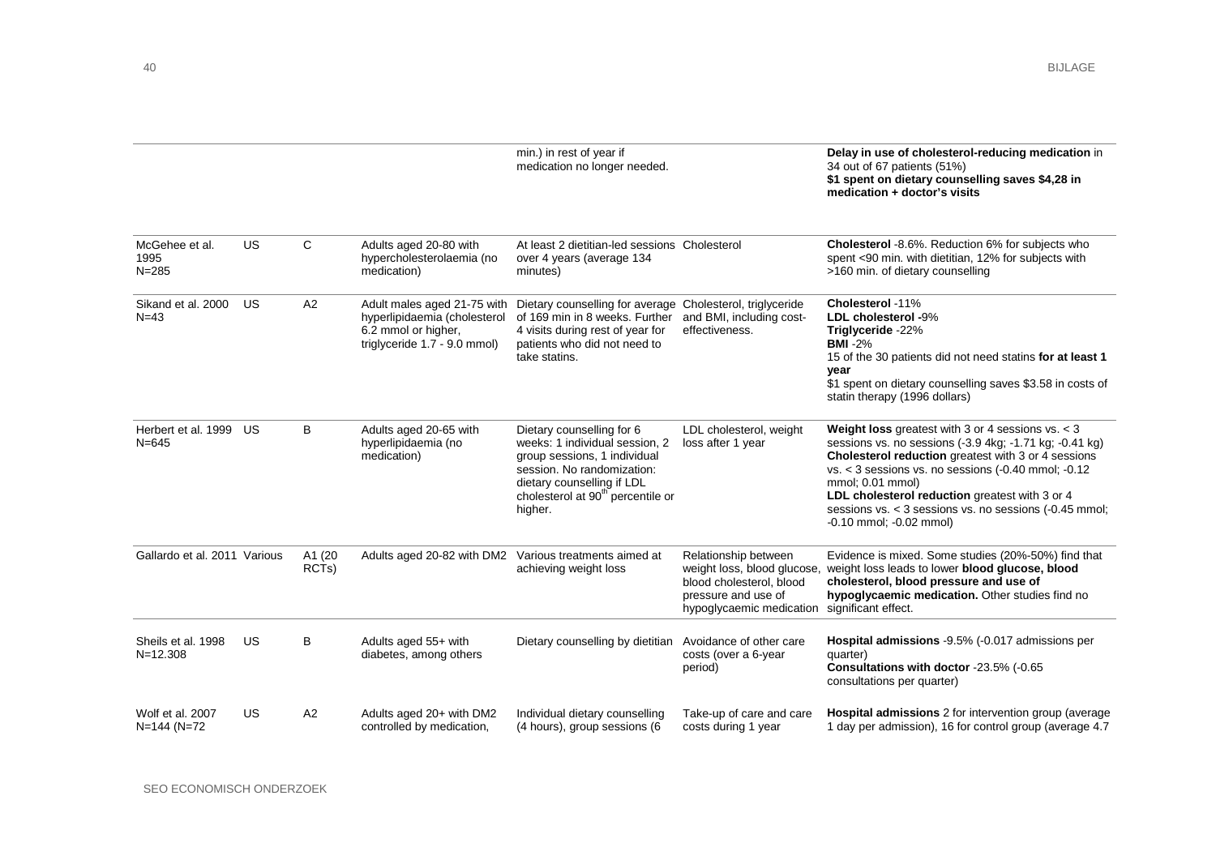| | | | | | | |
|---|---|---|---|---|---|---|
| | | | | min.) in rest of year if medication no longer needed. | | **Delay in use of cholesterol-reducing medication** in 34 out of 67 patients (51%)<br>**$1 spent on dietary counselling saves $4,28 in medication + doctor's visits** |
| McGehee et al. 1995<br>N=285 | US | C | Adults aged 20-80 with hypercholesterolaemia (no medication) | At least 2 dietitian-led sessions over 4 years (average 134 minutes) | Cholesterol | **Cholesterol** -8.6%. Reduction 6% for subjects who spent <90 min. with dietitian, 12% for subjects with >160 min. of dietary counselling |
| Sikand et al. 2000<br>N=43 | US | A2 | Adult males aged 21-75 with hyperlipidaemia (cholesterol 6.2 mmol or higher, triglyceride 1.7 - 9.0 mmol) | Dietary counselling for average of 169 min in 8 weeks. Further 4 visits during rest of year for patients who did not need to take statins. | Cholesterol, triglyceride and BMI, including cost-effectiveness. | **Cholesterol** -11%<br>**LDL cholesterol** -9%<br>**Triglyceride** -22%<br>**BMI** -2%<br>15 of the 30 patients did not need statins **for at least 1 year**<br>$1 spent on dietary counselling saves $3.58 in costs of statin therapy (1996 dollars) |
| Herbert et al. 1999<br>N=645 | US | B | Adults aged 20-65 with hyperlipidaemia (no medication) | Dietary counselling for 6 weeks: 1 individual session, 2 group sessions, 1 individual session. No randomization: dietary counselling if LDL cholesterol at 90th percentile or higher. | LDL cholesterol, weight loss after 1 year | **Weight loss** greatest with 3 or 4 sessions vs. < 3 sessions vs. no sessions (-3.9 4kg; -1.71 kg; -0.41 kg)<br>**Cholesterol reduction** greatest with 3 or 4 sessions vs. < 3 sessions vs. no sessions (-0.40 mmol; -0.12 mmol; 0.01 mmol)<br>**LDL cholesterol reduction** greatest with 3 or 4 sessions vs. < 3 sessions vs. no sessions (-0.45 mmol; -0.10 mmol; -0.02 mmol) |
| Gallardo et al. 2011 | Various | A1 (20 RCTs) | Adults aged 20-82 with DM2 | Various treatments aimed at achieving weight loss | Relationship between weight loss, blood glucose, blood cholesterol, blood pressure and use of hypoglycaemic medication | Evidence is mixed. Some studies (20%-50%) find that weight loss leads to lower **blood glucose, blood cholesterol, blood pressure and use of hypoglycaemic medication.** Other studies find no significant effect. |
| Sheils et al. 1998<br>N=12.308 | US | B | Adults aged 55+ with diabetes, among others | Dietary counselling by dietitian | Avoidance of other care costs (over a 6-year period) | **Hospital admissions** -9.5% (-0.017 admissions per quarter)<br>**Consultations with doctor** -23.5% (-0.65 consultations per quarter) |
| Wolf et al. 2007<br>N=144 (N=72 | US | A2 | Adults aged 20+ with DM2 controlled by medication, | Individual dietary counselling (4 hours), group sessions (6 | Take-up of care and care costs during 1 year | **Hospital admissions** 2 for intervention group (average 1 day per admission), 16 for control group (average 4.7 |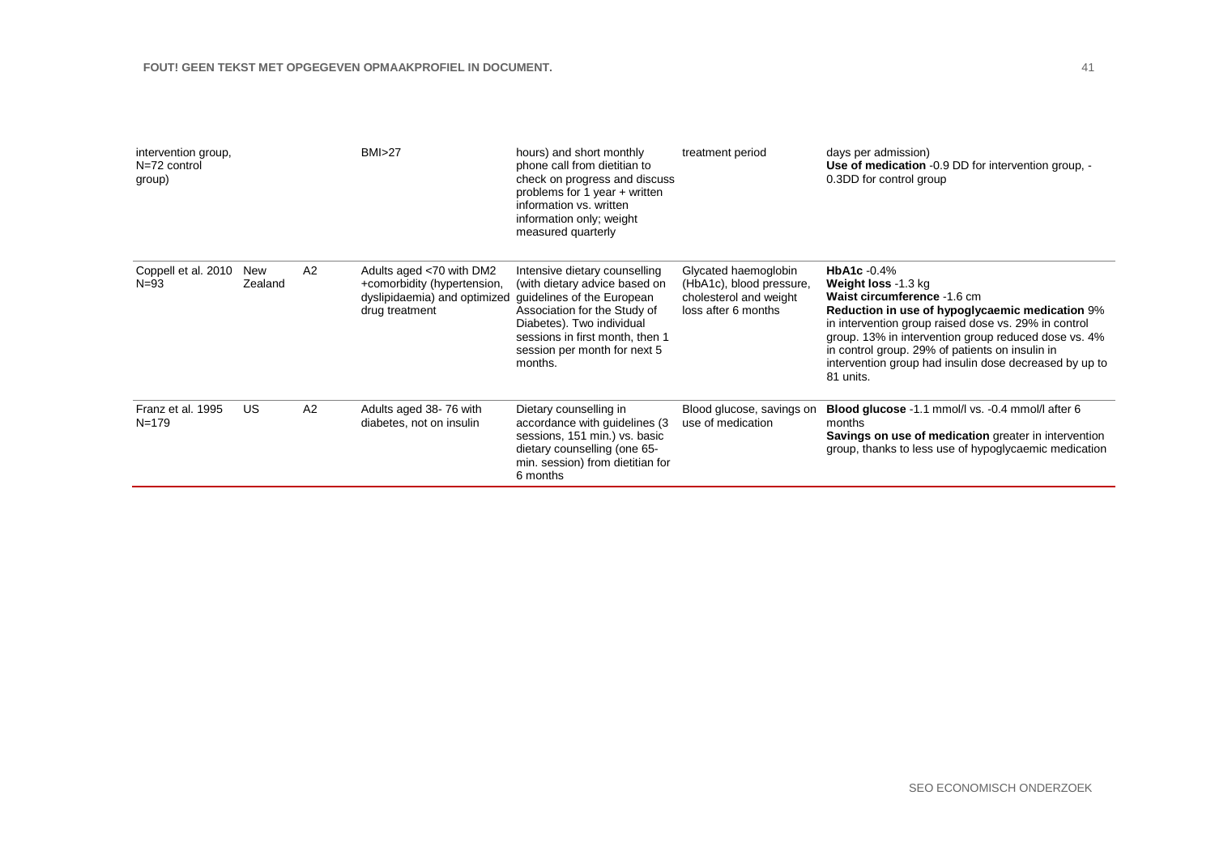| | | | | | | |
|---|---|---|---|---|---|---|
| intervention group, N=72 control group) | | | BMI>27 | hours) and short monthly phone call from dietitian to check on progress and discuss problems for 1 year + written information vs. written information only; weight measured quarterly | treatment period | days per admission)<br>**Use of medication** -0.9 DD for intervention group, -0.3DD for control group |
| Coppell et al. 2010 N=93 | New Zealand | A2 | Adults aged <70 with DM2 +comorbidity (hypertension, dyslipidaemia) and optimized drug treatment | Intensive dietary counselling (with dietary advice based on guidelines of the European Association for the Study of Diabetes). Two individual sessions in first month, then 1 session per month for next 5 months. | Glycated haemoglobin (HbA1c), blood pressure, cholesterol and weight loss after 6 months | **HbA1c** -0.4%<br>**Weight loss** -1.3 kg<br>**Waist circumference** -1.6 cm<br>**Reduction in use of hypoglycaemic medication** 9% in intervention group raised dose vs. 29% in control group. 13% in intervention group reduced dose vs. 4% in control group. 29% of patients on insulin in intervention group had insulin dose decreased by up to 81 units. |
| Franz et al. 1995 N=179 | US | A2 | Adults aged 38- 76 with diabetes, not on insulin | Dietary counselling in accordance with guidelines (3 sessions, 151 min.) vs. basic dietary counselling (one 65-min. session) from dietitian for 6 months | Blood glucose, savings on use of medication | **Blood glucose** -1.1 mmol/l vs. -0.4 mmol/l after 6 months<br>**Savings on use of medication** greater in intervention group, thanks to less use of hypoglycaemic medication |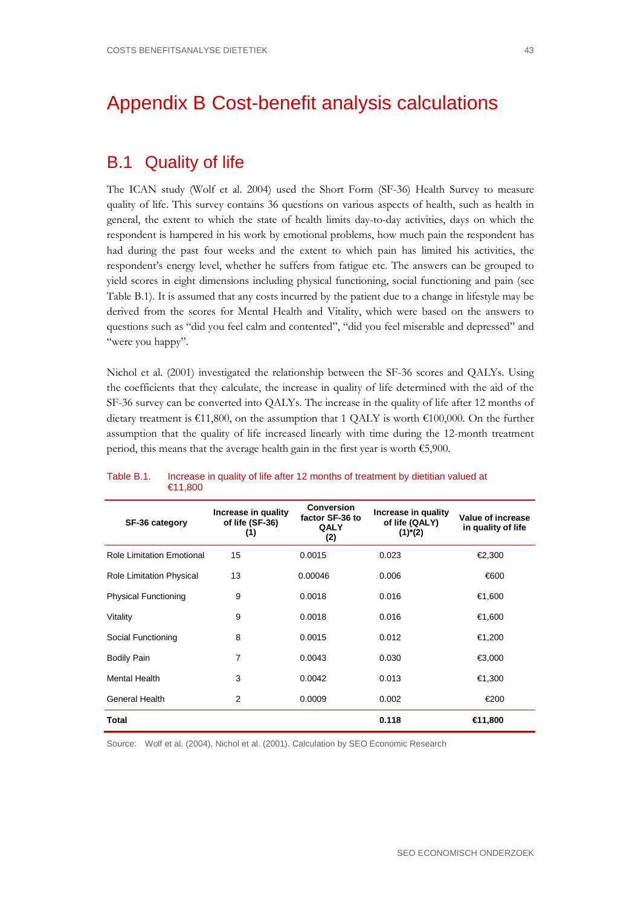# Appendix B Cost-benefit analysis calculations

## B.1 Quality of life

The ICAN study (Wolf et al. 2004) used the Short Form (SF-36) Health Survey to measure quality of life. This survey contains 36 questions on various aspects of health, such as health in general, the extent to which the state of health limits day-to-day activities, days on which the respondent is hampered in his work by emotional problems, how much pain the respondent has had during the past four weeks and the extent to which pain has limited his activities, the respondent's energy level, whether he suffers from fatigue etc. The answers can be grouped to yield scores in eight dimensions including physical functioning, social functioning and pain (see Table B.1). It is assumed that any costs incurred by the patient due to a change in lifestyle may be derived from the scores for Mental Health and Vitality, which were based on the answers to questions such as "did you feel calm and contented", "did you feel miserable and depressed" and "were you happy".

Nichol et al. (2001) investigated the relationship between the SF-36 scores and QALYs. Using the coefficients that they calculate, the increase in quality of life determined with the aid of the SF-36 survey can be converted into QALYs. The increase in the quality of life after 12 months of dietary treatment is €11,800, on the assumption that 1 QALY is worth €100,000. On the further assumption that the quality of life increased linearly with time during the 12-month treatment period, this means that the average health gain in the first year is worth €5,900.

Table B.1. Increase in quality of life after 12 months of treatment by dietitian valued at €11,800

| SF-36 category | Increase in quality of life (SF-36) (1) | Conversion factor SF-36 to QALY (2) | Increase in quality of life (QALY) (1)*(2) | Value of increase in quality of life |
|---|---|---|---|---|
| Role Limitation Emotional | 15 | 0.0015 | 0.023 | €2,300 |
| Role Limitation Physical | 13 | 0.00046 | 0.006 | €600 |
| Physical Functioning | 9 | 0.0018 | 0.016 | €1,600 |
| Vitality | 9 | 0.0018 | 0.016 | €1,600 |
| Social Functioning | 8 | 0.0015 | 0.012 | €1,200 |
| Bodily Pain | 7 | 0.0043 | 0.030 | €3,000 |
| Mental Health | 3 | 0.0042 | 0.013 | €1,300 |
| General Health | 2 | 0.0009 | 0.002 | €200 |
| **Total** | | | **0.118** | **€11,800** |

Source: Wolf et al. (2004), Nichol et al. (2001). Calculation by SEO Economic Research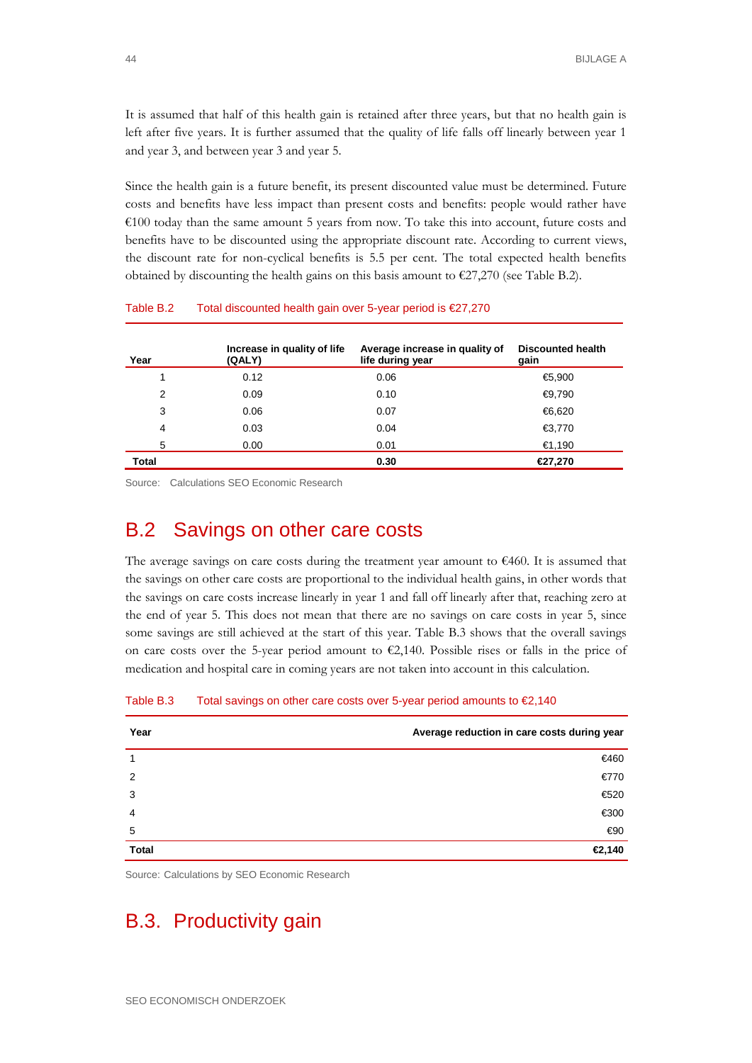It is assumed that half of this health gain is retained after three years, but that no health gain is left after five years. It is further assumed that the quality of life falls off linearly between year 1 and year 3, and between year 3 and year 5.

Since the health gain is a future benefit, its present discounted value must be determined. Future costs and benefits have less impact than present costs and benefits: people would rather have €100 today than the same amount 5 years from now. To take this into account, future costs and benefits have to be discounted using the appropriate discount rate. According to current views, the discount rate for non-cyclical benefits is 5.5 per cent. The total expected health benefits obtained by discounting the health gains on this basis amount to €27,270 (see Table B.2).

Table B.2 Total discounted health gain over 5-year period is €27,270

| Year | Increase in quality of life (QALY) | Average increase in quality of life during year | Discounted health gain |
|---|---|---|---|
| 1 | 0.12 | 0.06 | €5,900 |
| 2 | 0.09 | 0.10 | €9,790 |
| 3 | 0.06 | 0.07 | €6,620 |
| 4 | 0.03 | 0.04 | €3,770 |
| 5 | 0.00 | 0.01 | €1,190 |
| **Total** | | **0.30** | **€27,270** |

Source: Calculations SEO Economic Research

## B.2 Savings on other care costs

The average savings on care costs during the treatment year amount to €460. It is assumed that the savings on other care costs are proportional to the individual health gains, in other words that the savings on care costs increase linearly in year 1 and fall off linearly after that, reaching zero at the end of year 5. This does not mean that there are no savings on care costs in year 5, since some savings are still achieved at the start of this year. Table B.3 shows that the overall savings on care costs over the 5-year period amount to €2,140. Possible rises or falls in the price of medication and hospital care in coming years are not taken into account in this calculation.

Table B.3 Total savings on other care costs over 5-year period amounts to €2,140

| Year | Average reduction in care costs during year |
|---|---|
| 1 | €460 |
| 2 | €770 |
| 3 | €520 |
| 4 | €300 |
| 5 | €90 |
| **Total** | **€2,140** |

Source: Calculations by SEO Economic Research

## B.3. Productivity gain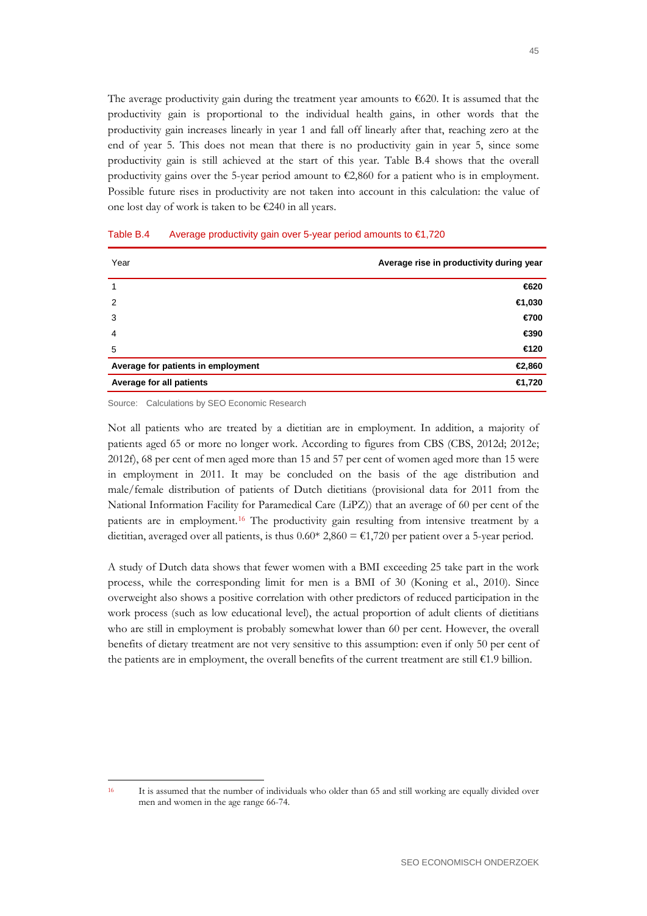The average productivity gain during the treatment year amounts to €620. It is assumed that the productivity gain is proportional to the individual health gains, in other words that the productivity gain increases linearly in year 1 and fall off linearly after that, reaching zero at the end of year 5. This does not mean that there is no productivity gain in year 5, since some productivity gain is still achieved at the start of this year. Table B.4 shows that the overall productivity gains over the 5-year period amount to €2,860 for a patient who is in employment. Possible future rises in productivity are not taken into account in this calculation: the value of one lost day of work is taken to be €240 in all years.

Table B.4 Average productivity gain over 5-year period amounts to €1,720

| Year | Average rise in productivity during year |
| --- | --- |
| 1 | €620 |
| 2 | €1,030 |
| 3 | €700 |
| 4 | €390 |
| 5 | €120 |
| **Average for patients in employment** | **€2,860** |
| **Average for all patients** | **€1,720** |

Source: Calculations by SEO Economic Research

Not all patients who are treated by a dietitian are in employment. In addition, a majority of patients aged 65 or more no longer work. According to figures from CBS (CBS, 2012d; 2012e; 2012f), 68 per cent of men aged more than 15 and 57 per cent of women aged more than 15 were in employment in 2011. It may be concluded on the basis of the age distribution and male/female distribution of patients of Dutch dietitians (provisional data for 2011 from the National Information Facility for Paramedical Care (LiPZ)) that an average of 60 per cent of the patients are in employment.[16] The productivity gain resulting from intensive treatment by a dietitian, averaged over all patients, is thus 0.60* 2,860 = €1,720 per patient over a 5-year period.

A study of Dutch data shows that fewer women with a BMI exceeding 25 take part in the work process, while the corresponding limit for men is a BMI of 30 (Koning et al., 2010). Since overweight also shows a positive correlation with other predictors of reduced participation in the work process (such as low educational level), the actual proportion of adult clients of dietitians who are still in employment is probably somewhat lower than 60 per cent. However, the overall benefits of dietary treatment are not very sensitive to this assumption: even if only 50 per cent of the patients are in employment, the overall benefits of the current treatment are still €1.9 billion.

[16] It is assumed that the number of individuals who older than 65 and still working are equally divided over men and women in the age range 66-74.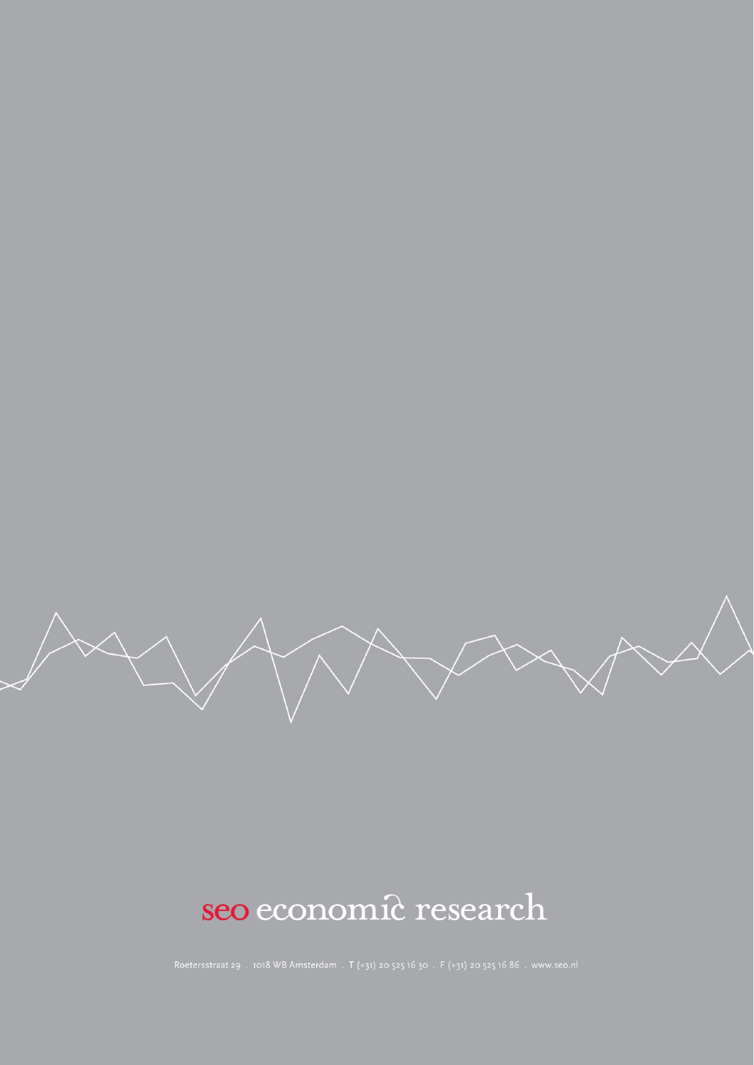seo economic research

Roetersstraat 29 . 1018 WB Amsterdam . T (+31) 20 525 16 30 . F (+31) 20 525 16 86 . www.seo.nl